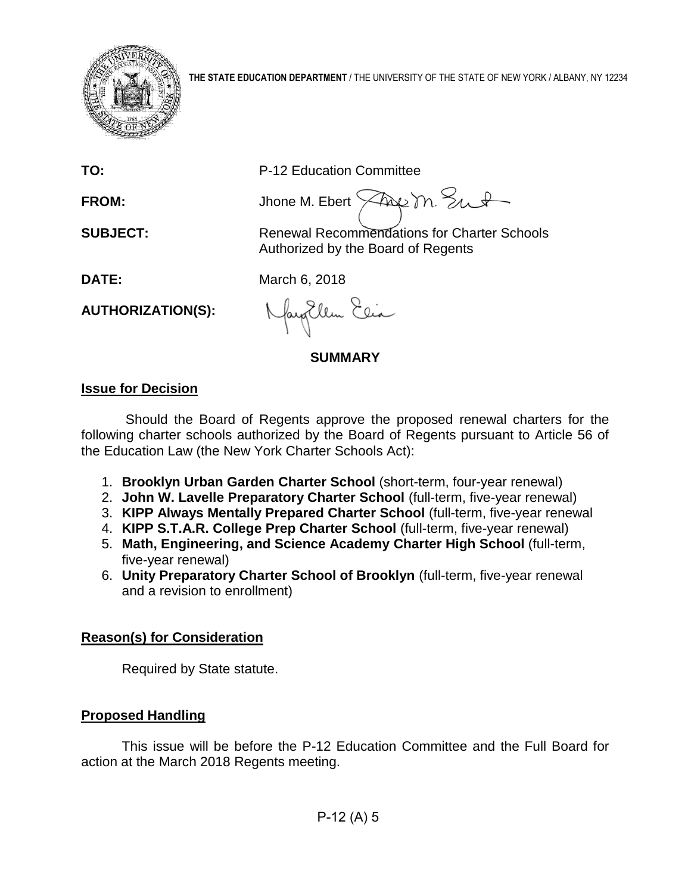**THE STATE EDUCATION DEPARTMENT** / THE UNIVERSITY OF THE STATE OF NEW YORK / ALBANY, NY 12234

**TO:** P-12 Education Committee

**FROM:** Jhone M. Ebert

**SUBJECT:** Renewal Recommendations for Charter Schools Authorized by the Board of Regents

**DATE:** March 6, 2018

**AUTHORIZATION(S):**

## SUMMARY

### Issue for Decision

Should the Board of Regents approve the proposed renewal charters for the following charter schools authorized by the Board of Regents pursuant to Article 56 of the Education Law (the New York Charter Schools Act):

1. **Brooklyn Urban Garden Charter School** (short-term, four-year renewal)
2. **John W. Lavelle Preparatory Charter School** (full-term, five-year renewal)
3. **KIPP Always Mentally Prepared Charter School** (full-term, five-year renewal
4. **KIPP S.T.A.R. College Prep Charter School** (full-term, five-year renewal)
5. **Math, Engineering, and Science Academy Charter High School** (full-term, five-year renewal)
6. **Unity Preparatory Charter School of Brooklyn** (full-term, five-year renewal and a revision to enrollment)

### Reason(s) for Consideration

Required by State statute.

### Proposed Handling

This issue will be before the P-12 Education Committee and the Full Board for action at the March 2018 Regents meeting.

P-12 (A) 5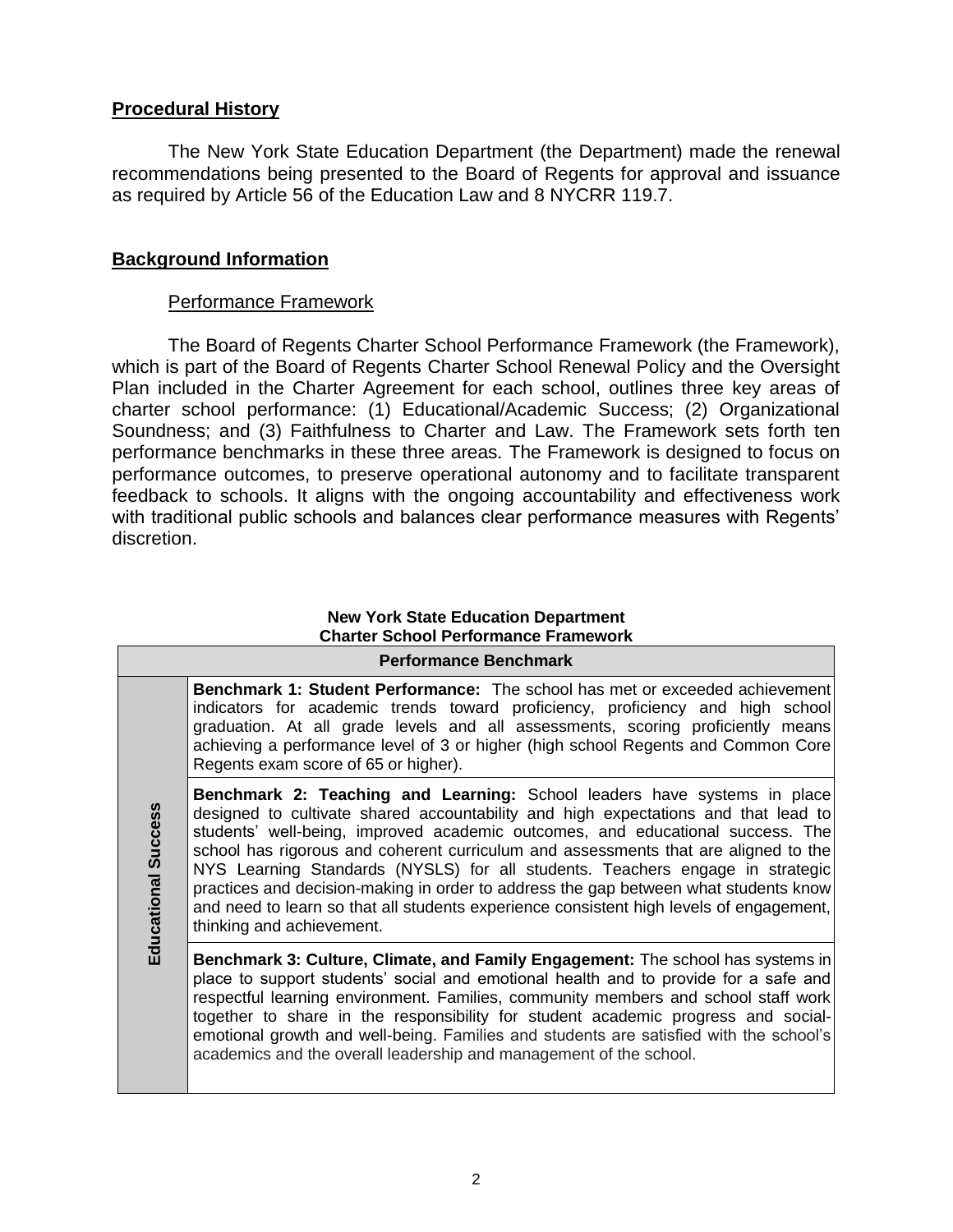## Procedural History

The New York State Education Department (the Department) made the renewal recommendations being presented to the Board of Regents for approval and issuance as required by Article 56 of the Education Law and 8 NYCRR 119.7.

## Background Information

### Performance Framework

The Board of Regents Charter School Performance Framework (the Framework), which is part of the Board of Regents Charter School Renewal Policy and the Oversight Plan included in the Charter Agreement for each school, outlines three key areas of charter school performance: (1) Educational/Academic Success; (2) Organizational Soundness; and (3) Faithfulness to Charter and Law. The Framework sets forth ten performance benchmarks in these three areas. The Framework is designed to focus on performance outcomes, to preserve operational autonomy and to facilitate transparent feedback to schools. It aligns with the ongoing accountability and effectiveness work with traditional public schools and balances clear performance measures with Regents' discretion.

**New York State Education Department**
**Charter School Performance Framework**

| | Performance Benchmark |
|---|---|
| **Educational Success** | **Benchmark 1: Student Performance:** The school has met or exceeded achievement indicators for academic trends toward proficiency, proficiency and high school graduation. At all grade levels and all assessments, scoring proficiently means achieving a performance level of 3 or higher (high school Regents and Common Core Regents exam score of 65 or higher). |
| | **Benchmark 2: Teaching and Learning:** School leaders have systems in place designed to cultivate shared accountability and high expectations and that lead to students' well-being, improved academic outcomes, and educational success. The school has rigorous and coherent curriculum and assessments that are aligned to the NYS Learning Standards (NYSLS) for all students. Teachers engage in strategic practices and decision-making in order to address the gap between what students know and need to learn so that all students experience consistent high levels of engagement, thinking and achievement. |
| | **Benchmark 3: Culture, Climate, and Family Engagement:** The school has systems in place to support students' social and emotional health and to provide for a safe and respectful learning environment. Families, community members and school staff work together to share in the responsibility for student academic progress and social-emotional growth and well-being. Families and students are satisfied with the school's academics and the overall leadership and management of the school. |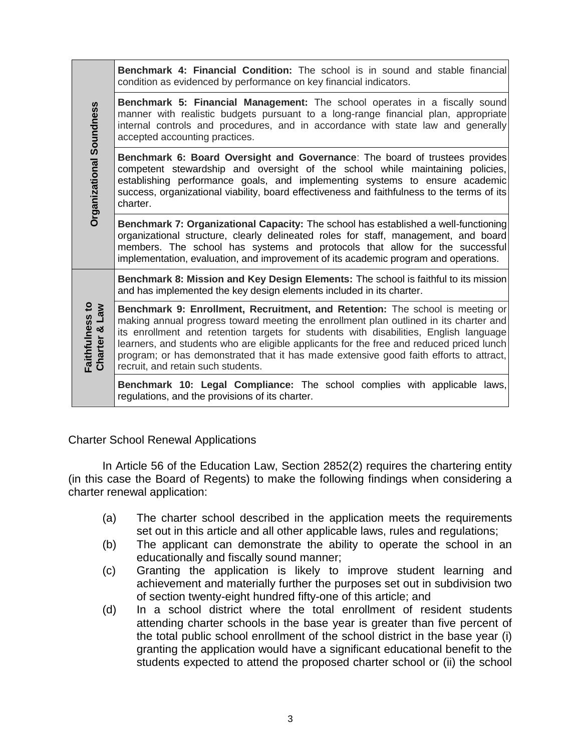| | |
|---|---|
| **Organizational Soundness** | **Benchmark 4: Financial Condition:** The school is in sound and stable financial condition as evidenced by performance on key financial indicators. |
| | **Benchmark 5: Financial Management:** The school operates in a fiscally sound manner with realistic budgets pursuant to a long-range financial plan, appropriate internal controls and procedures, and in accordance with state law and generally accepted accounting practices. |
| | **Benchmark 6: Board Oversight and Governance**: The board of trustees provides competent stewardship and oversight of the school while maintaining policies, establishing performance goals, and implementing systems to ensure academic success, organizational viability, board effectiveness and faithfulness to the terms of its charter. |
| | **Benchmark 7: Organizational Capacity:** The school has established a well-functioning organizational structure, clearly delineated roles for staff, management, and board members. The school has systems and protocols that allow for the successful implementation, evaluation, and improvement of its academic program and operations. |
| **Faithfulness to Charter & Law** | **Benchmark 8: Mission and Key Design Elements:** The school is faithful to its mission and has implemented the key design elements included in its charter. |
| | **Benchmark 9: Enrollment, Recruitment, and Retention:** The school is meeting or making annual progress toward meeting the enrollment plan outlined in its charter and its enrollment and retention targets for students with disabilities, English language learners, and students who are eligible applicants for the free and reduced priced lunch program; or has demonstrated that it has made extensive good faith efforts to attract, recruit, and retain such students. |
| | **Benchmark 10: Legal Compliance:** The school complies with applicable laws, regulations, and the provisions of its charter. |

Charter School Renewal Applications

In Article 56 of the Education Law, Section 2852(2) requires the chartering entity (in this case the Board of Regents) to make the following findings when considering a charter renewal application:

(a) The charter school described in the application meets the requirements set out in this article and all other applicable laws, rules and regulations;

(b) The applicant can demonstrate the ability to operate the school in an educationally and fiscally sound manner;

(c) Granting the application is likely to improve student learning and achievement and materially further the purposes set out in subdivision two of section twenty-eight hundred fifty-one of this article; and

(d) In a school district where the total enrollment of resident students attending charter schools in the base year is greater than five percent of the total public school enrollment of the school district in the base year (i) granting the application would have a significant educational benefit to the students expected to attend the proposed charter school or (ii) the school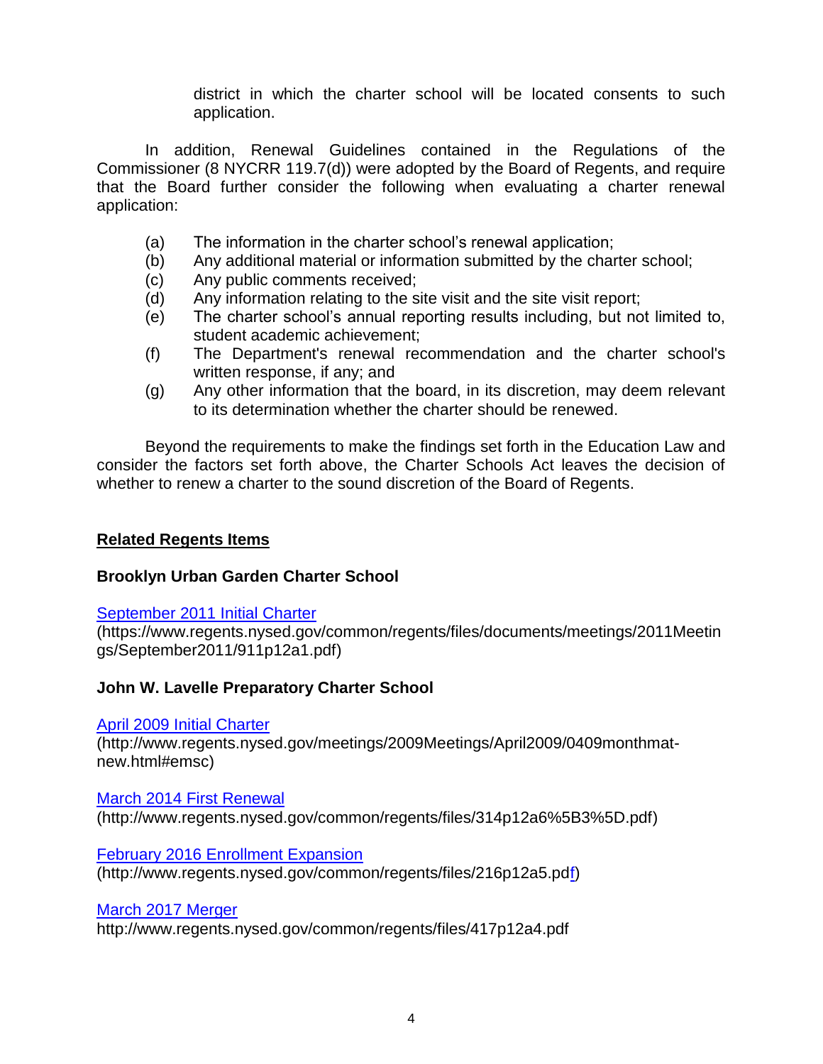district in which the charter school will be located consents to such application.

In addition, Renewal Guidelines contained in the Regulations of the Commissioner (8 NYCRR 119.7(d)) were adopted by the Board of Regents, and require that the Board further consider the following when evaluating a charter renewal application:

(a) The information in the charter school's renewal application;
(b) Any additional material or information submitted by the charter school;
(c) Any public comments received;
(d) Any information relating to the site visit and the site visit report;
(e) The charter school's annual reporting results including, but not limited to, student academic achievement;
(f) The Department's renewal recommendation and the charter school's written response, if any; and
(g) Any other information that the board, in its discretion, may deem relevant to its determination whether the charter should be renewed.

Beyond the requirements to make the findings set forth in the Education Law and consider the factors set forth above, the Charter Schools Act leaves the decision of whether to renew a charter to the sound discretion of the Board of Regents.

## Related Regents Items

### Brooklyn Urban Garden Charter School

[September 2011 Initial Charter](https://www.regents.nysed.gov/common/regents/files/documents/meetings/2011Meetings/September2011/911p12a1.pdf)
(https://www.regents.nysed.gov/common/regents/files/documents/meetings/2011Meetings/September2011/911p12a1.pdf)

### John W. Lavelle Preparatory Charter School

[April 2009 Initial Charter](http://www.regents.nysed.gov/meetings/2009Meetings/April2009/0409monthmat-new.html#emsc)
(http://www.regents.nysed.gov/meetings/2009Meetings/April2009/0409monthmat-new.html#emsc)

[March 2014 First Renewal](http://www.regents.nysed.gov/common/regents/files/314p12a6%5B3%5D.pdf)
(http://www.regents.nysed.gov/common/regents/files/314p12a6%5B3%5D.pdf)

[February 2016 Enrollment Expansion](http://www.regents.nysed.gov/common/regents/files/216p12a5.pdf)
(http://www.regents.nysed.gov/common/regents/files/216p12a5.pdf)

[March 2017 Merger](http://www.regents.nysed.gov/common/regents/files/417p12a4.pdf)
http://www.regents.nysed.gov/common/regents/files/417p12a4.pdf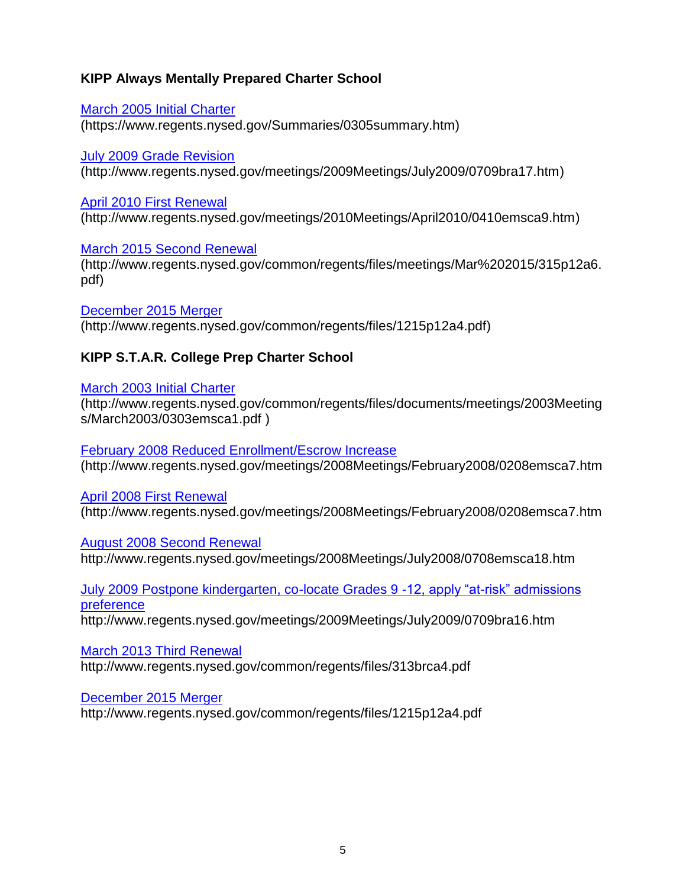**KIPP Always Mentally Prepared Charter School**

March 2005 Initial Charter
(https://www.regents.nysed.gov/Summaries/0305summary.htm)

July 2009 Grade Revision
(http://www.regents.nysed.gov/meetings/2009Meetings/July2009/0709bra17.htm)

April 2010 First Renewal
(http://www.regents.nysed.gov/meetings/2010Meetings/April2010/0410emsca9.htm)

March 2015 Second Renewal
(http://www.regents.nysed.gov/common/regents/files/meetings/Mar%202015/315p12a6.pdf)

December 2015 Merger
(http://www.regents.nysed.gov/common/regents/files/1215p12a4.pdf)

**KIPP S.T.A.R. College Prep Charter School**

March 2003 Initial Charter
(http://www.regents.nysed.gov/common/regents/files/documents/meetings/2003Meetings/March2003/0303emsca1.pdf )

February 2008 Reduced Enrollment/Escrow Increase
(http://www.regents.nysed.gov/meetings/2008Meetings/February2008/0208emsca7.htm

April 2008 First Renewal
(http://www.regents.nysed.gov/meetings/2008Meetings/February2008/0208emsca7.htm

August 2008 Second Renewal
http://www.regents.nysed.gov/meetings/2008Meetings/July2008/0708emsca18.htm

July 2009 Postpone kindergarten, co-locate Grades 9 -12, apply "at-risk" admissions preference
http://www.regents.nysed.gov/meetings/2009Meetings/July2009/0709bra16.htm

March 2013 Third Renewal
http://www.regents.nysed.gov/common/regents/files/313brca4.pdf

December 2015 Merger
http://www.regents.nysed.gov/common/regents/files/1215p12a4.pdf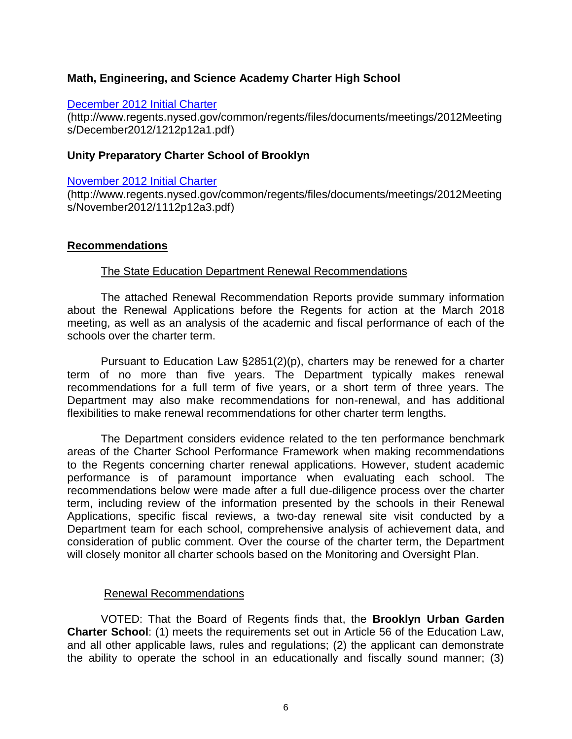**Math, Engineering, and Science Academy Charter High School**

[December 2012 Initial Charter](http://www.regents.nysed.gov/common/regents/files/documents/meetings/2012Meetings/December2012/1212p12a1.pdf)
(http://www.regents.nysed.gov/common/regents/files/documents/meetings/2012Meetings/December2012/1212p12a1.pdf)

**Unity Preparatory Charter School of Brooklyn**

[November 2012 Initial Charter](http://www.regents.nysed.gov/common/regents/files/documents/meetings/2012Meetings/November2012/1112p12a3.pdf)
(http://www.regents.nysed.gov/common/regents/files/documents/meetings/2012Meetings/November2012/1112p12a3.pdf)

## Recommendations

### The State Education Department Renewal Recommendations

The attached Renewal Recommendation Reports provide summary information about the Renewal Applications before the Regents for action at the March 2018 meeting, as well as an analysis of the academic and fiscal performance of each of the schools over the charter term.

Pursuant to Education Law §2851(2)(p), charters may be renewed for a charter term of no more than five years. The Department typically makes renewal recommendations for a full term of five years, or a short term of three years. The Department may also make recommendations for non-renewal, and has additional flexibilities to make renewal recommendations for other charter term lengths.

The Department considers evidence related to the ten performance benchmark areas of the Charter School Performance Framework when making recommendations to the Regents concerning charter renewal applications. However, student academic performance is of paramount importance when evaluating each school. The recommendations below were made after a full due-diligence process over the charter term, including review of the information presented by the schools in their Renewal Applications, specific fiscal reviews, a two-day renewal site visit conducted by a Department team for each school, comprehensive analysis of achievement data, and consideration of public comment. Over the course of the charter term, the Department will closely monitor all charter schools based on the Monitoring and Oversight Plan.

### Renewal Recommendations

VOTED: That the Board of Regents finds that, the **Brooklyn Urban Garden Charter School**: (1) meets the requirements set out in Article 56 of the Education Law, and all other applicable laws, rules and regulations; (2) the applicant can demonstrate the ability to operate the school in an educationally and fiscally sound manner; (3)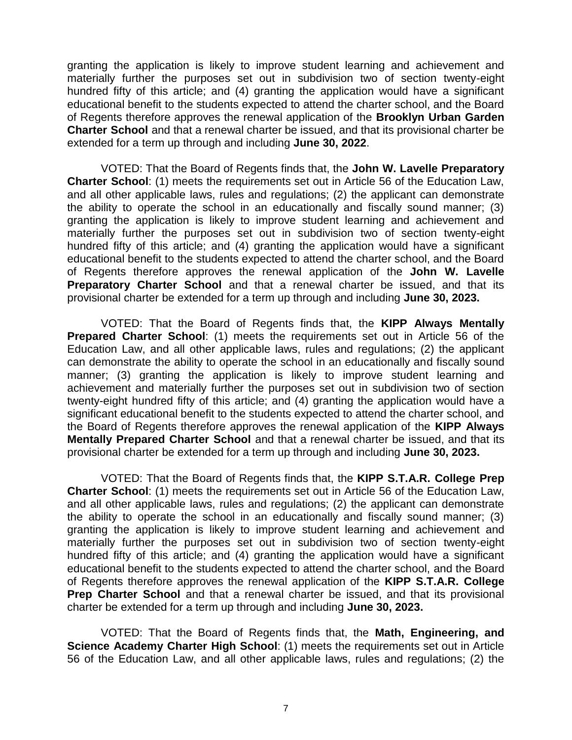granting the application is likely to improve student learning and achievement and materially further the purposes set out in subdivision two of section twenty-eight hundred fifty of this article; and (4) granting the application would have a significant educational benefit to the students expected to attend the charter school, and the Board of Regents therefore approves the renewal application of the **Brooklyn Urban Garden Charter School** and that a renewal charter be issued, and that its provisional charter be extended for a term up through and including **June 30, 2022**.

VOTED: That the Board of Regents finds that, the **John W. Lavelle Preparatory Charter School**: (1) meets the requirements set out in Article 56 of the Education Law, and all other applicable laws, rules and regulations; (2) the applicant can demonstrate the ability to operate the school in an educationally and fiscally sound manner; (3) granting the application is likely to improve student learning and achievement and materially further the purposes set out in subdivision two of section twenty-eight hundred fifty of this article; and (4) granting the application would have a significant educational benefit to the students expected to attend the charter school, and the Board of Regents therefore approves the renewal application of the **John W. Lavelle Preparatory Charter School** and that a renewal charter be issued, and that its provisional charter be extended for a term up through and including **June 30, 2023.**

VOTED: That the Board of Regents finds that, the **KIPP Always Mentally Prepared Charter School**: (1) meets the requirements set out in Article 56 of the Education Law, and all other applicable laws, rules and regulations; (2) the applicant can demonstrate the ability to operate the school in an educationally and fiscally sound manner; (3) granting the application is likely to improve student learning and achievement and materially further the purposes set out in subdivision two of section twenty-eight hundred fifty of this article; and (4) granting the application would have a significant educational benefit to the students expected to attend the charter school, and the Board of Regents therefore approves the renewal application of the **KIPP Always Mentally Prepared Charter School** and that a renewal charter be issued, and that its provisional charter be extended for a term up through and including **June 30, 2023.**

VOTED: That the Board of Regents finds that, the **KIPP S.T.A.R. College Prep Charter School**: (1) meets the requirements set out in Article 56 of the Education Law, and all other applicable laws, rules and regulations; (2) the applicant can demonstrate the ability to operate the school in an educationally and fiscally sound manner; (3) granting the application is likely to improve student learning and achievement and materially further the purposes set out in subdivision two of section twenty-eight hundred fifty of this article; and (4) granting the application would have a significant educational benefit to the students expected to attend the charter school, and the Board of Regents therefore approves the renewal application of the **KIPP S.T.A.R. College Prep Charter School** and that a renewal charter be issued, and that its provisional charter be extended for a term up through and including **June 30, 2023.**

VOTED: That the Board of Regents finds that, the **Math, Engineering, and Science Academy Charter High School**: (1) meets the requirements set out in Article 56 of the Education Law, and all other applicable laws, rules and regulations; (2) the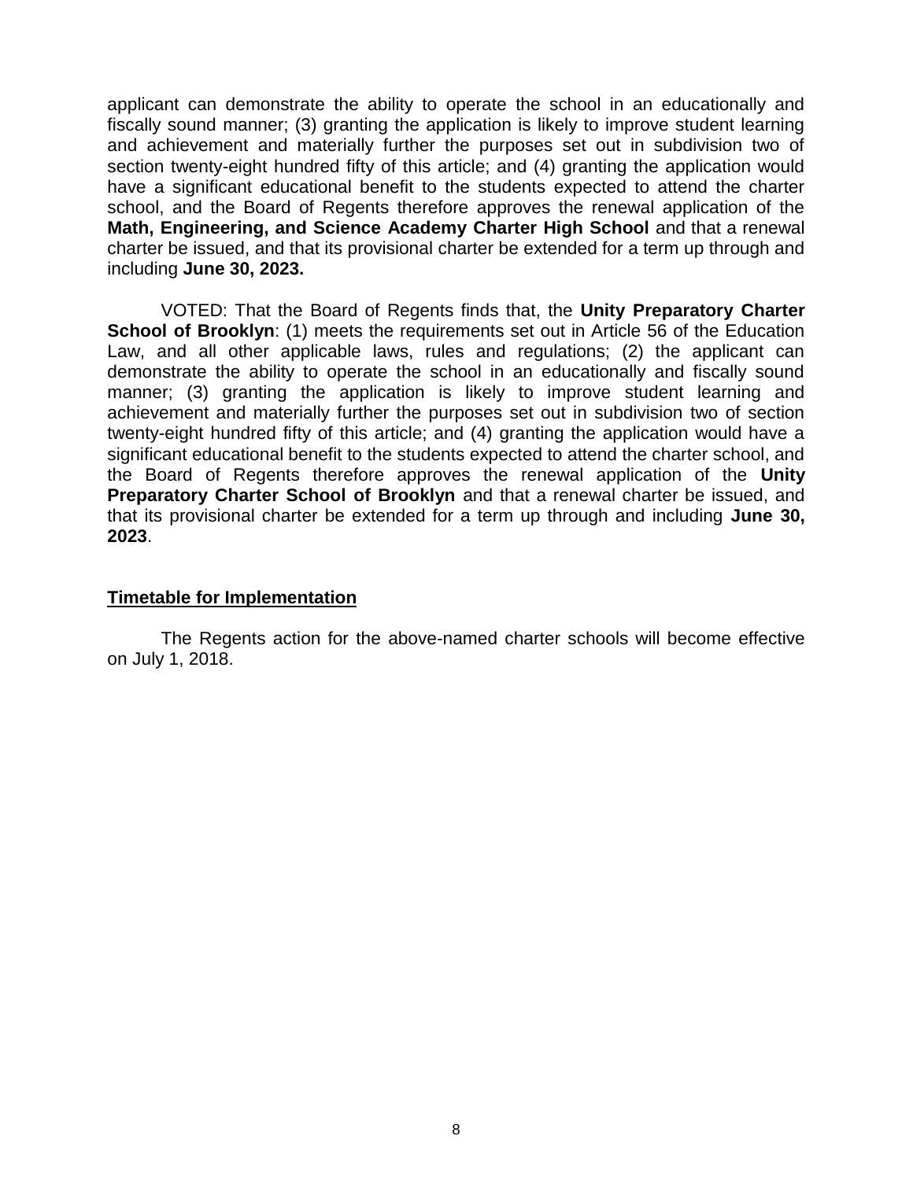applicant can demonstrate the ability to operate the school in an educationally and fiscally sound manner; (3) granting the application is likely to improve student learning and achievement and materially further the purposes set out in subdivision two of section twenty-eight hundred fifty of this article; and (4) granting the application would have a significant educational benefit to the students expected to attend the charter school, and the Board of Regents therefore approves the renewal application of the **Math, Engineering, and Science Academy Charter High School** and that a renewal charter be issued, and that its provisional charter be extended for a term up through and including **June 30, 2023.**

VOTED: That the Board of Regents finds that, the **Unity Preparatory Charter School of Brooklyn**: (1) meets the requirements set out in Article 56 of the Education Law, and all other applicable laws, rules and regulations; (2) the applicant can demonstrate the ability to operate the school in an educationally and fiscally sound manner; (3) granting the application is likely to improve student learning and achievement and materially further the purposes set out in subdivision two of section twenty-eight hundred fifty of this article; and (4) granting the application would have a significant educational benefit to the students expected to attend the charter school, and the Board of Regents therefore approves the renewal application of the **Unity Preparatory Charter School of Brooklyn** and that a renewal charter be issued, and that its provisional charter be extended for a term up through and including **June 30, 2023**.

**Timetable for Implementation**

The Regents action for the above-named charter schools will become effective on July 1, 2018.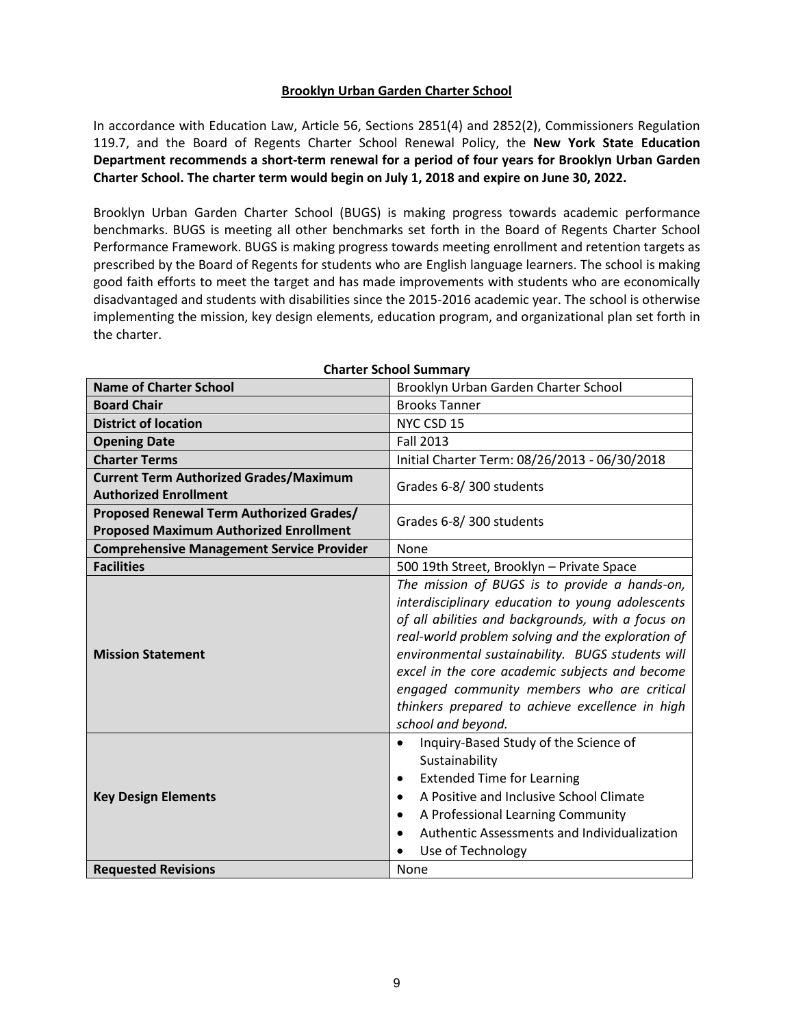## Brooklyn Urban Garden Charter School

In accordance with Education Law, Article 56, Sections 2851(4) and 2852(2), Commissioners Regulation 119.7, and the Board of Regents Charter School Renewal Policy, the **New York State Education Department recommends a short-term renewal for a period of four years for Brooklyn Urban Garden Charter School. The charter term would begin on July 1, 2018 and expire on June 30, 2022.**

Brooklyn Urban Garden Charter School (BUGS) is making progress towards academic performance benchmarks. BUGS is meeting all other benchmarks set forth in the Board of Regents Charter School Performance Framework. BUGS is making progress towards meeting enrollment and retention targets as prescribed by the Board of Regents for students who are English language learners. The school is making good faith efforts to meet the target and has made improvements with students who are economically disadvantaged and students with disabilities since the 2015-2016 academic year. The school is otherwise implementing the mission, key design elements, education program, and organizational plan set forth in the charter.

**Charter School Summary**

| | |
|---|---|
| **Name of Charter School** | Brooklyn Urban Garden Charter School |
| **Board Chair** | Brooks Tanner |
| **District of location** | NYC CSD 15 |
| **Opening Date** | Fall 2013 |
| **Charter Terms** | Initial Charter Term: 08/26/2013 - 06/30/2018 |
| **Current Term Authorized Grades/Maximum Authorized Enrollment** | Grades 6-8/ 300 students |
| **Proposed Renewal Term Authorized Grades/ Proposed Maximum Authorized Enrollment** | Grades 6-8/ 300 students |
| **Comprehensive Management Service Provider** | None |
| **Facilities** | 500 19th Street, Brooklyn – Private Space |
| **Mission Statement** | *The mission of BUGS is to provide a hands-on, interdisciplinary education to young adolescents of all abilities and backgrounds, with a focus on real-world problem solving and the exploration of environmental sustainability. BUGS students will excel in the core academic subjects and become engaged community members who are critical thinkers prepared to achieve excellence in high school and beyond.* |
| **Key Design Elements** | • Inquiry-Based Study of the Science of Sustainability<br>• Extended Time for Learning<br>• A Positive and Inclusive School Climate<br>• A Professional Learning Community<br>• Authentic Assessments and Individualization<br>• Use of Technology |
| **Requested Revisions** | None |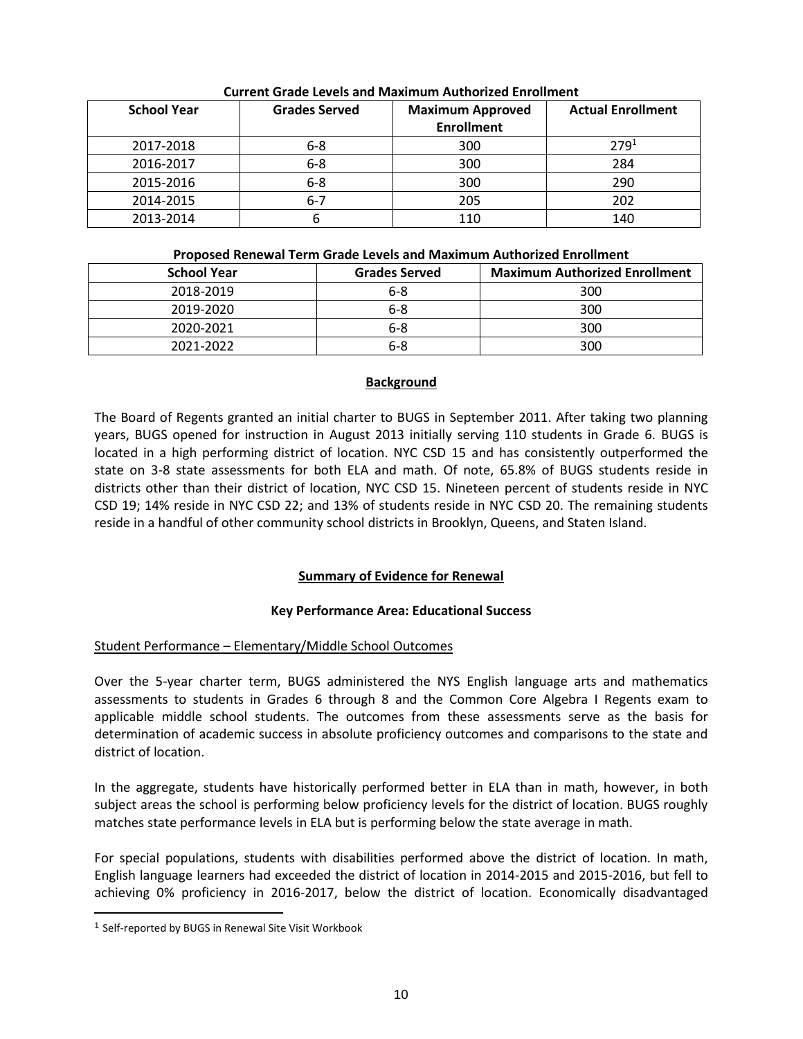**Current Grade Levels and Maximum Authorized Enrollment**

| School Year | Grades Served | Maximum Approved Enrollment | Actual Enrollment |
|---|---|---|---|
| 2017-2018 | 6-8 | 300 | 279[1] |
| 2016-2017 | 6-8 | 300 | 284 |
| 2015-2016 | 6-8 | 300 | 290 |
| 2014-2015 | 6-7 | 205 | 202 |
| 2013-2014 | 6 | 110 | 140 |

**Proposed Renewal Term Grade Levels and Maximum Authorized Enrollment**

| School Year | Grades Served | Maximum Authorized Enrollment |
|---|---|---|
| 2018-2019 | 6-8 | 300 |
| 2019-2020 | 6-8 | 300 |
| 2020-2021 | 6-8 | 300 |
| 2021-2022 | 6-8 | 300 |

## Background

The Board of Regents granted an initial charter to BUGS in September 2011. After taking two planning years, BUGS opened for instruction in August 2013 initially serving 110 students in Grade 6. BUGS is located in a high performing district of location. NYC CSD 15 and has consistently outperformed the state on 3-8 state assessments for both ELA and math. Of note, 65.8% of BUGS students reside in districts other than their district of location, NYC CSD 15. Nineteen percent of students reside in NYC CSD 19; 14% reside in NYC CSD 22; and 13% of students reside in NYC CSD 20. The remaining students reside in a handful of other community school districts in Brooklyn, Queens, and Staten Island.

## Summary of Evidence for Renewal

### Key Performance Area: Educational Success

Student Performance – Elementary/Middle School Outcomes

Over the 5-year charter term, BUGS administered the NYS English language arts and mathematics assessments to students in Grades 6 through 8 and the Common Core Algebra I Regents exam to applicable middle school students. The outcomes from these assessments serve as the basis for determination of academic success in absolute proficiency outcomes and comparisons to the state and district of location.

In the aggregate, students have historically performed better in ELA than in math, however, in both subject areas the school is performing below proficiency levels for the district of location. BUGS roughly matches state performance levels in ELA but is performing below the state average in math.

For special populations, students with disabilities performed above the district of location. In math, English language learners had exceeded the district of location in 2014-2015 and 2015-2016, but fell to achieving 0% proficiency in 2016-2017, below the district of location. Economically disadvantaged

[1] Self-reported by BUGS in Renewal Site Visit Workbook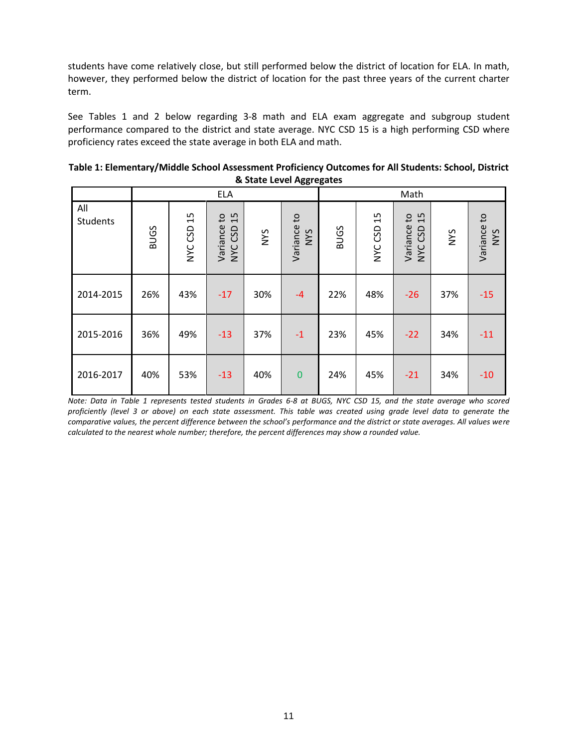students have come relatively close, but still performed below the district of location for ELA. In math, however, they performed below the district of location for the past three years of the current charter term.

See Tables 1 and 2 below regarding 3-8 math and ELA exam aggregate and subgroup student performance compared to the district and state average. NYC CSD 15 is a high performing CSD where proficiency rates exceed the state average in both ELA and math.

**Table 1: Elementary/Middle School Assessment Proficiency Outcomes for All Students: School, District & State Level Aggregates**

| | ELA | | | | | Math | | | | |
|---|---|---|---|---|---|---|---|---|---|---|
| All Students | BUGS | NYC CSD 15 | Variance to NYC CSD 15 | NYS | Variance to NYS | BUGS | NYC CSD 15 | Variance to NYC CSD 15 | NYS | Variance to NYS |
| 2014-2015 | 26% | 43% | -17 | 30% | -4 | 22% | 48% | -26 | 37% | -15 |
| 2015-2016 | 36% | 49% | -13 | 37% | -1 | 23% | 45% | -22 | 34% | -11 |
| 2016-2017 | 40% | 53% | -13 | 40% | 0 | 24% | 45% | -21 | 34% | -10 |

*Note: Data in Table 1 represents tested students in Grades 6-8 at BUGS, NYC CSD 15, and the state average who scored proficiently (level 3 or above) on each state assessment. This table was created using grade level data to generate the comparative values, the percent difference between the school's performance and the district or state averages. All values were calculated to the nearest whole number; therefore, the percent differences may show a rounded value.*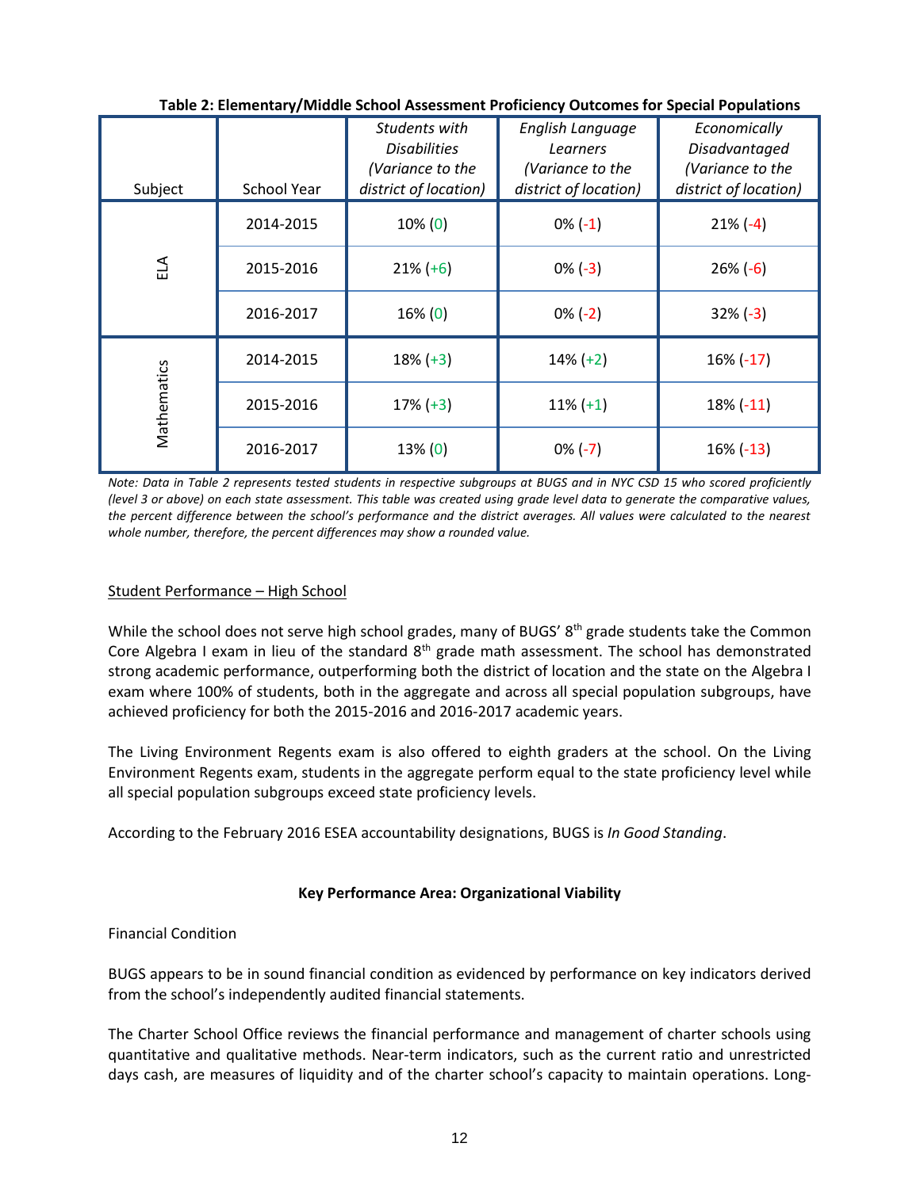**Table 2: Elementary/Middle School Assessment Proficiency Outcomes for Special Populations**

| Subject | School Year | *Students with Disabilities (Variance to the district of location)* | *English Language Learners (Variance to the district of location)* | *Economically Disadvantaged (Variance to the district of location)* |
|---|---|---|---|---|
| ELA | 2014-2015 | 10% (0) | 0% (-1) | 21% (-4) |
| | 2015-2016 | 21% (+6) | 0% (-3) | 26% (-6) |
| | 2016-2017 | 16% (0) | 0% (-2) | 32% (-3) |
| Mathematics | 2014-2015 | 18% (+3) | 14% (+2) | 16% (-17) |
| | 2015-2016 | 17% (+3) | 11% (+1) | 18% (-11) |
| | 2016-2017 | 13% (0) | 0% (-7) | 16% (-13) |

*Note: Data in Table 2 represents tested students in respective subgroups at BUGS and in NYC CSD 15 who scored proficiently (level 3 or above) on each state assessment. This table was created using grade level data to generate the comparative values, the percent difference between the school's performance and the district averages. All values were calculated to the nearest whole number, therefore, the percent differences may show a rounded value.*

Student Performance – High School

While the school does not serve high school grades, many of BUGS' 8th grade students take the Common Core Algebra I exam in lieu of the standard 8th grade math assessment. The school has demonstrated strong academic performance, outperforming both the district of location and the state on the Algebra I exam where 100% of students, both in the aggregate and across all special population subgroups, have achieved proficiency for both the 2015-2016 and 2016-2017 academic years.

The Living Environment Regents exam is also offered to eighth graders at the school. On the Living Environment Regents exam, students in the aggregate perform equal to the state proficiency level while all special population subgroups exceed state proficiency levels.

According to the February 2016 ESEA accountability designations, BUGS is *In Good Standing*.

**Key Performance Area: Organizational Viability**

Financial Condition

BUGS appears to be in sound financial condition as evidenced by performance on key indicators derived from the school's independently audited financial statements.

The Charter School Office reviews the financial performance and management of charter schools using quantitative and qualitative methods. Near-term indicators, such as the current ratio and unrestricted days cash, are measures of liquidity and of the charter school's capacity to maintain operations. Long-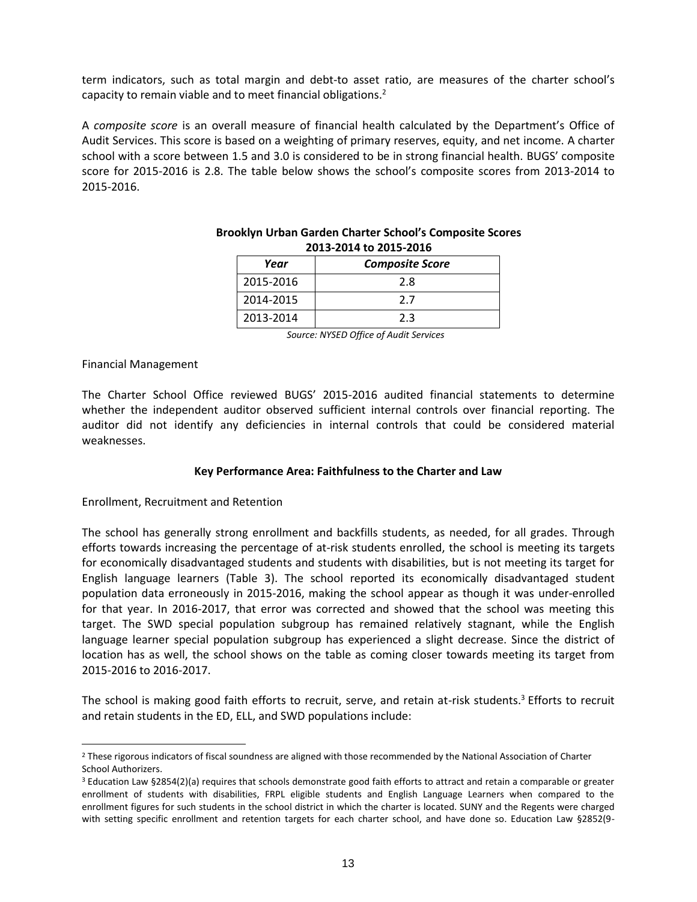term indicators, such as total margin and debt-to asset ratio, are measures of the charter school's capacity to remain viable and to meet financial obligations.[2]

A *composite score* is an overall measure of financial health calculated by the Department's Office of Audit Services. This score is based on a weighting of primary reserves, equity, and net income. A charter school with a score between 1.5 and 3.0 is considered to be in strong financial health. BUGS' composite score for 2015-2016 is 2.8. The table below shows the school's composite scores from 2013-2014 to 2015-2016.

**Brooklyn Urban Garden Charter School's Composite Scores 2013-2014 to 2015-2016**

| *Year* | *Composite Score* |
|---|---|
| 2015-2016 | 2.8 |
| 2014-2015 | 2.7 |
| 2013-2014 | 2.3 |

*Source: NYSED Office of Audit Services*

Financial Management

The Charter School Office reviewed BUGS' 2015-2016 audited financial statements to determine whether the independent auditor observed sufficient internal controls over financial reporting. The auditor did not identify any deficiencies in internal controls that could be considered material weaknesses.

**Key Performance Area: Faithfulness to the Charter and Law**

Enrollment, Recruitment and Retention

The school has generally strong enrollment and backfills students, as needed, for all grades. Through efforts towards increasing the percentage of at-risk students enrolled, the school is meeting its targets for economically disadvantaged students and students with disabilities, but is not meeting its target for English language learners (Table 3). The school reported its economically disadvantaged student population data erroneously in 2015-2016, making the school appear as though it was under-enrolled for that year. In 2016-2017, that error was corrected and showed that the school was meeting this target. The SWD special population subgroup has remained relatively stagnant, while the English language learner special population subgroup has experienced a slight decrease. Since the district of location has as well, the school shows on the table as coming closer towards meeting its target from 2015-2016 to 2016-2017.

The school is making good faith efforts to recruit, serve, and retain at-risk students.[3] Efforts to recruit and retain students in the ED, ELL, and SWD populations include:

[2] These rigorous indicators of fiscal soundness are aligned with those recommended by the National Association of Charter School Authorizers.

[3] Education Law §2854(2)(a) requires that schools demonstrate good faith efforts to attract and retain a comparable or greater enrollment of students with disabilities, FRPL eligible students and English Language Learners when compared to the enrollment figures for such students in the school district in which the charter is located. SUNY and the Regents were charged with setting specific enrollment and retention targets for each charter school, and have done so. Education Law §2852(9-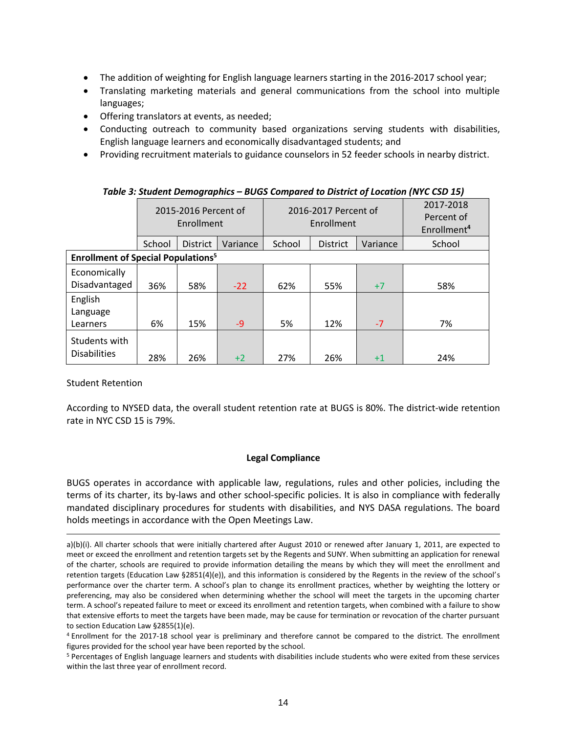- The addition of weighting for English language learners starting in the 2016-2017 school year;
- Translating marketing materials and general communications from the school into multiple languages;
- Offering translators at events, as needed;
- Conducting outreach to community based organizations serving students with disabilities, English language learners and economically disadvantaged students; and
- Providing recruitment materials to guidance counselors in 52 feeder schools in nearby district.

***Table 3: Student Demographics – BUGS Compared to District of Location (NYC CSD 15)***

| | 2015-2016 Percent of Enrollment | | | 2016-2017 Percent of Enrollment | | | 2017-2018 Percent of Enrollment[4] |
|---|---|---|---|---|---|---|---|
| | School | District | Variance | School | District | Variance | School |
| **Enrollment of Special Populations[5]** | | | | | | | |
| Economically Disadvantaged | 36% | 58% | -22 | 62% | 55% | +7 | 58% |
| English Language Learners | 6% | 15% | -9 | 5% | 12% | -7 | 7% |
| Students with Disabilities | 28% | 26% | +2 | 27% | 26% | +1 | 24% |

Student Retention

According to NYSED data, the overall student retention rate at BUGS is 80%. The district-wide retention rate in NYC CSD 15 is 79%.

## Legal Compliance

BUGS operates in accordance with applicable law, regulations, rules and other policies, including the terms of its charter, its by-laws and other school-specific policies. It is also in compliance with federally mandated disciplinary procedures for students with disabilities, and NYS DASA regulations. The board holds meetings in accordance with the Open Meetings Law.

---

a)(b)(i). All charter schools that were initially chartered after August 2010 or renewed after January 1, 2011, are expected to meet or exceed the enrollment and retention targets set by the Regents and SUNY. When submitting an application for renewal of the charter, schools are required to provide information detailing the means by which they will meet the enrollment and retention targets (Education Law §2851(4)(e)), and this information is considered by the Regents in the review of the school's performance over the charter term. A school's plan to change its enrollment practices, whether by weighting the lottery or preferencing, may also be considered when determining whether the school will meet the targets in the upcoming charter term. A school's repeated failure to meet or exceed its enrollment and retention targets, when combined with a failure to show that extensive efforts to meet the targets have been made, may be cause for termination or revocation of the charter pursuant to section Education Law §2855(1)(e).

[4] Enrollment for the 2017-18 school year is preliminary and therefore cannot be compared to the district. The enrollment figures provided for the school year have been reported by the school.

[5] Percentages of English language learners and students with disabilities include students who were exited from these services within the last three year of enrollment record.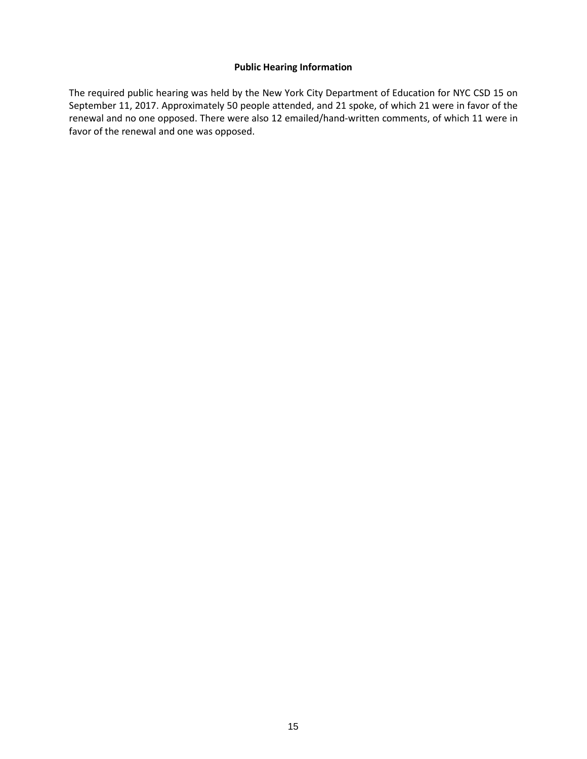**Public Hearing Information**

The required public hearing was held by the New York City Department of Education for NYC CSD 15 on September 11, 2017. Approximately 50 people attended, and 21 spoke, of which 21 were in favor of the renewal and no one opposed. There were also 12 emailed/hand-written comments, of which 11 were in favor of the renewal and one was opposed.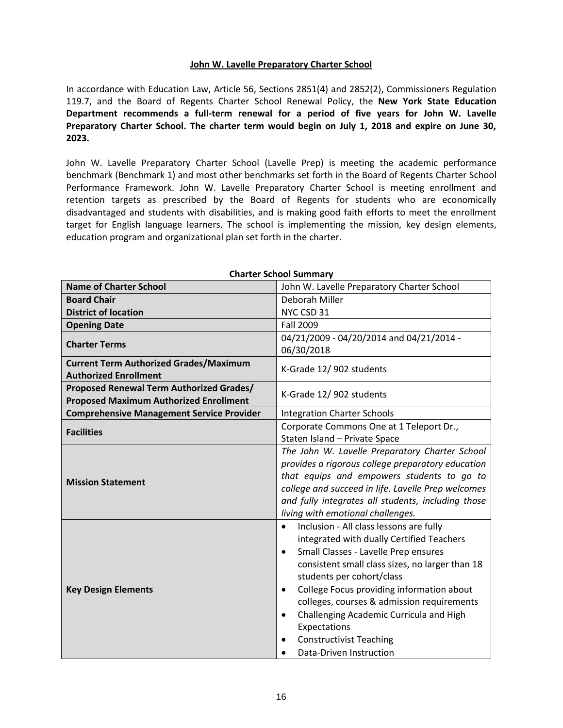## John W. Lavelle Preparatory Charter School

In accordance with Education Law, Article 56, Sections 2851(4) and 2852(2), Commissioners Regulation 119.7, and the Board of Regents Charter School Renewal Policy, the **New York State Education Department recommends a full-term renewal for a period of five years for John W. Lavelle Preparatory Charter School. The charter term would begin on July 1, 2018 and expire on June 30, 2023.**

John W. Lavelle Preparatory Charter School (Lavelle Prep) is meeting the academic performance benchmark (Benchmark 1) and most other benchmarks set forth in the Board of Regents Charter School Performance Framework. John W. Lavelle Preparatory Charter School is meeting enrollment and retention targets as prescribed by the Board of Regents for students who are economically disadvantaged and students with disabilities, and is making good faith efforts to meet the enrollment target for English language learners. The school is implementing the mission, key design elements, education program and organizational plan set forth in the charter.

**Charter School Summary**

| | |
|---|---|
| **Name of Charter School** | John W. Lavelle Preparatory Charter School |
| **Board Chair** | Deborah Miller |
| **District of location** | NYC CSD 31 |
| **Opening Date** | Fall 2009 |
| **Charter Terms** | 04/21/2009 - 04/20/2014 and 04/21/2014 - 06/30/2018 |
| **Current Term Authorized Grades/Maximum Authorized Enrollment** | K-Grade 12/ 902 students |
| **Proposed Renewal Term Authorized Grades/ Proposed Maximum Authorized Enrollment** | K-Grade 12/ 902 students |
| **Comprehensive Management Service Provider** | Integration Charter Schools |
| **Facilities** | Corporate Commons One at 1 Teleport Dr., Staten Island – Private Space |
| **Mission Statement** | *The John W. Lavelle Preparatory Charter School provides a rigorous college preparatory education that equips and empowers students to go to college and succeed in life. Lavelle Prep welcomes and fully integrates all students, including those living with emotional challenges.* |
| **Key Design Elements** | • Inclusion - All class lessons are fully integrated with dually Certified Teachers<br>• Small Classes - Lavelle Prep ensures consistent small class sizes, no larger than 18 students per cohort/class<br>• College Focus providing information about colleges, courses & admission requirements<br>• Challenging Academic Curricula and High Expectations<br>• Constructivist Teaching<br>• Data-Driven Instruction |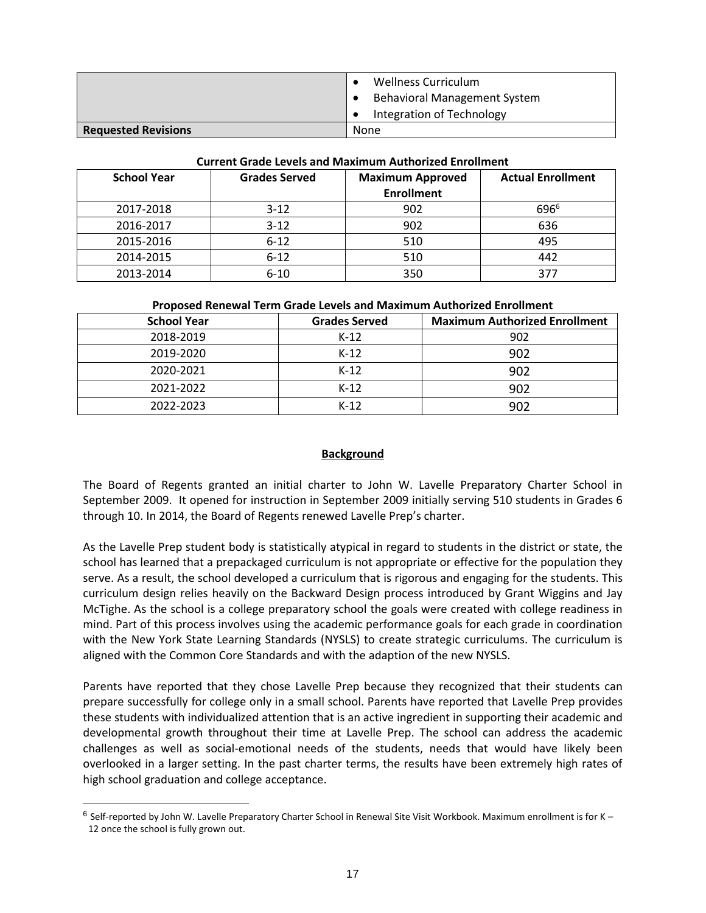| | • Wellness Curriculum<br>• Behavioral Management System<br>• Integration of Technology |
|---|---|
| **Requested Revisions** | None |

**Current Grade Levels and Maximum Authorized Enrollment**

| School Year | Grades Served | Maximum Approved Enrollment | Actual Enrollment |
|---|---|---|---|
| 2017-2018 | 3-12 | 902 | 696[6] |
| 2016-2017 | 3-12 | 902 | 636 |
| 2015-2016 | 6-12 | 510 | 495 |
| 2014-2015 | 6-12 | 510 | 442 |
| 2013-2014 | 6-10 | 350 | 377 |

**Proposed Renewal Term Grade Levels and Maximum Authorized Enrollment**

| School Year | Grades Served | Maximum Authorized Enrollment |
|---|---|---|
| 2018-2019 | K-12 | 902 |
| 2019-2020 | K-12 | 902 |
| 2020-2021 | K-12 | 902 |
| 2021-2022 | K-12 | 902 |
| 2022-2023 | K-12 | 902 |

## Background

The Board of Regents granted an initial charter to John W. Lavelle Preparatory Charter School in September 2009. It opened for instruction in September 2009 initially serving 510 students in Grades 6 through 10. In 2014, the Board of Regents renewed Lavelle Prep's charter.

As the Lavelle Prep student body is statistically atypical in regard to students in the district or state, the school has learned that a prepackaged curriculum is not appropriate or effective for the population they serve. As a result, the school developed a curriculum that is rigorous and engaging for the students. This curriculum design relies heavily on the Backward Design process introduced by Grant Wiggins and Jay McTighe. As the school is a college preparatory school the goals were created with college readiness in mind. Part of this process involves using the academic performance goals for each grade in coordination with the New York State Learning Standards (NYSLS) to create strategic curriculums. The curriculum is aligned with the Common Core Standards and with the adaption of the new NYSLS.

Parents have reported that they chose Lavelle Prep because they recognized that their students can prepare successfully for college only in a small school. Parents have reported that Lavelle Prep provides these students with individualized attention that is an active ingredient in supporting their academic and developmental growth throughout their time at Lavelle Prep. The school can address the academic challenges as well as social-emotional needs of the students, needs that would have likely been overlooked in a larger setting. In the past charter terms, the results have been extremely high rates of high school graduation and college acceptance.

[6] Self-reported by John W. Lavelle Preparatory Charter School in Renewal Site Visit Workbook. Maximum enrollment is for K – 12 once the school is fully grown out.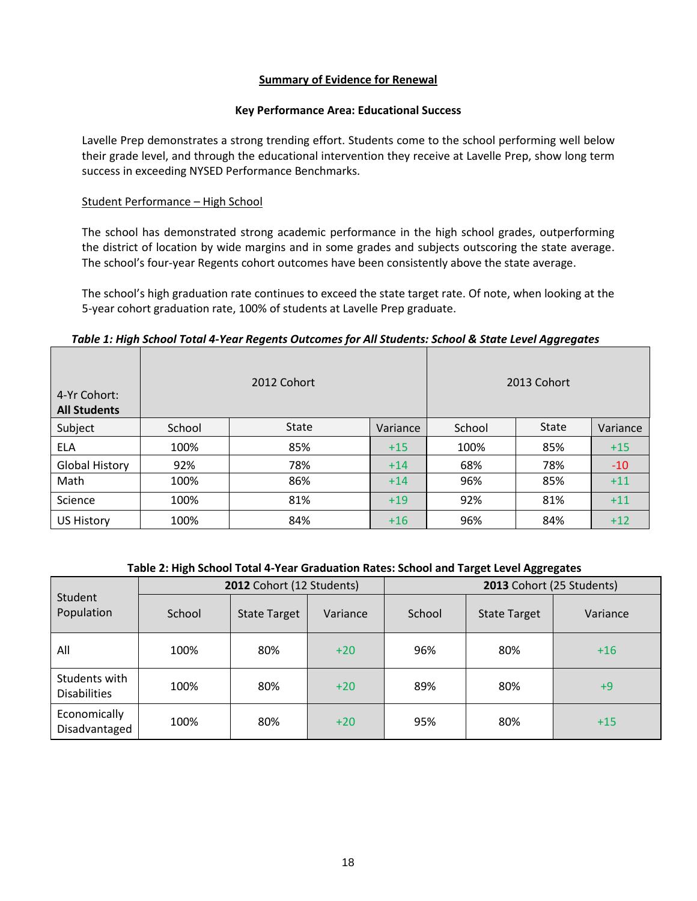## Summary of Evidence for Renewal

### Key Performance Area: Educational Success

Lavelle Prep demonstrates a strong trending effort. Students come to the school performing well below their grade level, and through the educational intervention they receive at Lavelle Prep, show long term success in exceeding NYSED Performance Benchmarks.

Student Performance – High School

The school has demonstrated strong academic performance in the high school grades, outperforming the district of location by wide margins and in some grades and subjects outscoring the state average. The school's four-year Regents cohort outcomes have been consistently above the state average.

The school's high graduation rate continues to exceed the state target rate. Of note, when looking at the 5-year cohort graduation rate, 100% of students at Lavelle Prep graduate.

***Table 1: High School Total 4-Year Regents Outcomes for All Students: School & State Level Aggregates***

| 4-Yr Cohort: **All Students** | 2012 Cohort | | | 2013 Cohort | | |
|---|---|---|---|---|---|---|
| Subject | School | State | Variance | School | State | Variance |
| ELA | 100% | 85% | +15 | 100% | 85% | +15 |
| Global History | 92% | 78% | +14 | 68% | 78% | -10 |
| Math | 100% | 86% | +14 | 96% | 85% | +11 |
| Science | 100% | 81% | +19 | 92% | 81% | +11 |
| US History | 100% | 84% | +16 | 96% | 84% | +12 |

**Table 2: High School Total 4-Year Graduation Rates: School and Target Level Aggregates**

| Student Population | **2012** Cohort (12 Students) | | | **2013** Cohort (25 Students) | | |
|---|---|---|---|---|---|---|
| | School | State Target | Variance | School | State Target | Variance |
| All | 100% | 80% | +20 | 96% | 80% | +16 |
| Students with Disabilities | 100% | 80% | +20 | 89% | 80% | +9 |
| Economically Disadvantaged | 100% | 80% | +20 | 95% | 80% | +15 |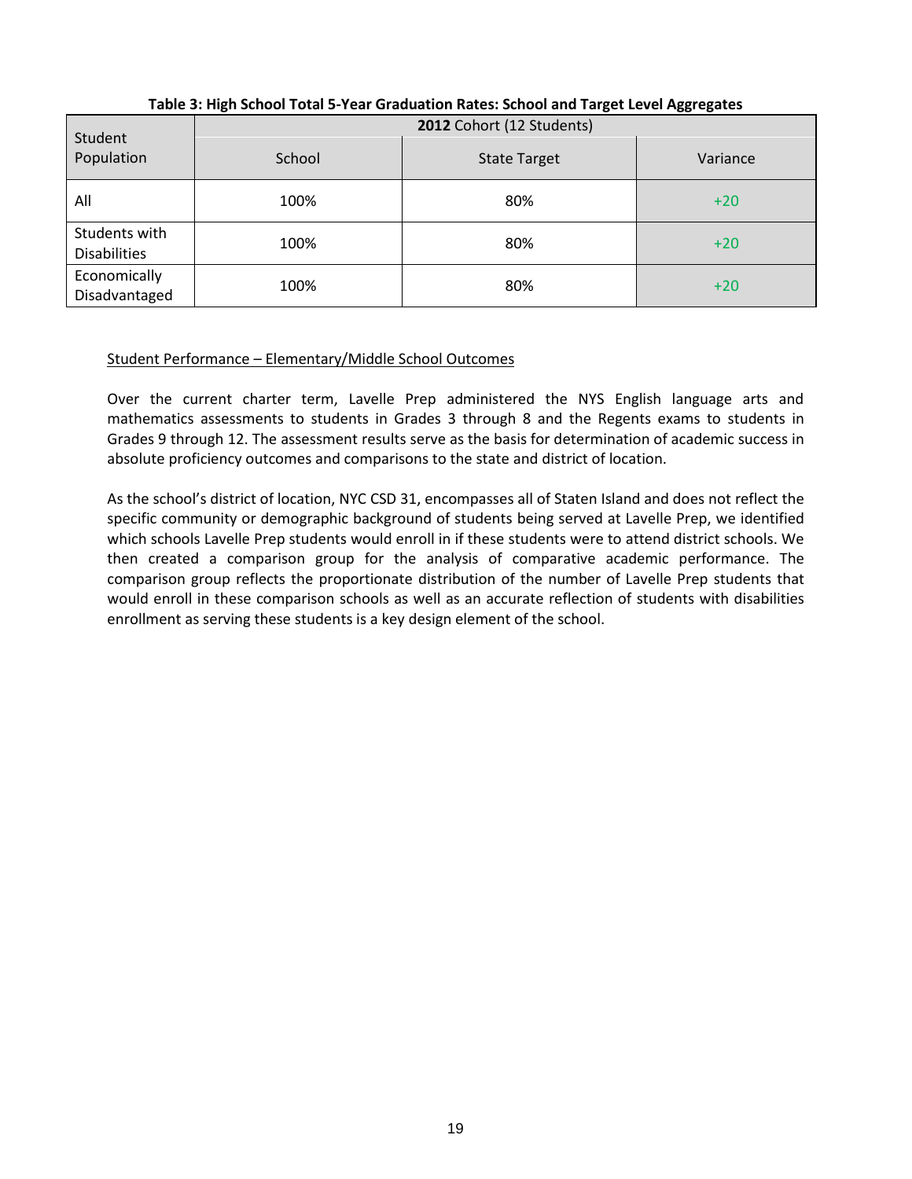**Table 3: High School Total 5-Year Graduation Rates: School and Target Level Aggregates**

| Student Population | **2012** Cohort (12 Students) | | |
|---|---|---|---|
| | School | State Target | Variance |
| All | 100% | 80% | +20 |
| Students with Disabilities | 100% | 80% | +20 |
| Economically Disadvantaged | 100% | 80% | +20 |

Student Performance – Elementary/Middle School Outcomes

Over the current charter term, Lavelle Prep administered the NYS English language arts and mathematics assessments to students in Grades 3 through 8 and the Regents exams to students in Grades 9 through 12. The assessment results serve as the basis for determination of academic success in absolute proficiency outcomes and comparisons to the state and district of location.

As the school's district of location, NYC CSD 31, encompasses all of Staten Island and does not reflect the specific community or demographic background of students being served at Lavelle Prep, we identified which schools Lavelle Prep students would enroll in if these students were to attend district schools. We then created a comparison group for the analysis of comparative academic performance. The comparison group reflects the proportionate distribution of the number of Lavelle Prep students that would enroll in these comparison schools as well as an accurate reflection of students with disabilities enrollment as serving these students is a key design element of the school.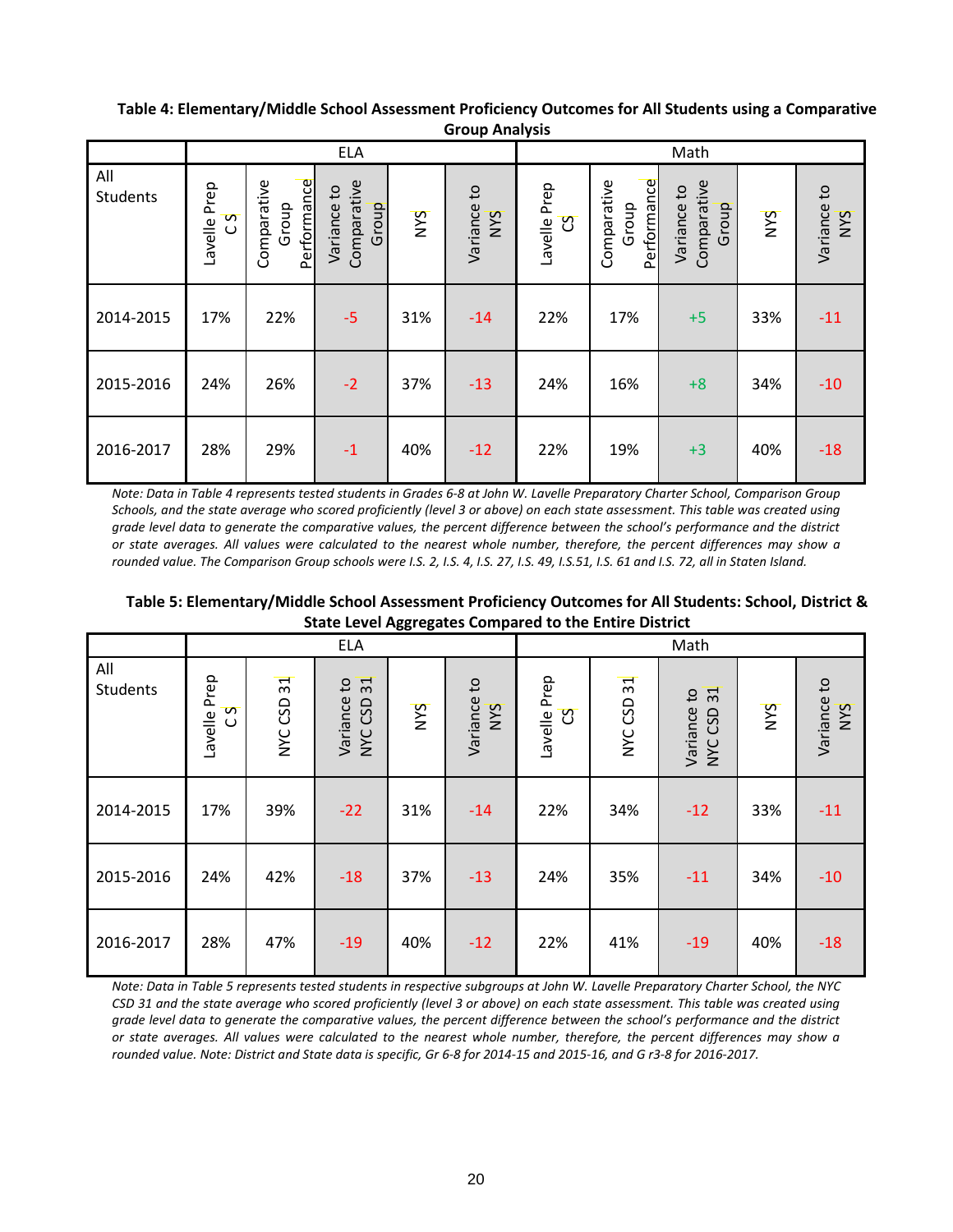**Table 4: Elementary/Middle School Assessment Proficiency Outcomes for All Students using a Comparative Group Analysis**

| | ELA | | | | | Math | | | | |
|---|---|---|---|---|---|---|---|---|---|---|
| All Students | Lavelle Prep CS | Comparative Group Performance | Variance to Comparative Group | NYS | Variance to NYS | Lavelle Prep CS | Comparative Group Performance | Variance to Comparative Group | NYS | Variance to NYS |
| 2014-2015 | 17% | 22% | -5 | 31% | -14 | 22% | 17% | +5 | 33% | -11 |
| 2015-2016 | 24% | 26% | -2 | 37% | -13 | 24% | 16% | +8 | 34% | -10 |
| 2016-2017 | 28% | 29% | -1 | 40% | -12 | 22% | 19% | +3 | 40% | -18 |

*Note: Data in Table 4 represents tested students in Grades 6-8 at John W. Lavelle Preparatory Charter School, Comparison Group Schools, and the state average who scored proficiently (level 3 or above) on each state assessment. This table was created using grade level data to generate the comparative values, the percent difference between the school's performance and the district or state averages. All values were calculated to the nearest whole number, therefore, the percent differences may show a rounded value. The Comparison Group schools were I.S. 2, I.S. 4, I.S. 27, I.S. 49, I.S.51, I.S. 61 and I.S. 72, all in Staten Island.*

**Table 5: Elementary/Middle School Assessment Proficiency Outcomes for All Students: School, District & State Level Aggregates Compared to the Entire District**

| | ELA | | | | | Math | | | | |
|---|---|---|---|---|---|---|---|---|---|---|
| All Students | Lavelle Prep CS | NYC CSD 31 | Variance to NYC CSD 31 | NYS | Variance to NYS | Lavelle Prep CS | NYC CSD 31 | Variance to NYC CSD 31 | NYS | Variance to NYS |
| 2014-2015 | 17% | 39% | -22 | 31% | -14 | 22% | 34% | -12 | 33% | -11 |
| 2015-2016 | 24% | 42% | -18 | 37% | -13 | 24% | 35% | -11 | 34% | -10 |
| 2016-2017 | 28% | 47% | -19 | 40% | -12 | 22% | 41% | -19 | 40% | -18 |

*Note: Data in Table 5 represents tested students in respective subgroups at John W. Lavelle Preparatory Charter School, the NYC CSD 31 and the state average who scored proficiently (level 3 or above) on each state assessment. This table was created using grade level data to generate the comparative values, the percent difference between the school's performance and the district or state averages. All values were calculated to the nearest whole number, therefore, the percent differences may show a rounded value. Note: District and State data is specific, Gr 6-8 for 2014-15 and 2015-16, and G r3-8 for 2016-2017.*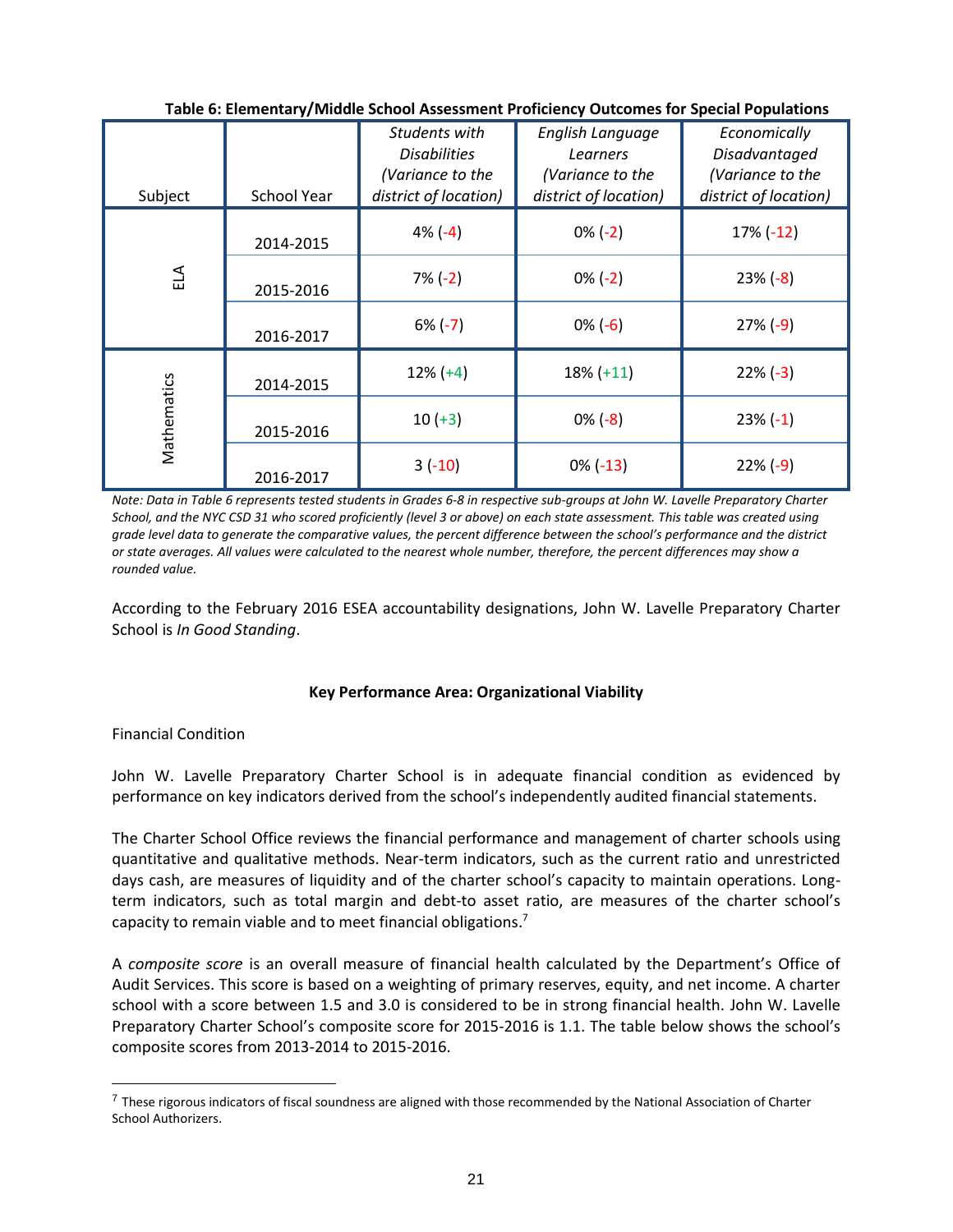**Table 6: Elementary/Middle School Assessment Proficiency Outcomes for Special Populations**

| Subject | School Year | *Students with Disabilities (Variance to the district of location)* | *English Language Learners (Variance to the district of location)* | *Economically Disadvantaged (Variance to the district of location)* |
|---|---|---|---|---|
| ELA | 2014-2015 | 4% (-4) | 0% (-2) | 17% (-12) |
| | 2015-2016 | 7% (-2) | 0% (-2) | 23% (-8) |
| | 2016-2017 | 6% (-7) | 0% (-6) | 27% (-9) |
| Mathematics | 2014-2015 | 12% (+4) | 18% (+11) | 22% (-3) |
| | 2015-2016 | 10 (+3) | 0% (-8) | 23% (-1) |
| | 2016-2017 | 3 (-10) | 0% (-13) | 22% (-9) |

*Note: Data in Table 6 represents tested students in Grades 6-8 in respective sub-groups at John W. Lavelle Preparatory Charter School, and the NYC CSD 31 who scored proficiently (level 3 or above) on each state assessment. This table was created using grade level data to generate the comparative values, the percent difference between the school's performance and the district or state averages. All values were calculated to the nearest whole number, therefore, the percent differences may show a rounded value.*

According to the February 2016 ESEA accountability designations, John W. Lavelle Preparatory Charter School is *In Good Standing*.

## Key Performance Area: Organizational Viability

Financial Condition

John W. Lavelle Preparatory Charter School is in adequate financial condition as evidenced by performance on key indicators derived from the school's independently audited financial statements.

The Charter School Office reviews the financial performance and management of charter schools using quantitative and qualitative methods. Near-term indicators, such as the current ratio and unrestricted days cash, are measures of liquidity and of the charter school's capacity to maintain operations. Long-term indicators, such as total margin and debt-to asset ratio, are measures of the charter school's capacity to remain viable and to meet financial obligations.[7]

A *composite score* is an overall measure of financial health calculated by the Department's Office of Audit Services. This score is based on a weighting of primary reserves, equity, and net income. A charter school with a score between 1.5 and 3.0 is considered to be in strong financial health. John W. Lavelle Preparatory Charter School's composite score for 2015-2016 is 1.1. The table below shows the school's composite scores from 2013-2014 to 2015-2016.

[7] These rigorous indicators of fiscal soundness are aligned with those recommended by the National Association of Charter School Authorizers.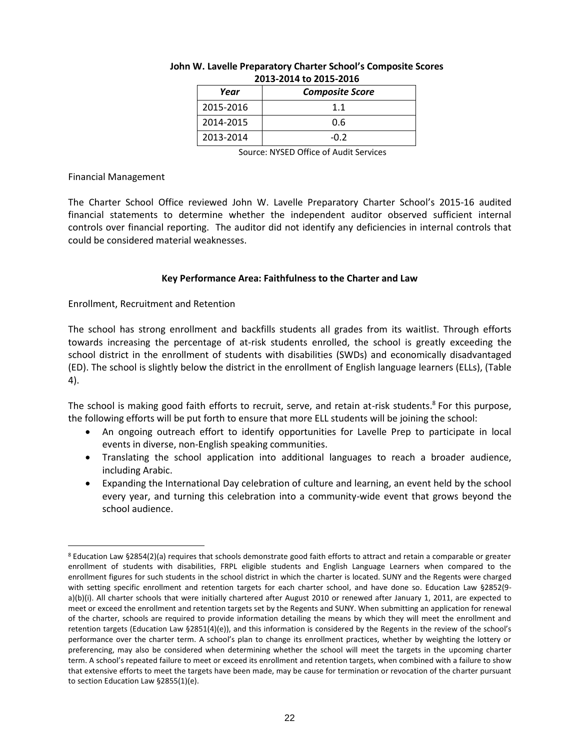**John W. Lavelle Preparatory Charter School's Composite Scores 2013-2014 to 2015-2016**

| *Year* | *Composite Score* |
|---|---|
| 2015-2016 | 1.1 |
| 2014-2015 | 0.6 |
| 2013-2014 | -0.2 |

Source: NYSED Office of Audit Services

Financial Management

The Charter School Office reviewed John W. Lavelle Preparatory Charter School's 2015-16 audited financial statements to determine whether the independent auditor observed sufficient internal controls over financial reporting. The auditor did not identify any deficiencies in internal controls that could be considered material weaknesses.

**Key Performance Area: Faithfulness to the Charter and Law**

Enrollment, Recruitment and Retention

The school has strong enrollment and backfills students all grades from its waitlist. Through efforts towards increasing the percentage of at-risk students enrolled, the school is greatly exceeding the school district in the enrollment of students with disabilities (SWDs) and economically disadvantaged (ED). The school is slightly below the district in the enrollment of English language learners (ELLs), (Table 4).

The school is making good faith efforts to recruit, serve, and retain at-risk students.[8] For this purpose, the following efforts will be put forth to ensure that more ELL students will be joining the school:

- An ongoing outreach effort to identify opportunities for Lavelle Prep to participate in local events in diverse, non-English speaking communities.
- Translating the school application into additional languages to reach a broader audience, including Arabic.
- Expanding the International Day celebration of culture and learning, an event held by the school every year, and turning this celebration into a community-wide event that grows beyond the school audience.

[8] Education Law §2854(2)(a) requires that schools demonstrate good faith efforts to attract and retain a comparable or greater enrollment of students with disabilities, FRPL eligible students and English Language Learners when compared to the enrollment figures for such students in the school district in which the charter is located. SUNY and the Regents were charged with setting specific enrollment and retention targets for each charter school, and have done so. Education Law §2852(9-a)(b)(i). All charter schools that were initially chartered after August 2010 or renewed after January 1, 2011, are expected to meet or exceed the enrollment and retention targets set by the Regents and SUNY. When submitting an application for renewal of the charter, schools are required to provide information detailing the means by which they will meet the enrollment and retention targets (Education Law §2851(4)(e)), and this information is considered by the Regents in the review of the school's performance over the charter term. A school's plan to change its enrollment practices, whether by weighting the lottery or preferencing, may also be considered when determining whether the school will meet the targets in the upcoming charter term. A school's repeated failure to meet or exceed its enrollment and retention targets, when combined with a failure to show that extensive efforts to meet the targets have been made, may be cause for termination or revocation of the charter pursuant to section Education Law §2855(1)(e).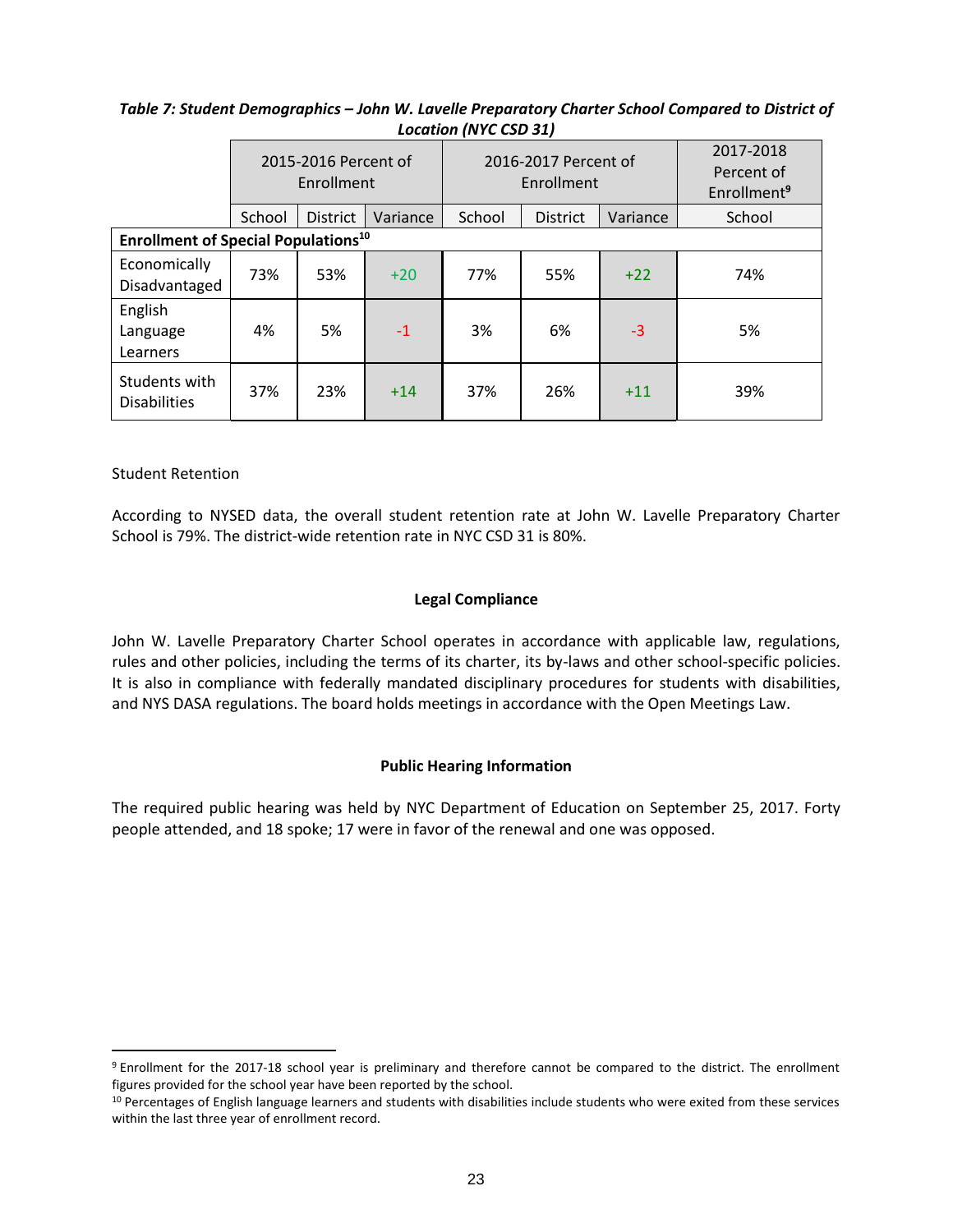***Table 7: Student Demographics – John W. Lavelle Preparatory Charter School Compared to District of Location (NYC CSD 31)***

| | 2015-2016 Percent of Enrollment | | | 2016-2017 Percent of Enrollment | | | 2017-2018 Percent of Enrollment[9] |
|---|---|---|---|---|---|---|---|
| | School | District | Variance | School | District | Variance | School |
| **Enrollment of Special Populations[10]** | | | | | | | |
| Economically Disadvantaged | 73% | 53% | +20 | 77% | 55% | +22 | 74% |
| English Language Learners | 4% | 5% | -1 | 3% | 6% | -3 | 5% |
| Students with Disabilities | 37% | 23% | +14 | 37% | 26% | +11 | 39% |

Student Retention

According to NYSED data, the overall student retention rate at John W. Lavelle Preparatory Charter School is 79%. The district-wide retention rate in NYC CSD 31 is 80%.

## Legal Compliance

John W. Lavelle Preparatory Charter School operates in accordance with applicable law, regulations, rules and other policies, including the terms of its charter, its by-laws and other school-specific policies. It is also in compliance with federally mandated disciplinary procedures for students with disabilities, and NYS DASA regulations. The board holds meetings in accordance with the Open Meetings Law.

## Public Hearing Information

The required public hearing was held by NYC Department of Education on September 25, 2017. Forty people attended, and 18 spoke; 17 were in favor of the renewal and one was opposed.

---

[9] Enrollment for the 2017-18 school year is preliminary and therefore cannot be compared to the district. The enrollment figures provided for the school year have been reported by the school.

[10] Percentages of English language learners and students with disabilities include students who were exited from these services within the last three year of enrollment record.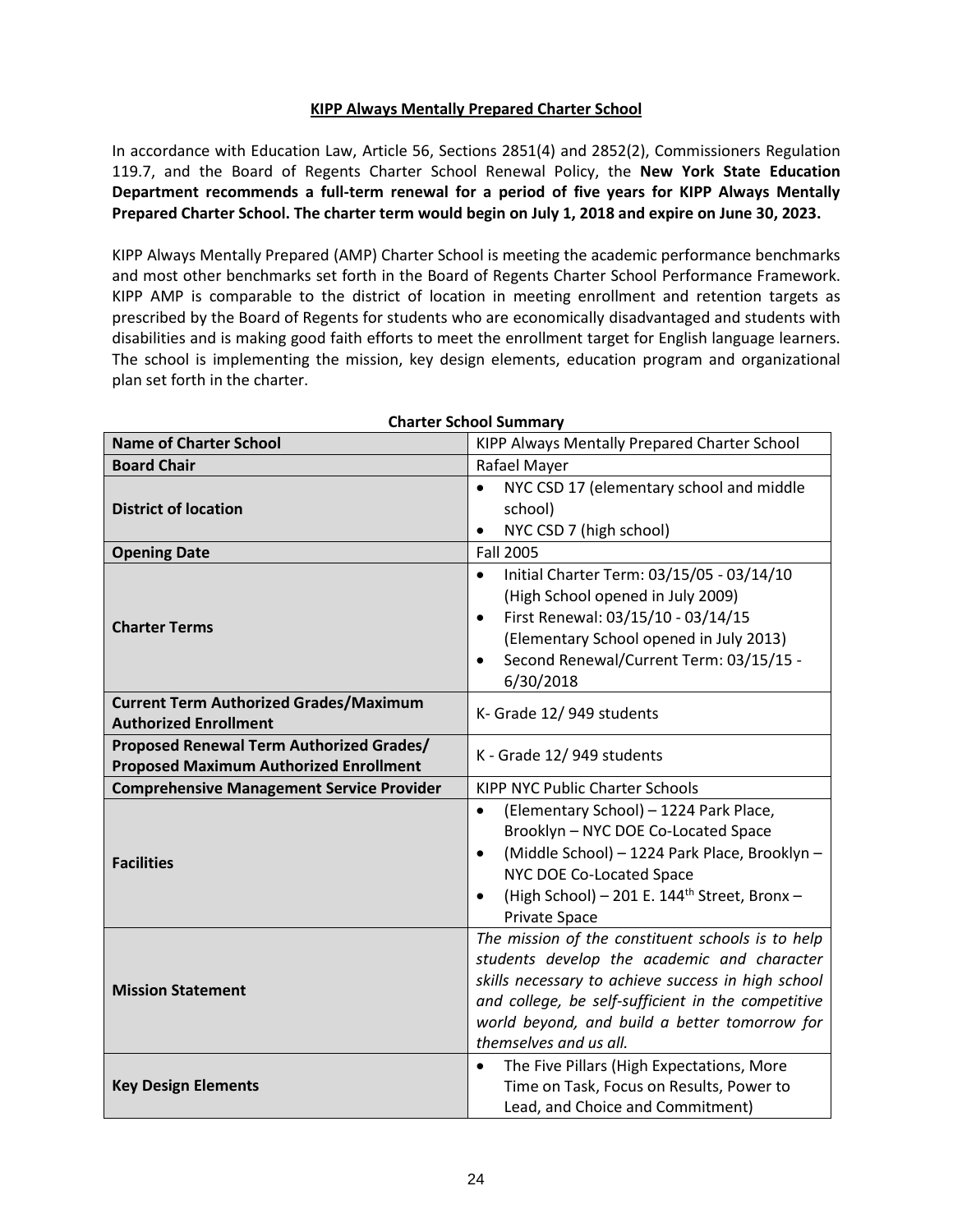**KIPP Always Mentally Prepared Charter School**

In accordance with Education Law, Article 56, Sections 2851(4) and 2852(2), Commissioners Regulation 119.7, and the Board of Regents Charter School Renewal Policy, the **New York State Education Department recommends a full-term renewal for a period of five years for KIPP Always Mentally Prepared Charter School. The charter term would begin on July 1, 2018 and expire on June 30, 2023.**

KIPP Always Mentally Prepared (AMP) Charter School is meeting the academic performance benchmarks and most other benchmarks set forth in the Board of Regents Charter School Performance Framework. KIPP AMP is comparable to the district of location in meeting enrollment and retention targets as prescribed by the Board of Regents for students who are economically disadvantaged and students with disabilities and is making good faith efforts to meet the enrollment target for English language learners. The school is implementing the mission, key design elements, education program and organizational plan set forth in the charter.

**Charter School Summary**

| | |
|---|---|
| **Name of Charter School** | KIPP Always Mentally Prepared Charter School |
| **Board Chair** | Rafael Mayer |
| **District of location** | • NYC CSD 17 (elementary school and middle school)<br>• NYC CSD 7 (high school) |
| **Opening Date** | Fall 2005 |
| **Charter Terms** | • Initial Charter Term: 03/15/05 - 03/14/10 (High School opened in July 2009)<br>• First Renewal: 03/15/10 - 03/14/15 (Elementary School opened in July 2013)<br>• Second Renewal/Current Term: 03/15/15 - 6/30/2018 |
| **Current Term Authorized Grades/Maximum Authorized Enrollment** | K- Grade 12/ 949 students |
| **Proposed Renewal Term Authorized Grades/ Proposed Maximum Authorized Enrollment** | K - Grade 12/ 949 students |
| **Comprehensive Management Service Provider** | KIPP NYC Public Charter Schools |
| **Facilities** | • (Elementary School) – 1224 Park Place, Brooklyn – NYC DOE Co-Located Space<br>• (Middle School) – 1224 Park Place, Brooklyn – NYC DOE Co-Located Space<br>• (High School) – 201 E. 144th Street, Bronx – Private Space |
| **Mission Statement** | *The mission of the constituent schools is to help students develop the academic and character skills necessary to achieve success in high school and college, be self-sufficient in the competitive world beyond, and build a better tomorrow for themselves and us all.* |
| **Key Design Elements** | • The Five Pillars (High Expectations, More Time on Task, Focus on Results, Power to Lead, and Choice and Commitment) |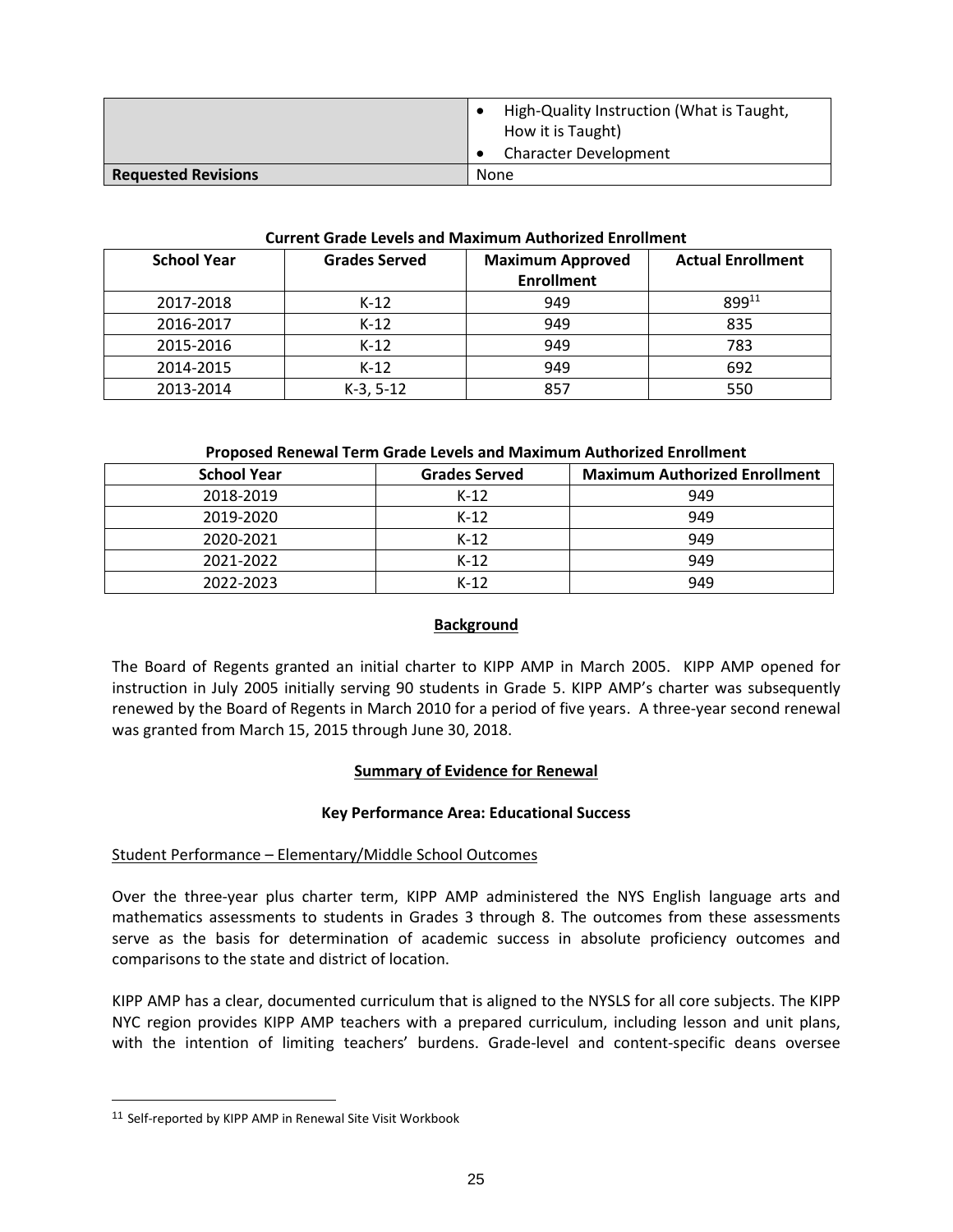| | • High-Quality Instruction (What is Taught, How it is Taught)<br>• Character Development |
|---|---|
| **Requested Revisions** | None |

**Current Grade Levels and Maximum Authorized Enrollment**

| School Year | Grades Served | Maximum Approved Enrollment | Actual Enrollment |
|---|---|---|---|
| 2017-2018 | K-12 | 949 | 899[11] |
| 2016-2017 | K-12 | 949 | 835 |
| 2015-2016 | K-12 | 949 | 783 |
| 2014-2015 | K-12 | 949 | 692 |
| 2013-2014 | K-3, 5-12 | 857 | 550 |

**Proposed Renewal Term Grade Levels and Maximum Authorized Enrollment**

| School Year | Grades Served | Maximum Authorized Enrollment |
|---|---|---|
| 2018-2019 | K-12 | 949 |
| 2019-2020 | K-12 | 949 |
| 2020-2021 | K-12 | 949 |
| 2021-2022 | K-12 | 949 |
| 2022-2023 | K-12 | 949 |

## Background

The Board of Regents granted an initial charter to KIPP AMP in March 2005. KIPP AMP opened for instruction in July 2005 initially serving 90 students in Grade 5. KIPP AMP's charter was subsequently renewed by the Board of Regents in March 2010 for a period of five years. A three-year second renewal was granted from March 15, 2015 through June 30, 2018.

## Summary of Evidence for Renewal

### Key Performance Area: Educational Success

Student Performance – Elementary/Middle School Outcomes

Over the three-year plus charter term, KIPP AMP administered the NYS English language arts and mathematics assessments to students in Grades 3 through 8. The outcomes from these assessments serve as the basis for determination of academic success in absolute proficiency outcomes and comparisons to the state and district of location.

KIPP AMP has a clear, documented curriculum that is aligned to the NYSLS for all core subjects. The KIPP NYC region provides KIPP AMP teachers with a prepared curriculum, including lesson and unit plans, with the intention of limiting teachers' burdens. Grade-level and content-specific deans oversee

[11] Self-reported by KIPP AMP in Renewal Site Visit Workbook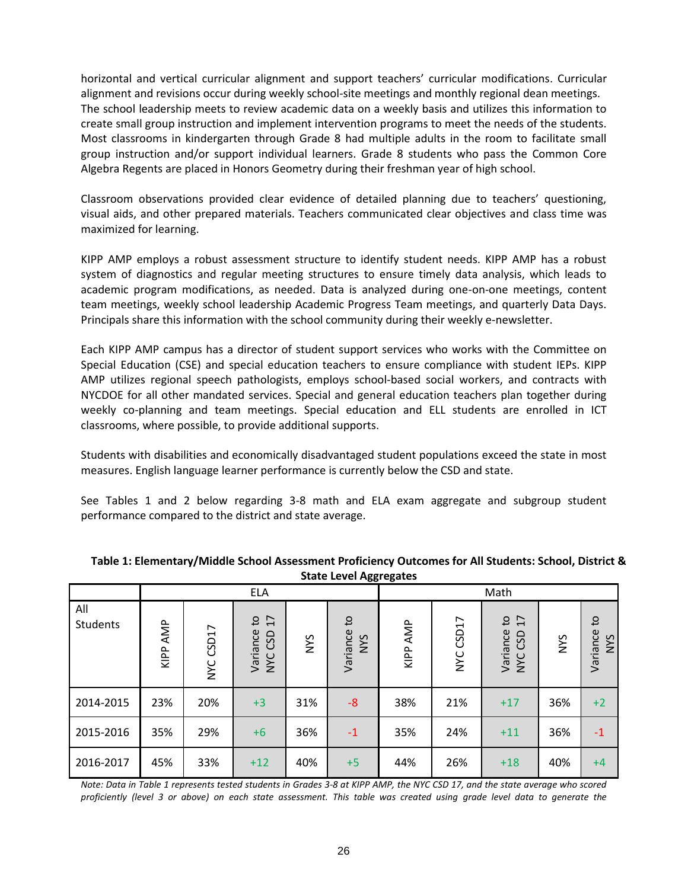horizontal and vertical curricular alignment and support teachers' curricular modifications. Curricular alignment and revisions occur during weekly school-site meetings and monthly regional dean meetings. The school leadership meets to review academic data on a weekly basis and utilizes this information to create small group instruction and implement intervention programs to meet the needs of the students. Most classrooms in kindergarten through Grade 8 had multiple adults in the room to facilitate small group instruction and/or support individual learners. Grade 8 students who pass the Common Core Algebra Regents are placed in Honors Geometry during their freshman year of high school.

Classroom observations provided clear evidence of detailed planning due to teachers' questioning, visual aids, and other prepared materials. Teachers communicated clear objectives and class time was maximized for learning.

KIPP AMP employs a robust assessment structure to identify student needs. KIPP AMP has a robust system of diagnostics and regular meeting structures to ensure timely data analysis, which leads to academic program modifications, as needed. Data is analyzed during one-on-one meetings, content team meetings, weekly school leadership Academic Progress Team meetings, and quarterly Data Days. Principals share this information with the school community during their weekly e-newsletter.

Each KIPP AMP campus has a director of student support services who works with the Committee on Special Education (CSE) and special education teachers to ensure compliance with student IEPs. KIPP AMP utilizes regional speech pathologists, employs school-based social workers, and contracts with NYCDOE for all other mandated services. Special and general education teachers plan together during weekly co-planning and team meetings. Special education and ELL students are enrolled in ICT classrooms, where possible, to provide additional supports.

Students with disabilities and economically disadvantaged student populations exceed the state in most measures. English language learner performance is currently below the CSD and state.

See Tables 1 and 2 below regarding 3-8 math and ELA exam aggregate and subgroup student performance compared to the district and state average.

**Table 1: Elementary/Middle School Assessment Proficiency Outcomes for All Students: School, District & State Level Aggregates**

| | ELA | | | | | Math | | | | |
|---|---|---|---|---|---|---|---|---|---|---|
| All Students | KIPP AMP | NYC CSD17 | Variance to NYC CSD 17 | NYS | Variance to NYS | KIPP AMP | NYC CSD17 | Variance to NYC CSD 17 | NYS | Variance to NYS |
| 2014-2015 | 23% | 20% | +3 | 31% | -8 | 38% | 21% | +17 | 36% | +2 |
| 2015-2016 | 35% | 29% | +6 | 36% | -1 | 35% | 24% | +11 | 36% | -1 |
| 2016-2017 | 45% | 33% | +12 | 40% | +5 | 44% | 26% | +18 | 40% | +4 |

*Note: Data in Table 1 represents tested students in Grades 3-8 at KIPP AMP, the NYC CSD 17, and the state average who scored proficiently (level 3 or above) on each state assessment. This table was created using grade level data to generate the*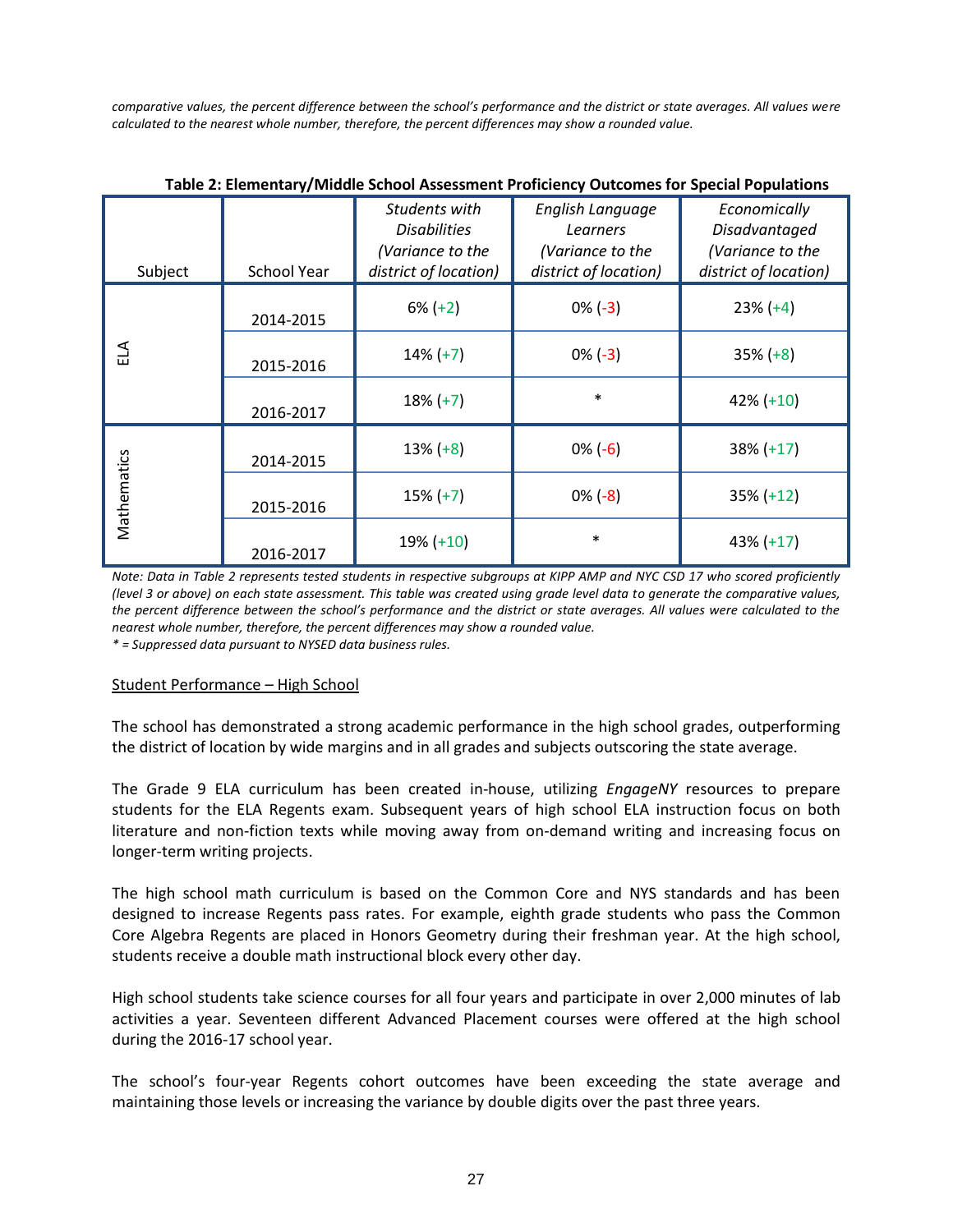*comparative values, the percent difference between the school's performance and the district or state averages. All values were calculated to the nearest whole number, therefore, the percent differences may show a rounded value.*

**Table 2: Elementary/Middle School Assessment Proficiency Outcomes for Special Populations**

| Subject | School Year | *Students with Disabilities (Variance to the district of location)* | *English Language Learners (Variance to the district of location)* | *Economically Disadvantaged (Variance to the district of location)* |
|---|---|---|---|---|
| ELA | 2014-2015 | 6% (+2) | 0% (-3) | 23% (+4) |
| | 2015-2016 | 14% (+7) | 0% (-3) | 35% (+8) |
| | 2016-2017 | 18% (+7) | * | 42% (+10) |
| Mathematics | 2014-2015 | 13% (+8) | 0% (-6) | 38% (+17) |
| | 2015-2016 | 15% (+7) | 0% (-8) | 35% (+12) |
| | 2016-2017 | 19% (+10) | * | 43% (+17) |

*Note: Data in Table 2 represents tested students in respective subgroups at KIPP AMP and NYC CSD 17 who scored proficiently (level 3 or above) on each state assessment. This table was created using grade level data to generate the comparative values, the percent difference between the school's performance and the district or state averages. All values were calculated to the nearest whole number, therefore, the percent differences may show a rounded value.*

*\* = Suppressed data pursuant to NYSED data business rules.*

Student Performance – High School

The school has demonstrated a strong academic performance in the high school grades, outperforming the district of location by wide margins and in all grades and subjects outscoring the state average.

The Grade 9 ELA curriculum has been created in-house, utilizing *EngageNY* resources to prepare students for the ELA Regents exam. Subsequent years of high school ELA instruction focus on both literature and non-fiction texts while moving away from on-demand writing and increasing focus on longer-term writing projects.

The high school math curriculum is based on the Common Core and NYS standards and has been designed to increase Regents pass rates. For example, eighth grade students who pass the Common Core Algebra Regents are placed in Honors Geometry during their freshman year. At the high school, students receive a double math instructional block every other day.

High school students take science courses for all four years and participate in over 2,000 minutes of lab activities a year. Seventeen different Advanced Placement courses were offered at the high school during the 2016-17 school year.

The school's four-year Regents cohort outcomes have been exceeding the state average and maintaining those levels or increasing the variance by double digits over the past three years.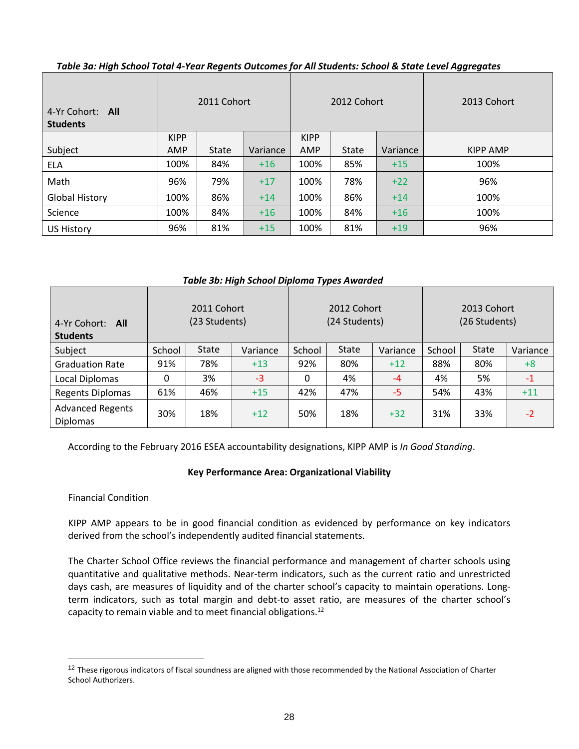*Table 3a: High School Total 4-Year Regents Outcomes for All Students: School & State Level Aggregates*

| 4-Yr Cohort: **All Students** | 2011 Cohort | | | 2012 Cohort | | | 2013 Cohort |
|---|---|---|---|---|---|---|---|
| Subject | KIPP AMP | State | Variance | KIPP AMP | State | Variance | KIPP AMP |
| ELA | 100% | 84% | +16 | 100% | 85% | +15 | 100% |
| Math | 96% | 79% | +17 | 100% | 78% | +22 | 96% |
| Global History | 100% | 86% | +14 | 100% | 86% | +14 | 100% |
| Science | 100% | 84% | +16 | 100% | 84% | +16 | 100% |
| US History | 96% | 81% | +15 | 100% | 81% | +19 | 96% |

*Table 3b: High School Diploma Types Awarded*

| 4-Yr Cohort: **All Students** | 2011 Cohort (23 Students) | | | 2012 Cohort (24 Students) | | | 2013 Cohort (26 Students) | | |
|---|---|---|---|---|---|---|---|---|---|
| Subject | School | State | Variance | School | State | Variance | School | State | Variance |
| Graduation Rate | 91% | 78% | +13 | 92% | 80% | +12 | 88% | 80% | +8 |
| Local Diplomas | 0 | 3% | -3 | 0 | 4% | -4 | 4% | 5% | -1 |
| Regents Diplomas | 61% | 46% | +15 | 42% | 47% | -5 | 54% | 43% | +11 |
| Advanced Regents Diplomas | 30% | 18% | +12 | 50% | 18% | +32 | 31% | 33% | -2 |

According to the February 2016 ESEA accountability designations, KIPP AMP is *In Good Standing*.

**Key Performance Area: Organizational Viability**

Financial Condition

KIPP AMP appears to be in good financial condition as evidenced by performance on key indicators derived from the school's independently audited financial statements.

The Charter School Office reviews the financial performance and management of charter schools using quantitative and qualitative methods. Near-term indicators, such as the current ratio and unrestricted days cash, are measures of liquidity and of the charter school's capacity to maintain operations. Long-term indicators, such as total margin and debt-to asset ratio, are measures of the charter school's capacity to remain viable and to meet financial obligations.[12]

[12] These rigorous indicators of fiscal soundness are aligned with those recommended by the National Association of Charter School Authorizers.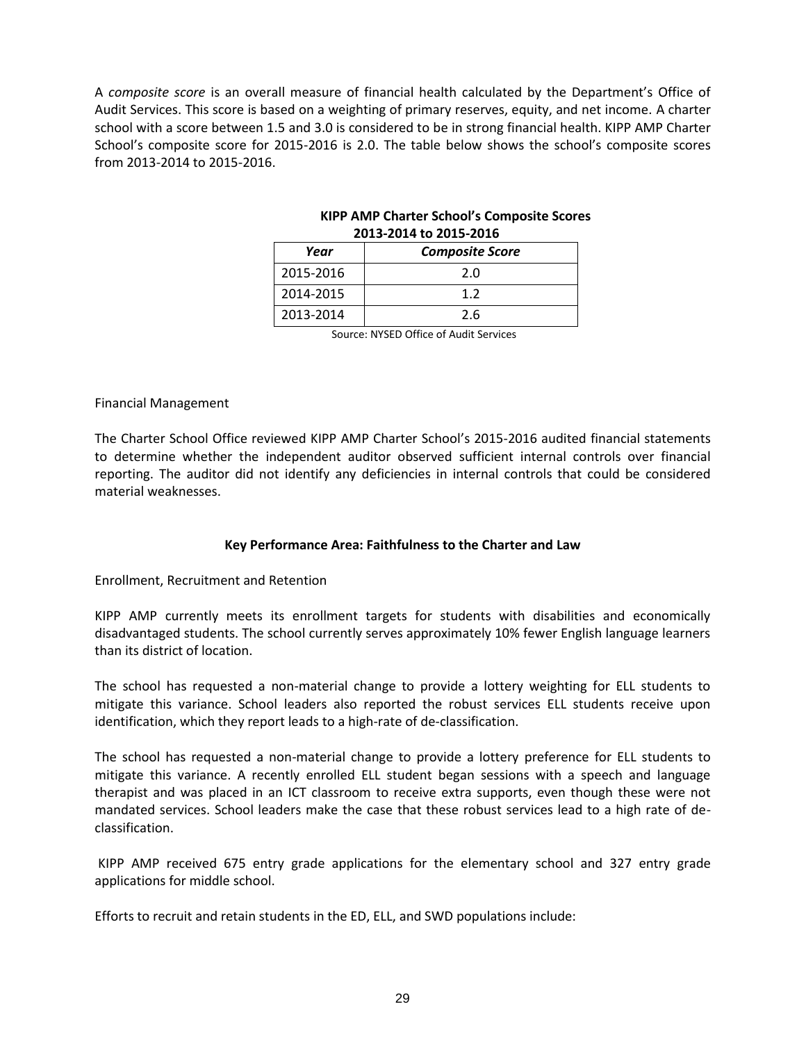A *composite score* is an overall measure of financial health calculated by the Department's Office of Audit Services. This score is based on a weighting of primary reserves, equity, and net income. A charter school with a score between 1.5 and 3.0 is considered to be in strong financial health. KIPP AMP Charter School's composite score for 2015-2016 is 2.0. The table below shows the school's composite scores from 2013-2014 to 2015-2016.

**KIPP AMP Charter School's Composite Scores 2013-2014 to 2015-2016**

| *Year* | *Composite Score* |
|---|---|
| 2015-2016 | 2.0 |
| 2014-2015 | 1.2 |
| 2013-2014 | 2.6 |

Source: NYSED Office of Audit Services

Financial Management

The Charter School Office reviewed KIPP AMP Charter School's 2015-2016 audited financial statements to determine whether the independent auditor observed sufficient internal controls over financial reporting. The auditor did not identify any deficiencies in internal controls that could be considered material weaknesses.

### Key Performance Area: Faithfulness to the Charter and Law

Enrollment, Recruitment and Retention

KIPP AMP currently meets its enrollment targets for students with disabilities and economically disadvantaged students. The school currently serves approximately 10% fewer English language learners than its district of location.

The school has requested a non-material change to provide a lottery weighting for ELL students to mitigate this variance. School leaders also reported the robust services ELL students receive upon identification, which they report leads to a high-rate of de-classification.

The school has requested a non-material change to provide a lottery preference for ELL students to mitigate this variance. A recently enrolled ELL student began sessions with a speech and language therapist and was placed in an ICT classroom to receive extra supports, even though these were not mandated services. School leaders make the case that these robust services lead to a high rate of de-classification.

KIPP AMP received 675 entry grade applications for the elementary school and 327 entry grade applications for middle school.

Efforts to recruit and retain students in the ED, ELL, and SWD populations include: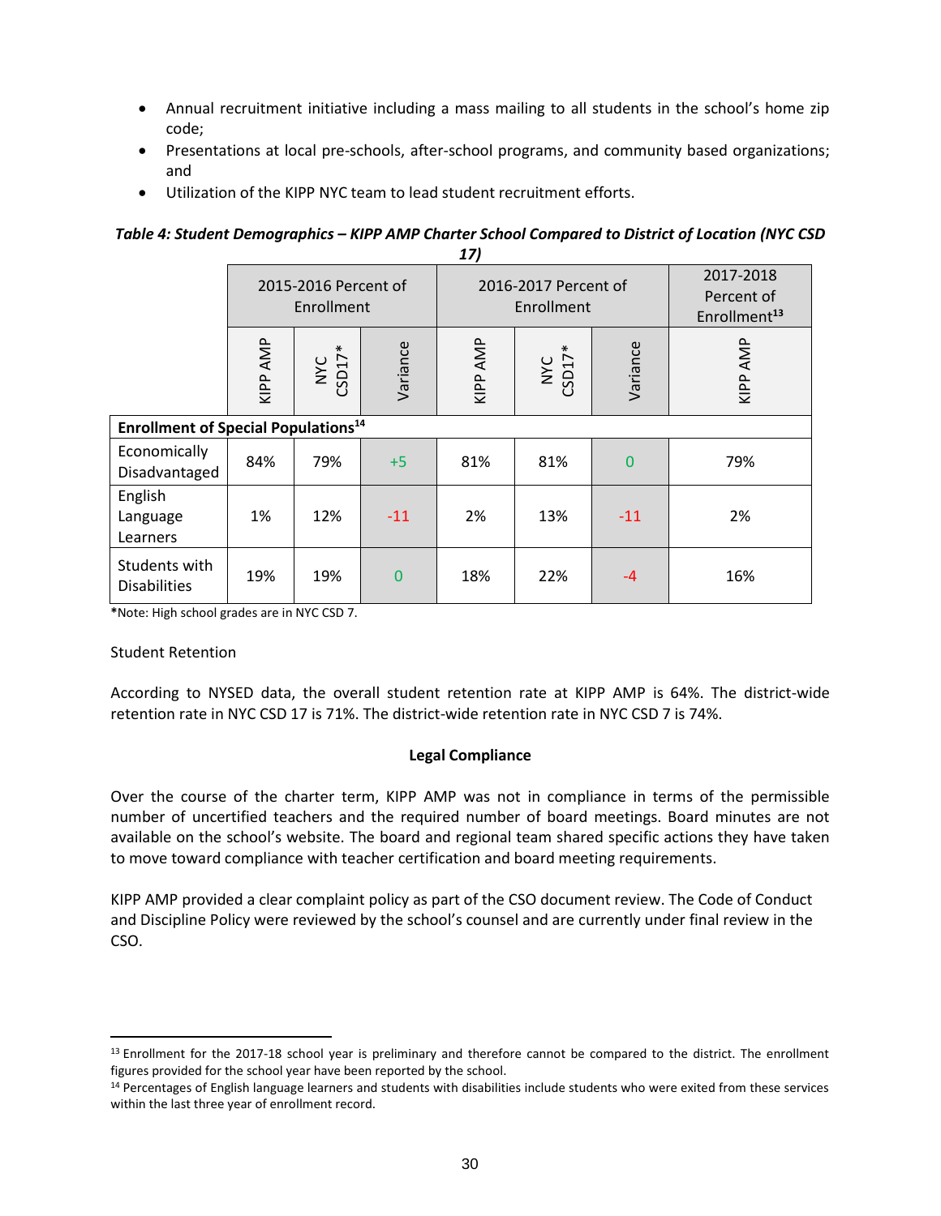- Annual recruitment initiative including a mass mailing to all students in the school's home zip code;
- Presentations at local pre-schools, after-school programs, and community based organizations; and
- Utilization of the KIPP NYC team to lead student recruitment efforts.

***Table 4: Student Demographics – KIPP AMP Charter School Compared to District of Location (NYC CSD 17)***

| | 2015-2016 Percent of Enrollment | | | 2016-2017 Percent of Enrollment | | | 2017-2018 Percent of Enrollment[13] |
|---|---|---|---|---|---|---|---|
| | KIPP AMP | NYC CSD17* | Variance | KIPP AMP | NYC CSD17* | Variance | KIPP AMP |
| **Enrollment of Special Populations[14]** | | | | | | | |
| Economically Disadvantaged | 84% | 79% | +5 | 81% | 81% | 0 | 79% |
| English Language Learners | 1% | 12% | -11 | 2% | 13% | -11 | 2% |
| Students with Disabilities | 19% | 19% | 0 | 18% | 22% | -4 | 16% |

*Note: High school grades are in NYC CSD 7.

Student Retention

According to NYSED data, the overall student retention rate at KIPP AMP is 64%. The district-wide retention rate in NYC CSD 17 is 71%. The district-wide retention rate in NYC CSD 7 is 74%.

**Legal Compliance**

Over the course of the charter term, KIPP AMP was not in compliance in terms of the permissible number of uncertified teachers and the required number of board meetings. Board minutes are not available on the school's website. The board and regional team shared specific actions they have taken to move toward compliance with teacher certification and board meeting requirements.

KIPP AMP provided a clear complaint policy as part of the CSO document review. The Code of Conduct and Discipline Policy were reviewed by the school's counsel and are currently under final review in the CSO.

---

[13] Enrollment for the 2017-18 school year is preliminary and therefore cannot be compared to the district. The enrollment figures provided for the school year have been reported by the school.

[14] Percentages of English language learners and students with disabilities include students who were exited from these services within the last three year of enrollment record.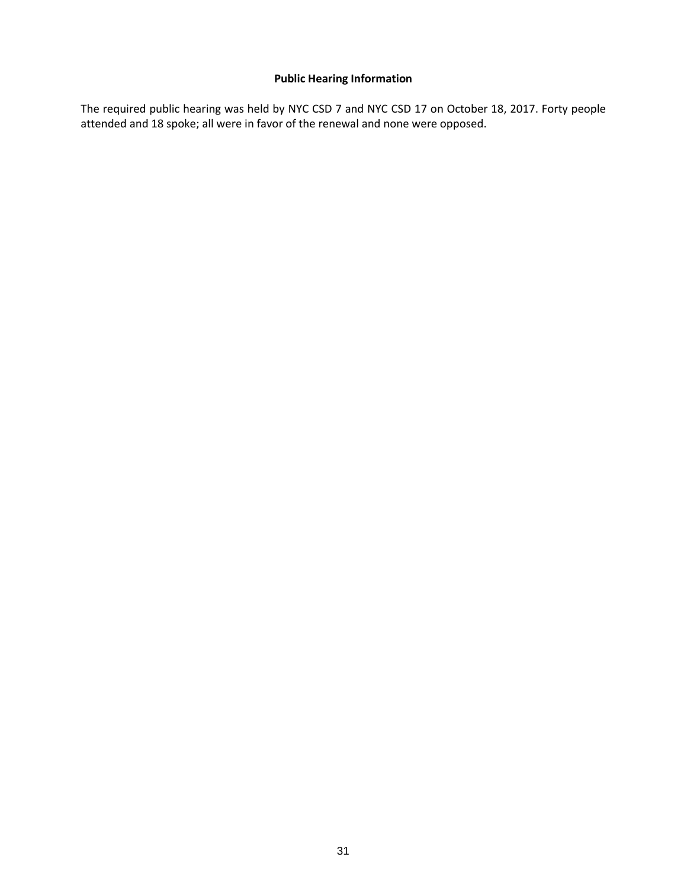**Public Hearing Information**

The required public hearing was held by NYC CSD 7 and NYC CSD 17 on October 18, 2017. Forty people attended and 18 spoke; all were in favor of the renewal and none were opposed.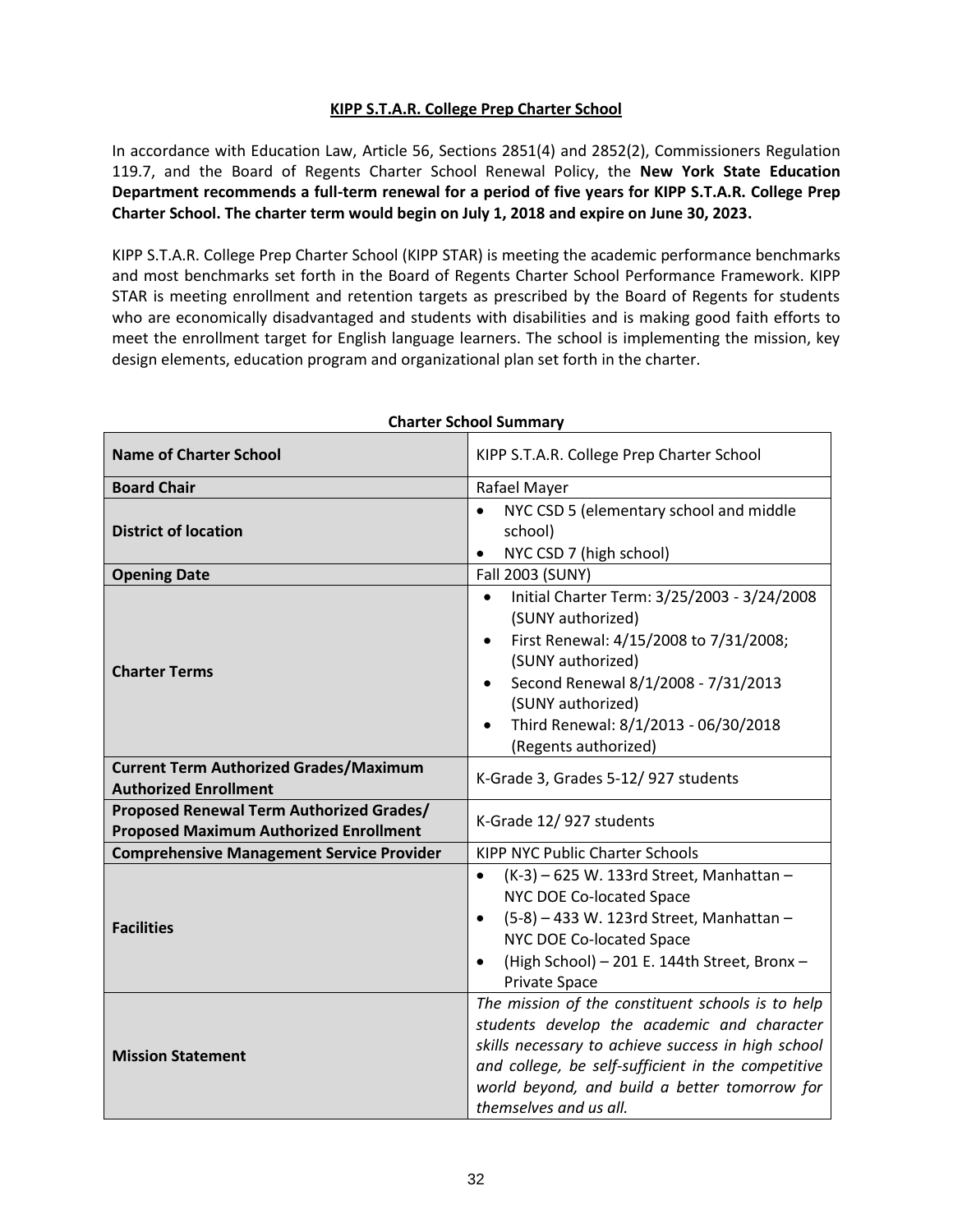**KIPP S.T.A.R. College Prep Charter School**

In accordance with Education Law, Article 56, Sections 2851(4) and 2852(2), Commissioners Regulation 119.7, and the Board of Regents Charter School Renewal Policy, the **New York State Education Department recommends a full-term renewal for a period of five years for KIPP S.T.A.R. College Prep Charter School. The charter term would begin on July 1, 2018 and expire on June 30, 2023.**

KIPP S.T.A.R. College Prep Charter School (KIPP STAR) is meeting the academic performance benchmarks and most benchmarks set forth in the Board of Regents Charter School Performance Framework. KIPP STAR is meeting enrollment and retention targets as prescribed by the Board of Regents for students who are economically disadvantaged and students with disabilities and is making good faith efforts to meet the enrollment target for English language learners. The school is implementing the mission, key design elements, education program and organizational plan set forth in the charter.

**Charter School Summary**

| **Name of Charter School** | KIPP S.T.A.R. College Prep Charter School |
|---|---|
| **Board Chair** | Rafael Mayer |
| **District of location** | • NYC CSD 5 (elementary school and middle school)<br>• NYC CSD 7 (high school) |
| **Opening Date** | Fall 2003 (SUNY) |
| **Charter Terms** | • Initial Charter Term: 3/25/2003 - 3/24/2008 (SUNY authorized)<br>• First Renewal: 4/15/2008 to 7/31/2008; (SUNY authorized)<br>• Second Renewal 8/1/2008 - 7/31/2013 (SUNY authorized)<br>• Third Renewal: 8/1/2013 - 06/30/2018 (Regents authorized) |
| **Current Term Authorized Grades/Maximum Authorized Enrollment** | K-Grade 3, Grades 5-12/ 927 students |
| **Proposed Renewal Term Authorized Grades/ Proposed Maximum Authorized Enrollment** | K-Grade 12/ 927 students |
| **Comprehensive Management Service Provider** | KIPP NYC Public Charter Schools |
| **Facilities** | • (K-3) – 625 W. 133rd Street, Manhattan – NYC DOE Co-located Space<br>• (5-8) – 433 W. 123rd Street, Manhattan – NYC DOE Co-located Space<br>• (High School) – 201 E. 144th Street, Bronx – Private Space |
| **Mission Statement** | *The mission of the constituent schools is to help students develop the academic and character skills necessary to achieve success in high school and college, be self-sufficient in the competitive world beyond, and build a better tomorrow for themselves and us all.* |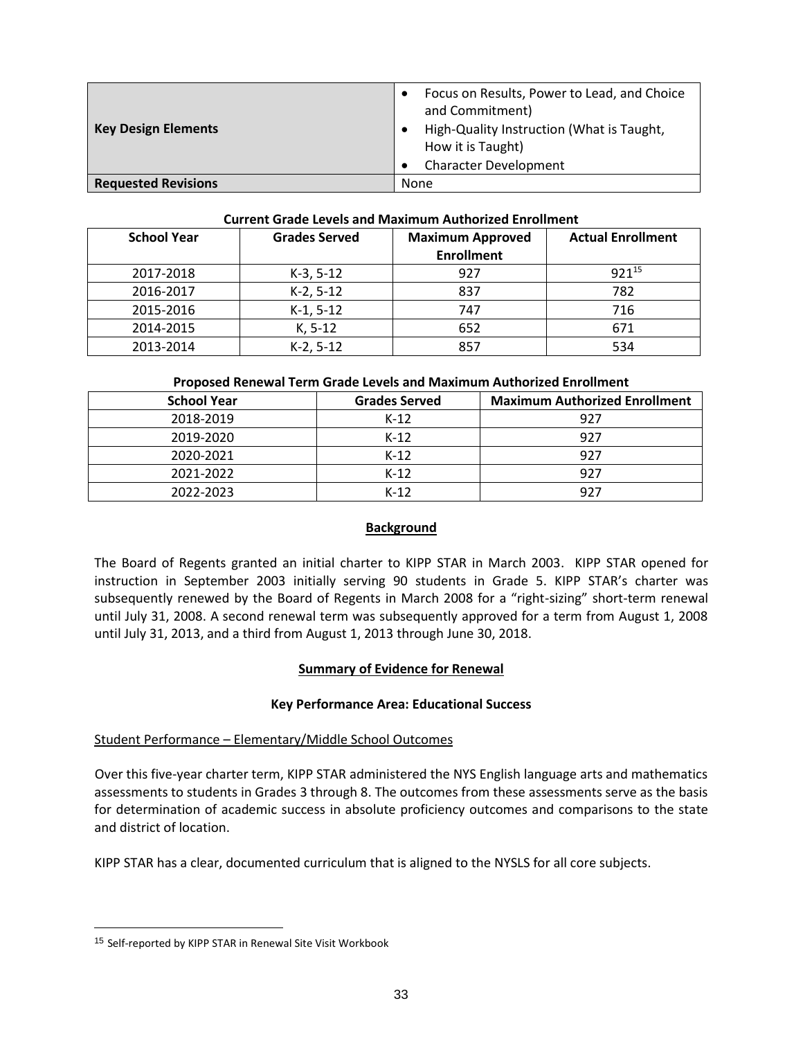| Key Design Elements | • Focus on Results, Power to Lead, and Choice and Commitment)<br>• High-Quality Instruction (What is Taught, How it is Taught)<br>• Character Development |
| --- | --- |
| Requested Revisions | None |

**Current Grade Levels and Maximum Authorized Enrollment**

| School Year | Grades Served | Maximum Approved Enrollment | Actual Enrollment |
| --- | --- | --- | --- |
| 2017-2018 | K-3, 5-12 | 927 | 921[15] |
| 2016-2017 | K-2, 5-12 | 837 | 782 |
| 2015-2016 | K-1, 5-12 | 747 | 716 |
| 2014-2015 | K, 5-12 | 652 | 671 |
| 2013-2014 | K-2, 5-12 | 857 | 534 |

**Proposed Renewal Term Grade Levels and Maximum Authorized Enrollment**

| School Year | Grades Served | Maximum Authorized Enrollment |
| --- | --- | --- |
| 2018-2019 | K-12 | 927 |
| 2019-2020 | K-12 | 927 |
| 2020-2021 | K-12 | 927 |
| 2021-2022 | K-12 | 927 |
| 2022-2023 | K-12 | 927 |

## Background

The Board of Regents granted an initial charter to KIPP STAR in March 2003. KIPP STAR opened for instruction in September 2003 initially serving 90 students in Grade 5. KIPP STAR's charter was subsequently renewed by the Board of Regents in March 2008 for a "right-sizing" short-term renewal until July 31, 2008. A second renewal term was subsequently approved for a term from August 1, 2008 until July 31, 2013, and a third from August 1, 2013 through June 30, 2018.

## Summary of Evidence for Renewal

### Key Performance Area: Educational Success

Student Performance – Elementary/Middle School Outcomes

Over this five-year charter term, KIPP STAR administered the NYS English language arts and mathematics assessments to students in Grades 3 through 8. The outcomes from these assessments serve as the basis for determination of academic success in absolute proficiency outcomes and comparisons to the state and district of location.

KIPP STAR has a clear, documented curriculum that is aligned to the NYSLS for all core subjects.

[15] Self-reported by KIPP STAR in Renewal Site Visit Workbook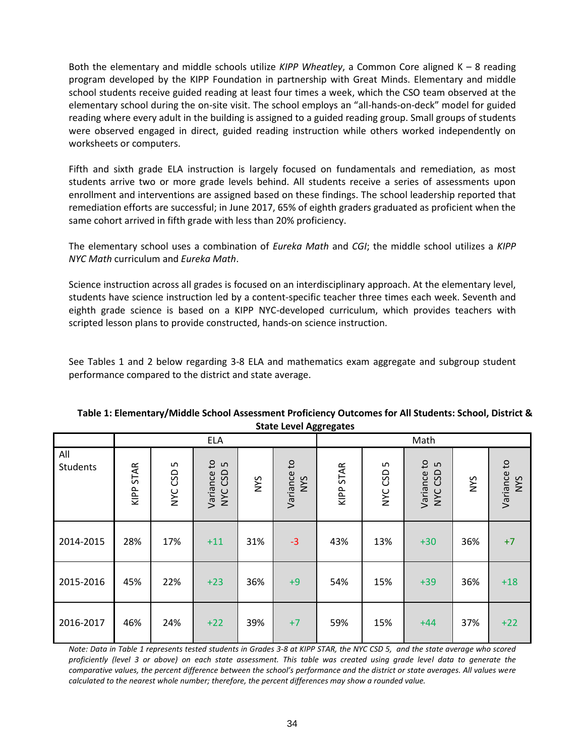Both the elementary and middle schools utilize *KIPP Wheatley*, a Common Core aligned K – 8 reading program developed by the KIPP Foundation in partnership with Great Minds. Elementary and middle school students receive guided reading at least four times a week, which the CSO team observed at the elementary school during the on-site visit. The school employs an "all-hands-on-deck" model for guided reading where every adult in the building is assigned to a guided reading group. Small groups of students were observed engaged in direct, guided reading instruction while others worked independently on worksheets or computers.

Fifth and sixth grade ELA instruction is largely focused on fundamentals and remediation, as most students arrive two or more grade levels behind. All students receive a series of assessments upon enrollment and interventions are assigned based on these findings. The school leadership reported that remediation efforts are successful; in June 2017, 65% of eighth graders graduated as proficient when the same cohort arrived in fifth grade with less than 20% proficiency.

The elementary school uses a combination of *Eureka Math* and *CGI*; the middle school utilizes a *KIPP NYC Math* curriculum and *Eureka Math*.

Science instruction across all grades is focused on an interdisciplinary approach. At the elementary level, students have science instruction led by a content-specific teacher three times each week. Seventh and eighth grade science is based on a KIPP NYC-developed curriculum, which provides teachers with scripted lesson plans to provide constructed, hands-on science instruction.

See Tables 1 and 2 below regarding 3-8 ELA and mathematics exam aggregate and subgroup student performance compared to the district and state average.

**Table 1: Elementary/Middle School Assessment Proficiency Outcomes for All Students: School, District & State Level Aggregates**

| | ELA | | | | | Math | | | | |
|---|---|---|---|---|---|---|---|---|---|---|
| All Students | KIPP STAR | NYC CSD 5 | Variance to NYC CSD 5 | NYS | Variance to NYS | KIPP STAR | NYC CSD 5 | Variance to NYC CSD 5 | NYS | Variance to NYS |
| 2014-2015 | 28% | 17% | +11 | 31% | -3 | 43% | 13% | +30 | 36% | +7 |
| 2015-2016 | 45% | 22% | +23 | 36% | +9 | 54% | 15% | +39 | 36% | +18 |
| 2016-2017 | 46% | 24% | +22 | 39% | +7 | 59% | 15% | +44 | 37% | +22 |

*Note: Data in Table 1 represents tested students in Grades 3-8 at KIPP STAR, the NYC CSD 5, and the state average who scored proficiently (level 3 or above) on each state assessment. This table was created using grade level data to generate the comparative values, the percent difference between the school's performance and the district or state averages. All values were calculated to the nearest whole number; therefore, the percent differences may show a rounded value.*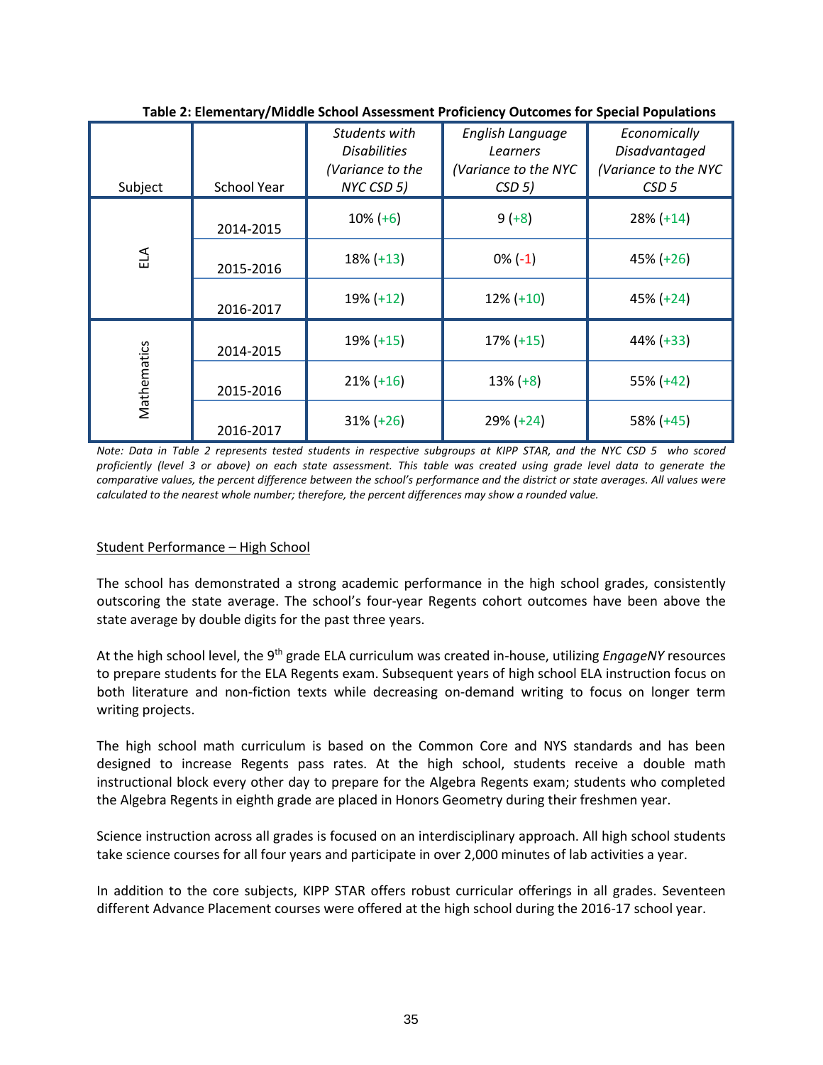**Table 2: Elementary/Middle School Assessment Proficiency Outcomes for Special Populations**

| Subject | School Year | *Students with Disabilities (Variance to the NYC CSD 5)* | *English Language Learners (Variance to the NYC CSD 5)* | *Economically Disadvantaged (Variance to the NYC CSD 5* |
|---|---|---|---|---|
| ELA | 2014-2015 | 10% (+6) | 9 (+8) | 28% (+14) |
| | 2015-2016 | 18% (+13) | 0% (-1) | 45% (+26) |
| | 2016-2017 | 19% (+12) | 12% (+10) | 45% (+24) |
| Mathematics | 2014-2015 | 19% (+15) | 17% (+15) | 44% (+33) |
| | 2015-2016 | 21% (+16) | 13% (+8) | 55% (+42) |
| | 2016-2017 | 31% (+26) | 29% (+24) | 58% (+45) |

*Note: Data in Table 2 represents tested students in respective subgroups at KIPP STAR, and the NYC CSD 5 who scored proficiently (level 3 or above) on each state assessment. This table was created using grade level data to generate the comparative values, the percent difference between the school's performance and the district or state averages. All values were calculated to the nearest whole number; therefore, the percent differences may show a rounded value.*

Student Performance – High School

The school has demonstrated a strong academic performance in the high school grades, consistently outscoring the state average. The school's four-year Regents cohort outcomes have been above the state average by double digits for the past three years.

At the high school level, the 9th grade ELA curriculum was created in-house, utilizing *EngageNY* resources to prepare students for the ELA Regents exam. Subsequent years of high school ELA instruction focus on both literature and non-fiction texts while decreasing on-demand writing to focus on longer term writing projects.

The high school math curriculum is based on the Common Core and NYS standards and has been designed to increase Regents pass rates. At the high school, students receive a double math instructional block every other day to prepare for the Algebra Regents exam; students who completed the Algebra Regents in eighth grade are placed in Honors Geometry during their freshmen year.

Science instruction across all grades is focused on an interdisciplinary approach. All high school students take science courses for all four years and participate in over 2,000 minutes of lab activities a year.

In addition to the core subjects, KIPP STAR offers robust curricular offerings in all grades. Seventeen different Advance Placement courses were offered at the high school during the 2016-17 school year.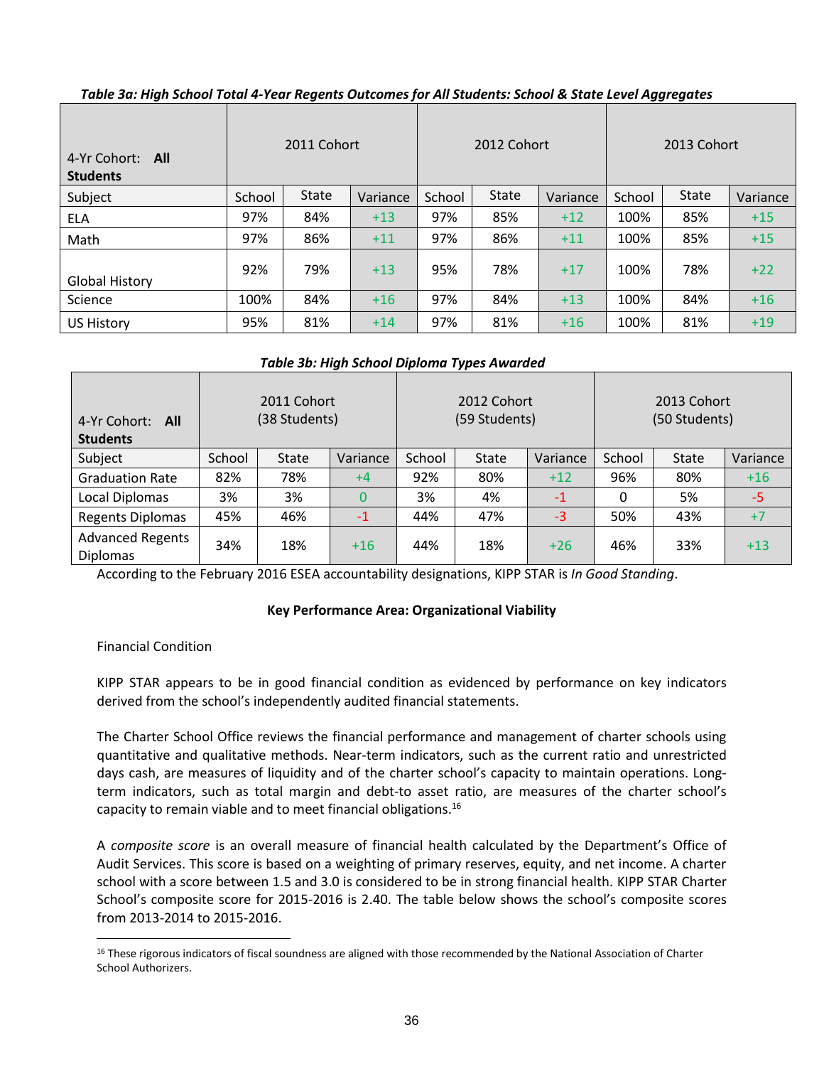*Table 3a: High School Total 4-Year Regents Outcomes for All Students: School & State Level Aggregates*

| 4-Yr Cohort: **All Students** | 2011 Cohort | | | 2012 Cohort | | | 2013 Cohort | | |
|---|---|---|---|---|---|---|---|---|---|
| Subject | School | State | Variance | School | State | Variance | School | State | Variance |
| ELA | 97% | 84% | +13 | 97% | 85% | +12 | 100% | 85% | +15 |
| Math | 97% | 86% | +11 | 97% | 86% | +11 | 100% | 85% | +15 |
| Global History | 92% | 79% | +13 | 95% | 78% | +17 | 100% | 78% | +22 |
| Science | 100% | 84% | +16 | 97% | 84% | +13 | 100% | 84% | +16 |
| US History | 95% | 81% | +14 | 97% | 81% | +16 | 100% | 81% | +19 |

*Table 3b: High School Diploma Types Awarded*

| 4-Yr Cohort: **All Students** | 2011 Cohort (38 Students) | | | 2012 Cohort (59 Students) | | | 2013 Cohort (50 Students) | | |
|---|---|---|---|---|---|---|---|---|---|
| Subject | School | State | Variance | School | State | Variance | School | State | Variance |
| Graduation Rate | 82% | 78% | +4 | 92% | 80% | +12 | 96% | 80% | +16 |
| Local Diplomas | 3% | 3% | 0 | 3% | 4% | -1 | 0 | 5% | -5 |
| Regents Diplomas | 45% | 46% | -1 | 44% | 47% | -3 | 50% | 43% | +7 |
| Advanced Regents Diplomas | 34% | 18% | +16 | 44% | 18% | +26 | 46% | 33% | +13 |

According to the February 2016 ESEA accountability designations, KIPP STAR is *In Good Standing*.

**Key Performance Area: Organizational Viability**

Financial Condition

KIPP STAR appears to be in good financial condition as evidenced by performance on key indicators derived from the school's independently audited financial statements.

The Charter School Office reviews the financial performance and management of charter schools using quantitative and qualitative methods. Near-term indicators, such as the current ratio and unrestricted days cash, are measures of liquidity and of the charter school's capacity to maintain operations. Long-term indicators, such as total margin and debt-to asset ratio, are measures of the charter school's capacity to remain viable and to meet financial obligations.[16]

A *composite score* is an overall measure of financial health calculated by the Department's Office of Audit Services. This score is based on a weighting of primary reserves, equity, and net income. A charter school with a score between 1.5 and 3.0 is considered to be in strong financial health. KIPP STAR Charter School's composite score for 2015-2016 is 2.40. The table below shows the school's composite scores from 2013-2014 to 2015-2016.

[16] These rigorous indicators of fiscal soundness are aligned with those recommended by the National Association of Charter School Authorizers.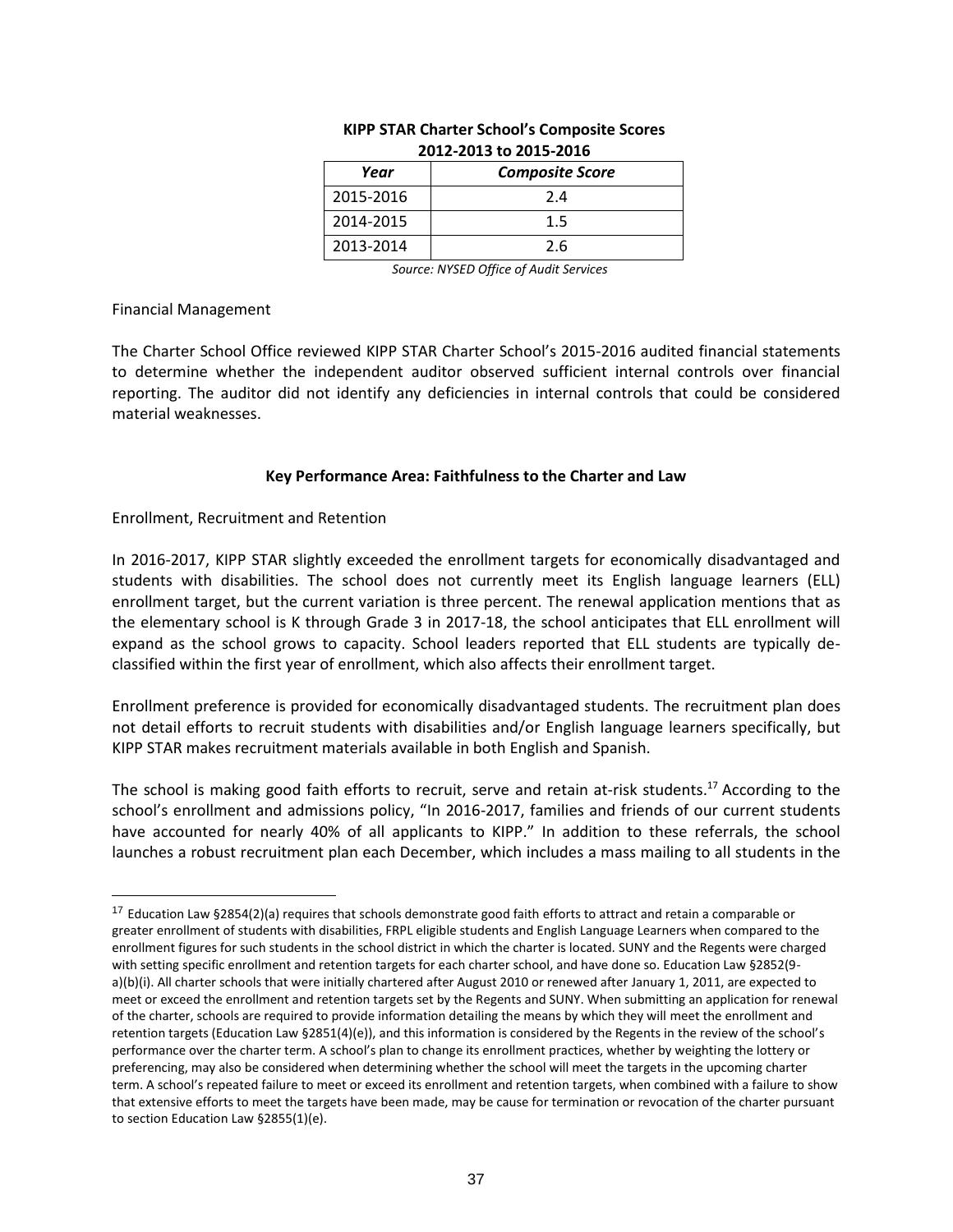**KIPP STAR Charter School's Composite Scores 2012-2013 to 2015-2016**

| *Year* | *Composite Score* |
|---|---|
| 2015-2016 | 2.4 |
| 2014-2015 | 1.5 |
| 2013-2014 | 2.6 |

*Source: NYSED Office of Audit Services*

Financial Management

The Charter School Office reviewed KIPP STAR Charter School's 2015-2016 audited financial statements to determine whether the independent auditor observed sufficient internal controls over financial reporting. The auditor did not identify any deficiencies in internal controls that could be considered material weaknesses.

**Key Performance Area: Faithfulness to the Charter and Law**

Enrollment, Recruitment and Retention

In 2016-2017, KIPP STAR slightly exceeded the enrollment targets for economically disadvantaged and students with disabilities. The school does not currently meet its English language learners (ELL) enrollment target, but the current variation is three percent. The renewal application mentions that as the elementary school is K through Grade 3 in 2017-18, the school anticipates that ELL enrollment will expand as the school grows to capacity. School leaders reported that ELL students are typically de-classified within the first year of enrollment, which also affects their enrollment target.

Enrollment preference is provided for economically disadvantaged students. The recruitment plan does not detail efforts to recruit students with disabilities and/or English language learners specifically, but KIPP STAR makes recruitment materials available in both English and Spanish.

The school is making good faith efforts to recruit, serve and retain at-risk students.[17] According to the school's enrollment and admissions policy, "In 2016-2017, families and friends of our current students have accounted for nearly 40% of all applicants to KIPP." In addition to these referrals, the school launches a robust recruitment plan each December, which includes a mass mailing to all students in the

---

[17] Education Law §2854(2)(a) requires that schools demonstrate good faith efforts to attract and retain a comparable or greater enrollment of students with disabilities, FRPL eligible students and English Language Learners when compared to the enrollment figures for such students in the school district in which the charter is located. SUNY and the Regents were charged with setting specific enrollment and retention targets for each charter school, and have done so. Education Law §2852(9-a)(b)(i). All charter schools that were initially chartered after August 2010 or renewed after January 1, 2011, are expected to meet or exceed the enrollment and retention targets set by the Regents and SUNY. When submitting an application for renewal of the charter, schools are required to provide information detailing the means by which they will meet the enrollment and retention targets (Education Law §2851(4)(e)), and this information is considered by the Regents in the review of the school's performance over the charter term. A school's plan to change its enrollment practices, whether by weighting the lottery or preferencing, may also be considered when determining whether the school will meet the targets in the upcoming charter term. A school's repeated failure to meet or exceed its enrollment and retention targets, when combined with a failure to show that extensive efforts to meet the targets have been made, may be cause for termination or revocation of the charter pursuant to section Education Law §2855(1)(e).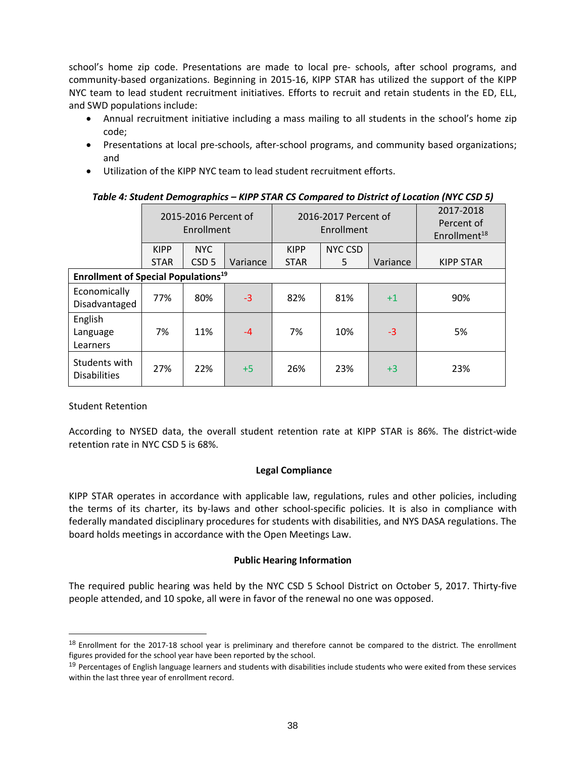school's home zip code. Presentations are made to local pre- schools, after school programs, and community-based organizations. Beginning in 2015-16, KIPP STAR has utilized the support of the KIPP NYC team to lead student recruitment initiatives. Efforts to recruit and retain students in the ED, ELL, and SWD populations include:

- Annual recruitment initiative including a mass mailing to all students in the school's home zip code;
- Presentations at local pre-schools, after-school programs, and community based organizations; and
- Utilization of the KIPP NYC team to lead student recruitment efforts.

***Table 4: Student Demographics – KIPP STAR CS Compared to District of Location (NYC CSD 5)***

| | 2015-2016 Percent of Enrollment | | | 2016-2017 Percent of Enrollment | | | 2017-2018 Percent of Enrollment[18] |
|---|---|---|---|---|---|---|---|
| | KIPP STAR | NYC CSD 5 | Variance | KIPP STAR | NYC CSD 5 | Variance | KIPP STAR |
| **Enrollment of Special Populations[19]** | | | | | | | |
| Economically Disadvantaged | 77% | 80% | -3 | 82% | 81% | +1 | 90% |
| English Language Learners | 7% | 11% | -4 | 7% | 10% | -3 | 5% |
| Students with Disabilities | 27% | 22% | +5 | 26% | 23% | +3 | 23% |

Student Retention

According to NYSED data, the overall student retention rate at KIPP STAR is 86%. The district-wide retention rate in NYC CSD 5 is 68%.

**Legal Compliance**

KIPP STAR operates in accordance with applicable law, regulations, rules and other policies, including the terms of its charter, its by-laws and other school-specific policies. It is also in compliance with federally mandated disciplinary procedures for students with disabilities, and NYS DASA regulations. The board holds meetings in accordance with the Open Meetings Law.

**Public Hearing Information**

The required public hearing was held by the NYC CSD 5 School District on October 5, 2017. Thirty-five people attended, and 10 spoke, all were in favor of the renewal no one was opposed.

---

[18] Enrollment for the 2017-18 school year is preliminary and therefore cannot be compared to the district. The enrollment figures provided for the school year have been reported by the school.

[19] Percentages of English language learners and students with disabilities include students who were exited from these services within the last three year of enrollment record.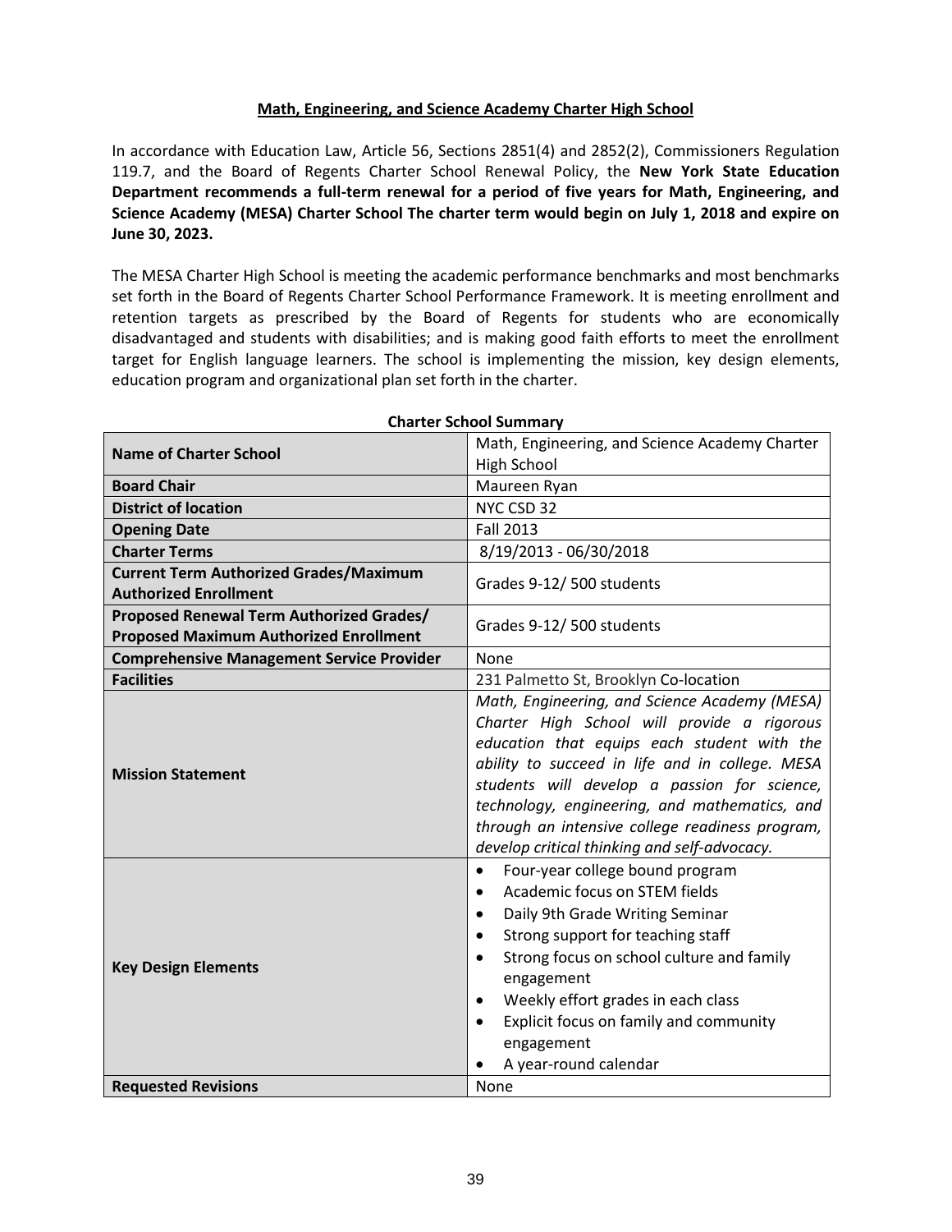## Math, Engineering, and Science Academy Charter High School

In accordance with Education Law, Article 56, Sections 2851(4) and 2852(2), Commissioners Regulation 119.7, and the Board of Regents Charter School Renewal Policy, the **New York State Education Department recommends a full-term renewal for a period of five years for Math, Engineering, and Science Academy (MESA) Charter School The charter term would begin on July 1, 2018 and expire on June 30, 2023.**

The MESA Charter High School is meeting the academic performance benchmarks and most benchmarks set forth in the Board of Regents Charter School Performance Framework. It is meeting enrollment and retention targets as prescribed by the Board of Regents for students who are economically disadvantaged and students with disabilities; and is making good faith efforts to meet the enrollment target for English language learners. The school is implementing the mission, key design elements, education program and organizational plan set forth in the charter.

**Charter School Summary**

| | |
|---|---|
| **Name of Charter School** | Math, Engineering, and Science Academy Charter High School |
| **Board Chair** | Maureen Ryan |
| **District of location** | NYC CSD 32 |
| **Opening Date** | Fall 2013 |
| **Charter Terms** | 8/19/2013 - 06/30/2018 |
| **Current Term Authorized Grades/Maximum Authorized Enrollment** | Grades 9-12/ 500 students |
| **Proposed Renewal Term Authorized Grades/ Proposed Maximum Authorized Enrollment** | Grades 9-12/ 500 students |
| **Comprehensive Management Service Provider** | None |
| **Facilities** | 231 Palmetto St, Brooklyn Co-location |
| **Mission Statement** | *Math, Engineering, and Science Academy (MESA) Charter High School will provide a rigorous education that equips each student with the ability to succeed in life and in college. MESA students will develop a passion for science, technology, engineering, and mathematics, and through an intensive college readiness program, develop critical thinking and self-advocacy.* |
| **Key Design Elements** | • Four-year college bound program<br>• Academic focus on STEM fields<br>• Daily 9th Grade Writing Seminar<br>• Strong support for teaching staff<br>• Strong focus on school culture and family engagement<br>• Weekly effort grades in each class<br>• Explicit focus on family and community engagement<br>• A year-round calendar |
| **Requested Revisions** | None |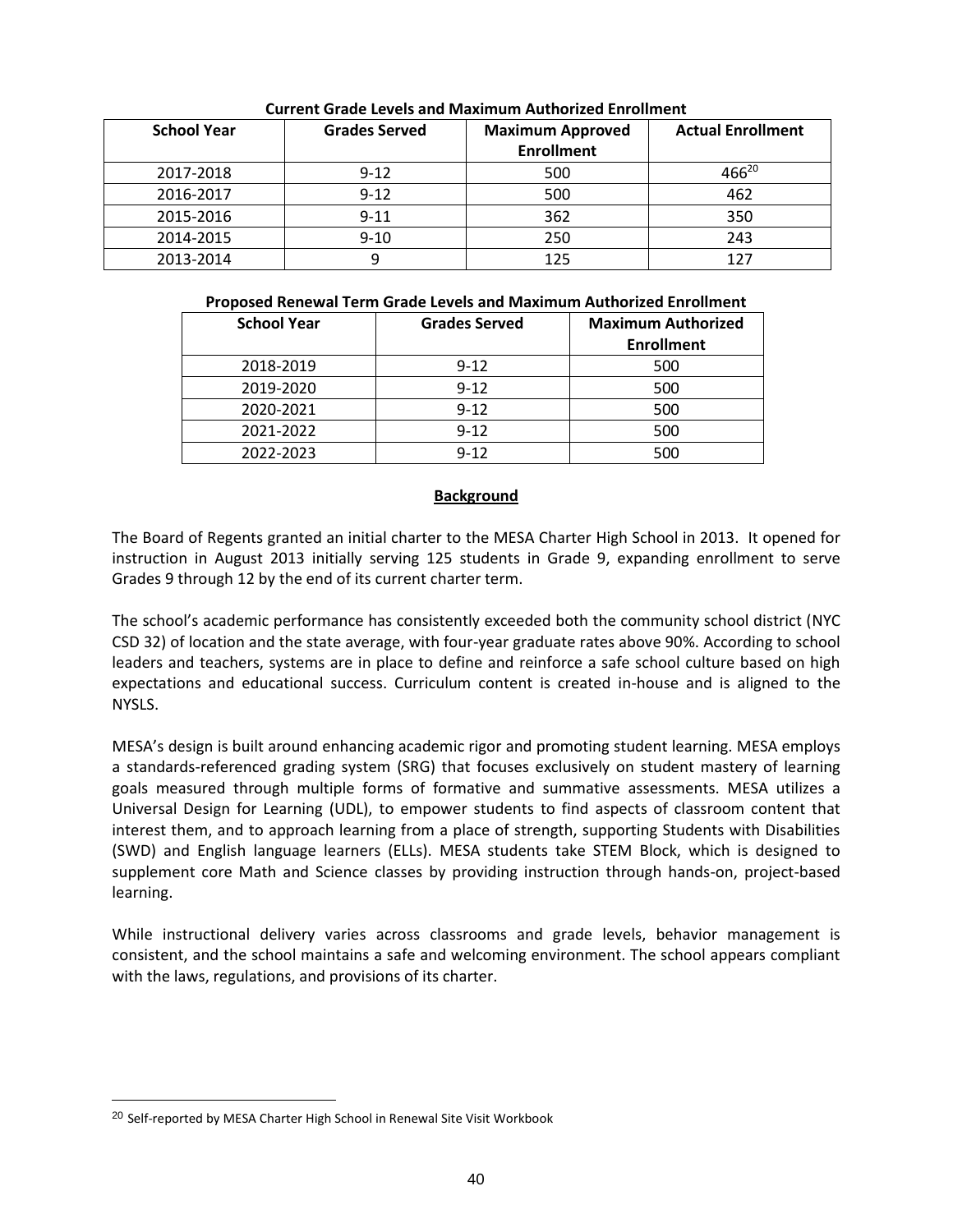**Current Grade Levels and Maximum Authorized Enrollment**

| School Year | Grades Served | Maximum Approved Enrollment | Actual Enrollment |
|---|---|---|---|
| 2017-2018 | 9-12 | 500 | 466[20] |
| 2016-2017 | 9-12 | 500 | 462 |
| 2015-2016 | 9-11 | 362 | 350 |
| 2014-2015 | 9-10 | 250 | 243 |
| 2013-2014 | 9 | 125 | 127 |

**Proposed Renewal Term Grade Levels and Maximum Authorized Enrollment**

| School Year | Grades Served | Maximum Authorized Enrollment |
|---|---|---|
| 2018-2019 | 9-12 | 500 |
| 2019-2020 | 9-12 | 500 |
| 2020-2021 | 9-12 | 500 |
| 2021-2022 | 9-12 | 500 |
| 2022-2023 | 9-12 | 500 |

## Background

The Board of Regents granted an initial charter to the MESA Charter High School in 2013. It opened for instruction in August 2013 initially serving 125 students in Grade 9, expanding enrollment to serve Grades 9 through 12 by the end of its current charter term.

The school's academic performance has consistently exceeded both the community school district (NYC CSD 32) of location and the state average, with four-year graduate rates above 90%. According to school leaders and teachers, systems are in place to define and reinforce a safe school culture based on high expectations and educational success. Curriculum content is created in-house and is aligned to the NYSLS.

MESA's design is built around enhancing academic rigor and promoting student learning. MESA employs a standards-referenced grading system (SRG) that focuses exclusively on student mastery of learning goals measured through multiple forms of formative and summative assessments. MESA utilizes a Universal Design for Learning (UDL), to empower students to find aspects of classroom content that interest them, and to approach learning from a place of strength, supporting Students with Disabilities (SWD) and English language learners (ELLs). MESA students take STEM Block, which is designed to supplement core Math and Science classes by providing instruction through hands-on, project-based learning.

While instructional delivery varies across classrooms and grade levels, behavior management is consistent, and the school maintains a safe and welcoming environment. The school appears compliant with the laws, regulations, and provisions of its charter.

[20] Self-reported by MESA Charter High School in Renewal Site Visit Workbook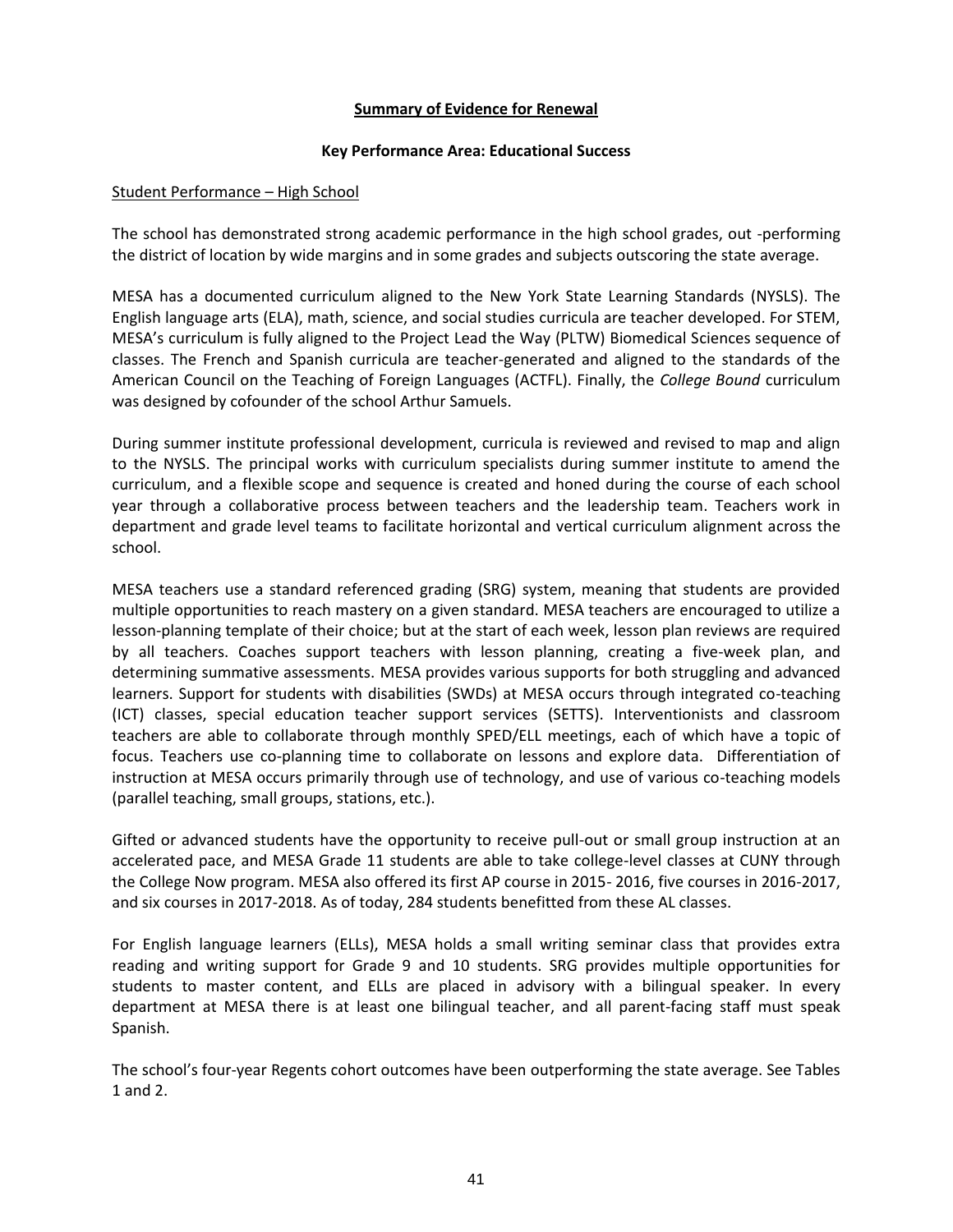## Summary of Evidence for Renewal

### Key Performance Area: Educational Success

Student Performance – High School

The school has demonstrated strong academic performance in the high school grades, out -performing the district of location by wide margins and in some grades and subjects outscoring the state average.

MESA has a documented curriculum aligned to the New York State Learning Standards (NYSLS). The English language arts (ELA), math, science, and social studies curricula are teacher developed. For STEM, MESA's curriculum is fully aligned to the Project Lead the Way (PLTW) Biomedical Sciences sequence of classes. The French and Spanish curricula are teacher-generated and aligned to the standards of the American Council on the Teaching of Foreign Languages (ACTFL). Finally, the *College Bound* curriculum was designed by cofounder of the school Arthur Samuels.

During summer institute professional development, curricula is reviewed and revised to map and align to the NYSLS. The principal works with curriculum specialists during summer institute to amend the curriculum, and a flexible scope and sequence is created and honed during the course of each school year through a collaborative process between teachers and the leadership team. Teachers work in department and grade level teams to facilitate horizontal and vertical curriculum alignment across the school.

MESA teachers use a standard referenced grading (SRG) system, meaning that students are provided multiple opportunities to reach mastery on a given standard. MESA teachers are encouraged to utilize a lesson-planning template of their choice; but at the start of each week, lesson plan reviews are required by all teachers. Coaches support teachers with lesson planning, creating a five-week plan, and determining summative assessments. MESA provides various supports for both struggling and advanced learners. Support for students with disabilities (SWDs) at MESA occurs through integrated co-teaching (ICT) classes, special education teacher support services (SETTS). Interventionists and classroom teachers are able to collaborate through monthly SPED/ELL meetings, each of which have a topic of focus. Teachers use co-planning time to collaborate on lessons and explore data. Differentiation of instruction at MESA occurs primarily through use of technology, and use of various co-teaching models (parallel teaching, small groups, stations, etc.).

Gifted or advanced students have the opportunity to receive pull-out or small group instruction at an accelerated pace, and MESA Grade 11 students are able to take college-level classes at CUNY through the College Now program. MESA also offered its first AP course in 2015- 2016, five courses in 2016-2017, and six courses in 2017-2018. As of today, 284 students benefitted from these AL classes.

For English language learners (ELLs), MESA holds a small writing seminar class that provides extra reading and writing support for Grade 9 and 10 students. SRG provides multiple opportunities for students to master content, and ELLs are placed in advisory with a bilingual speaker. In every department at MESA there is at least one bilingual teacher, and all parent-facing staff must speak Spanish.

The school's four-year Regents cohort outcomes have been outperforming the state average. See Tables 1 and 2.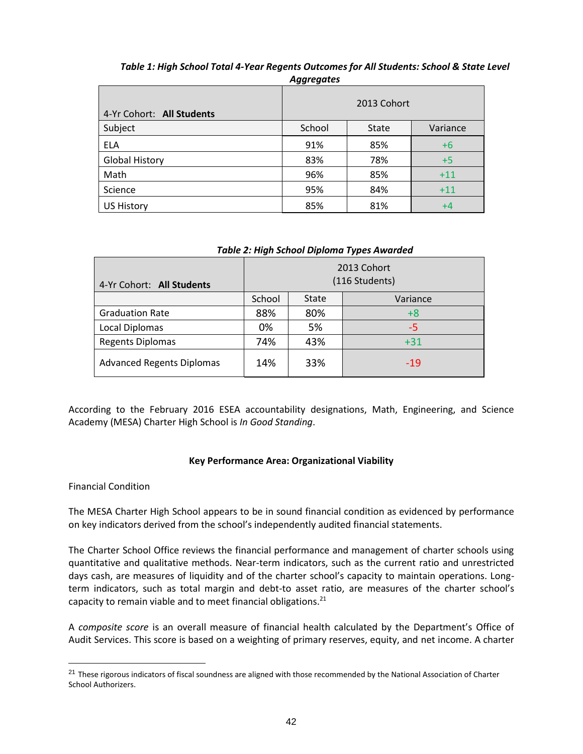*Table 1: High School Total 4-Year Regents Outcomes for All Students: School & State Level Aggregates*

| 4-Yr Cohort: **All Students** | 2013 Cohort | | |
|---|---|---|---|
| Subject | School | State | Variance |
| ELA | 91% | 85% | +6 |
| Global History | 83% | 78% | +5 |
| Math | 96% | 85% | +11 |
| Science | 95% | 84% | +11 |
| US History | 85% | 81% | +4 |

*Table 2: High School Diploma Types Awarded*

| 4-Yr Cohort: **All Students** | 2013 Cohort (116 Students) | | |
|---|---|---|---|
| | School | State | Variance |
| Graduation Rate | 88% | 80% | +8 |
| Local Diplomas | 0% | 5% | -5 |
| Regents Diplomas | 74% | 43% | +31 |
| Advanced Regents Diplomas | 14% | 33% | -19 |

According to the February 2016 ESEA accountability designations, Math, Engineering, and Science Academy (MESA) Charter High School is *In Good Standing*.

**Key Performance Area: Organizational Viability**

Financial Condition

The MESA Charter High School appears to be in sound financial condition as evidenced by performance on key indicators derived from the school's independently audited financial statements.

The Charter School Office reviews the financial performance and management of charter schools using quantitative and qualitative methods. Near-term indicators, such as the current ratio and unrestricted days cash, are measures of liquidity and of the charter school's capacity to maintain operations. Long-term indicators, such as total margin and debt-to asset ratio, are measures of the charter school's capacity to remain viable and to meet financial obligations.[21]

A *composite score* is an overall measure of financial health calculated by the Department's Office of Audit Services. This score is based on a weighting of primary reserves, equity, and net income. A charter

[21] These rigorous indicators of fiscal soundness are aligned with those recommended by the National Association of Charter School Authorizers.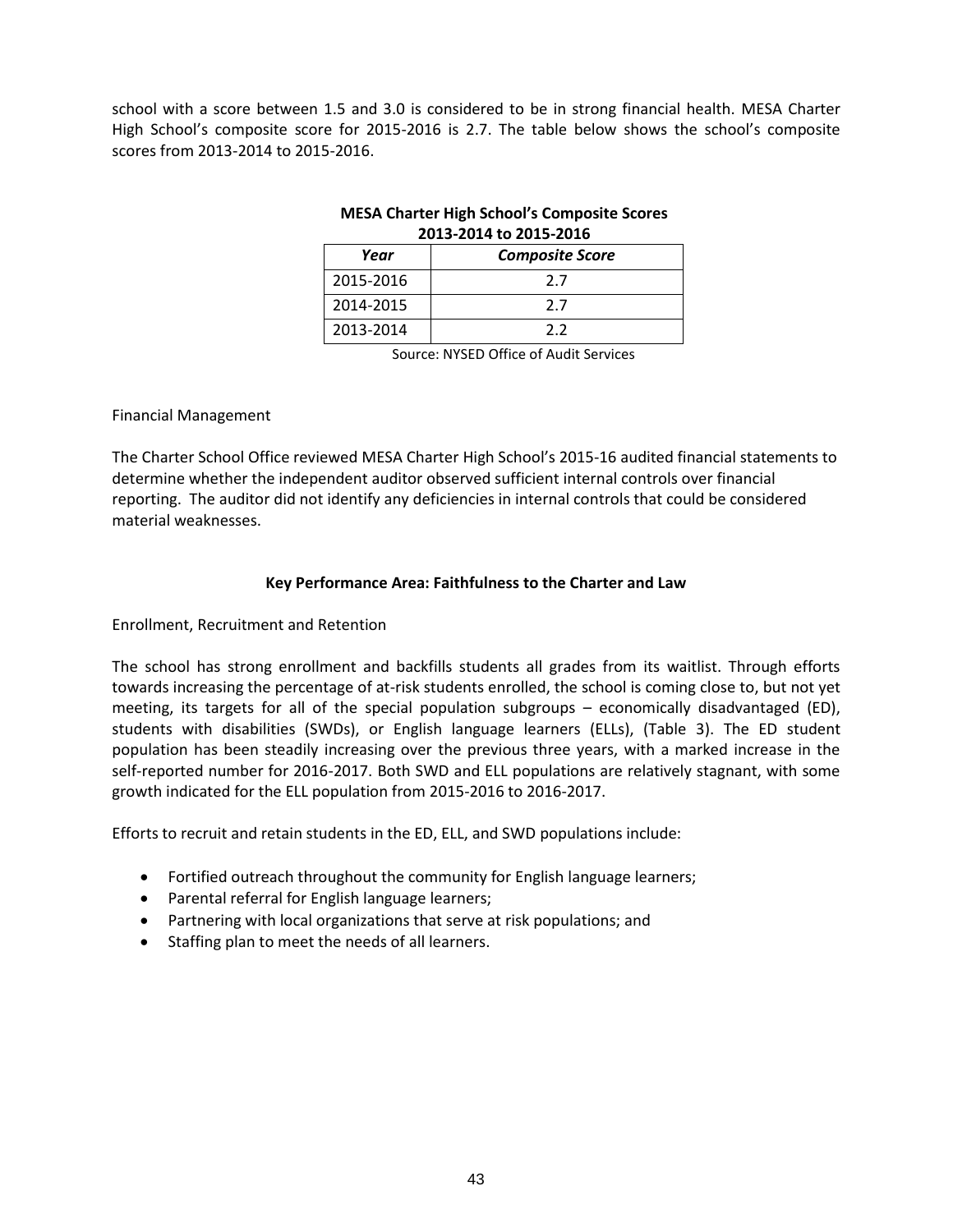school with a score between 1.5 and 3.0 is considered to be in strong financial health. MESA Charter High School's composite score for 2015-2016 is 2.7. The table below shows the school's composite scores from 2013-2014 to 2015-2016.

**MESA Charter High School's Composite Scores 2013-2014 to 2015-2016**

| *Year* | *Composite Score* |
|---|---|
| 2015-2016 | 2.7 |
| 2014-2015 | 2.7 |
| 2013-2014 | 2.2 |

Source: NYSED Office of Audit Services

Financial Management

The Charter School Office reviewed MESA Charter High School's 2015-16 audited financial statements to determine whether the independent auditor observed sufficient internal controls over financial reporting. The auditor did not identify any deficiencies in internal controls that could be considered material weaknesses.

### Key Performance Area: Faithfulness to the Charter and Law

Enrollment, Recruitment and Retention

The school has strong enrollment and backfills students all grades from its waitlist. Through efforts towards increasing the percentage of at-risk students enrolled, the school is coming close to, but not yet meeting, its targets for all of the special population subgroups – economically disadvantaged (ED), students with disabilities (SWDs), or English language learners (ELLs), (Table 3). The ED student population has been steadily increasing over the previous three years, with a marked increase in the self-reported number for 2016-2017. Both SWD and ELL populations are relatively stagnant, with some growth indicated for the ELL population from 2015-2016 to 2016-2017.

Efforts to recruit and retain students in the ED, ELL, and SWD populations include:

- Fortified outreach throughout the community for English language learners;
- Parental referral for English language learners;
- Partnering with local organizations that serve at risk populations; and
- Staffing plan to meet the needs of all learners.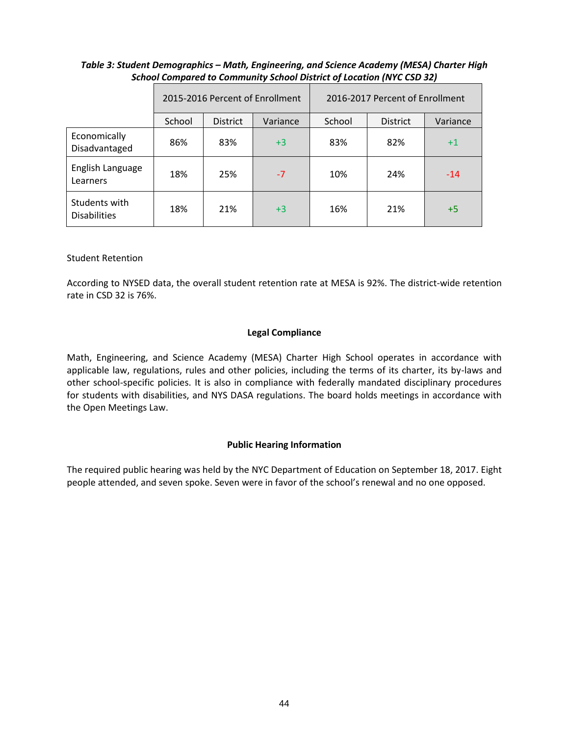***Table 3: Student Demographics – Math, Engineering, and Science Academy (MESA) Charter High School Compared to Community School District of Location (NYC CSD 32)***

| | 2015-2016 Percent of Enrollment | | | 2016-2017 Percent of Enrollment | | |
|---|---|---|---|---|---|---|
| | School | District | Variance | School | District | Variance |
| Economically Disadvantaged | 86% | 83% | +3 | 83% | 82% | +1 |
| English Language Learners | 18% | 25% | -7 | 10% | 24% | -14 |
| Students with Disabilities | 18% | 21% | +3 | 16% | 21% | +5 |

Student Retention

According to NYSED data, the overall student retention rate at MESA is 92%. The district-wide retention rate in CSD 32 is 76%.

**Legal Compliance**

Math, Engineering, and Science Academy (MESA) Charter High School operates in accordance with applicable law, regulations, rules and other policies, including the terms of its charter, its by-laws and other school-specific policies. It is also in compliance with federally mandated disciplinary procedures for students with disabilities, and NYS DASA regulations. The board holds meetings in accordance with the Open Meetings Law.

**Public Hearing Information**

The required public hearing was held by the NYC Department of Education on September 18, 2017. Eight people attended, and seven spoke. Seven were in favor of the school's renewal and no one opposed.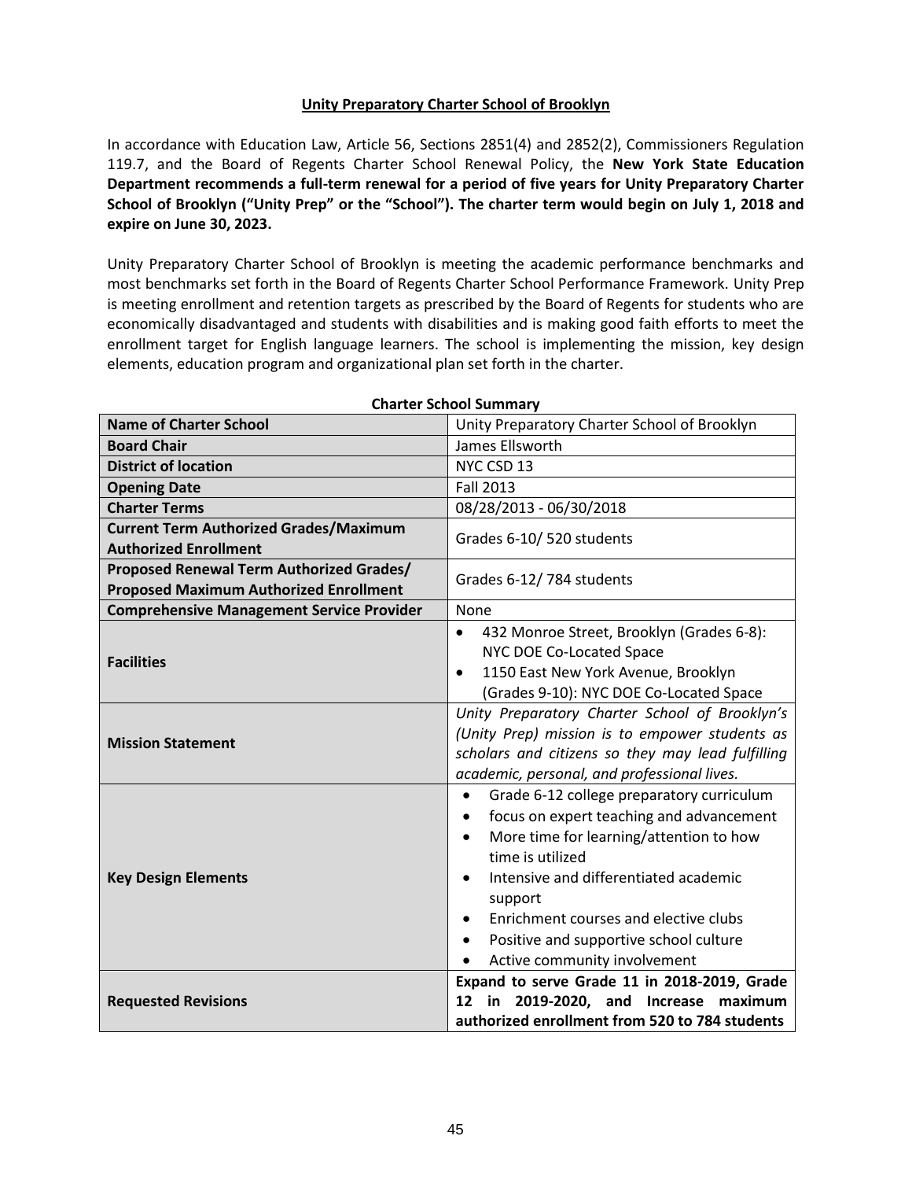**Unity Preparatory Charter School of Brooklyn**

In accordance with Education Law, Article 56, Sections 2851(4) and 2852(2), Commissioners Regulation 119.7, and the Board of Regents Charter School Renewal Policy, the **New York State Education Department recommends a full-term renewal for a period of five years for Unity Preparatory Charter School of Brooklyn ("Unity Prep" or the "School"). The charter term would begin on July 1, 2018 and expire on June 30, 2023.**

Unity Preparatory Charter School of Brooklyn is meeting the academic performance benchmarks and most benchmarks set forth in the Board of Regents Charter School Performance Framework. Unity Prep is meeting enrollment and retention targets as prescribed by the Board of Regents for students who are economically disadvantaged and students with disabilities and is making good faith efforts to meet the enrollment target for English language learners. The school is implementing the mission, key design elements, education program and organizational plan set forth in the charter.

**Charter School Summary**

| | |
|---|---|
| **Name of Charter School** | Unity Preparatory Charter School of Brooklyn |
| **Board Chair** | James Ellsworth |
| **District of location** | NYC CSD 13 |
| **Opening Date** | Fall 2013 |
| **Charter Terms** | 08/28/2013 - 06/30/2018 |
| **Current Term Authorized Grades/Maximum Authorized Enrollment** | Grades 6-10/ 520 students |
| **Proposed Renewal Term Authorized Grades/ Proposed Maximum Authorized Enrollment** | Grades 6-12/ 784 students |
| **Comprehensive Management Service Provider** | None |
| **Facilities** | • 432 Monroe Street, Brooklyn (Grades 6-8): NYC DOE Co-Located Space<br>• 1150 East New York Avenue, Brooklyn (Grades 9-10): NYC DOE Co-Located Space |
| **Mission Statement** | *Unity Preparatory Charter School of Brooklyn's (Unity Prep) mission is to empower students as scholars and citizens so they may lead fulfilling academic, personal, and professional lives.* |
| **Key Design Elements** | • Grade 6-12 college preparatory curriculum<br>• focus on expert teaching and advancement<br>• More time for learning/attention to how time is utilized<br>• Intensive and differentiated academic support<br>• Enrichment courses and elective clubs<br>• Positive and supportive school culture<br>• Active community involvement |
| **Requested Revisions** | **Expand to serve Grade 11 in 2018-2019, Grade 12 in 2019-2020, and Increase maximum authorized enrollment from 520 to 784 students** |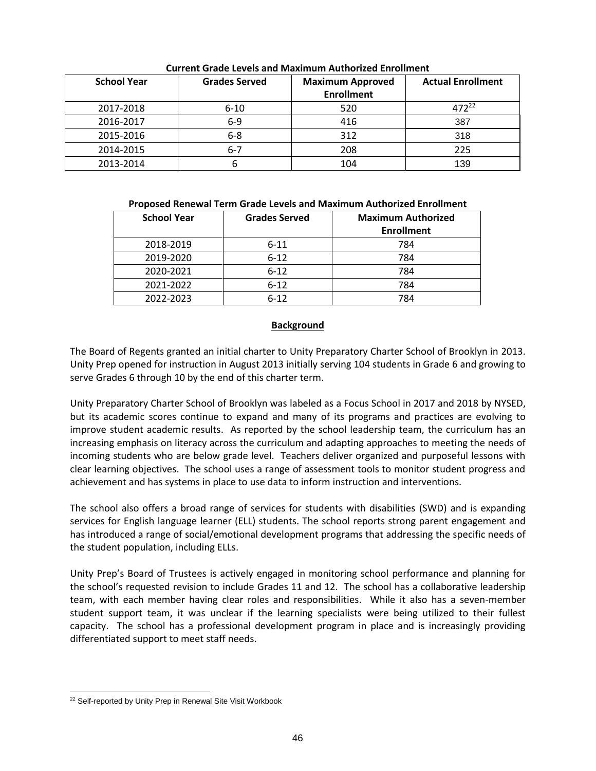**Current Grade Levels and Maximum Authorized Enrollment**

| School Year | Grades Served | Maximum Approved Enrollment | Actual Enrollment |
|---|---|---|---|
| 2017-2018 | 6-10 | 520 | 472[22] |
| 2016-2017 | 6-9 | 416 | 387 |
| 2015-2016 | 6-8 | 312 | 318 |
| 2014-2015 | 6-7 | 208 | 225 |
| 2013-2014 | 6 | 104 | 139 |

**Proposed Renewal Term Grade Levels and Maximum Authorized Enrollment**

| School Year | Grades Served | Maximum Authorized Enrollment |
|---|---|---|
| 2018-2019 | 6-11 | 784 |
| 2019-2020 | 6-12 | 784 |
| 2020-2021 | 6-12 | 784 |
| 2021-2022 | 6-12 | 784 |
| 2022-2023 | 6-12 | 784 |

## Background

The Board of Regents granted an initial charter to Unity Preparatory Charter School of Brooklyn in 2013. Unity Prep opened for instruction in August 2013 initially serving 104 students in Grade 6 and growing to serve Grades 6 through 10 by the end of this charter term.

Unity Preparatory Charter School of Brooklyn was labeled as a Focus School in 2017 and 2018 by NYSED, but its academic scores continue to expand and many of its programs and practices are evolving to improve student academic results. As reported by the school leadership team, the curriculum has an increasing emphasis on literacy across the curriculum and adapting approaches to meeting the needs of incoming students who are below grade level. Teachers deliver organized and purposeful lessons with clear learning objectives. The school uses a range of assessment tools to monitor student progress and achievement and has systems in place to use data to inform instruction and interventions.

The school also offers a broad range of services for students with disabilities (SWD) and is expanding services for English language learner (ELL) students. The school reports strong parent engagement and has introduced a range of social/emotional development programs that addressing the specific needs of the student population, including ELLs.

Unity Prep's Board of Trustees is actively engaged in monitoring school performance and planning for the school's requested revision to include Grades 11 and 12. The school has a collaborative leadership team, with each member having clear roles and responsibilities. While it also has a seven-member student support team, it was unclear if the learning specialists were being utilized to their fullest capacity. The school has a professional development program in place and is increasingly providing differentiated support to meet staff needs.

[22] Self-reported by Unity Prep in Renewal Site Visit Workbook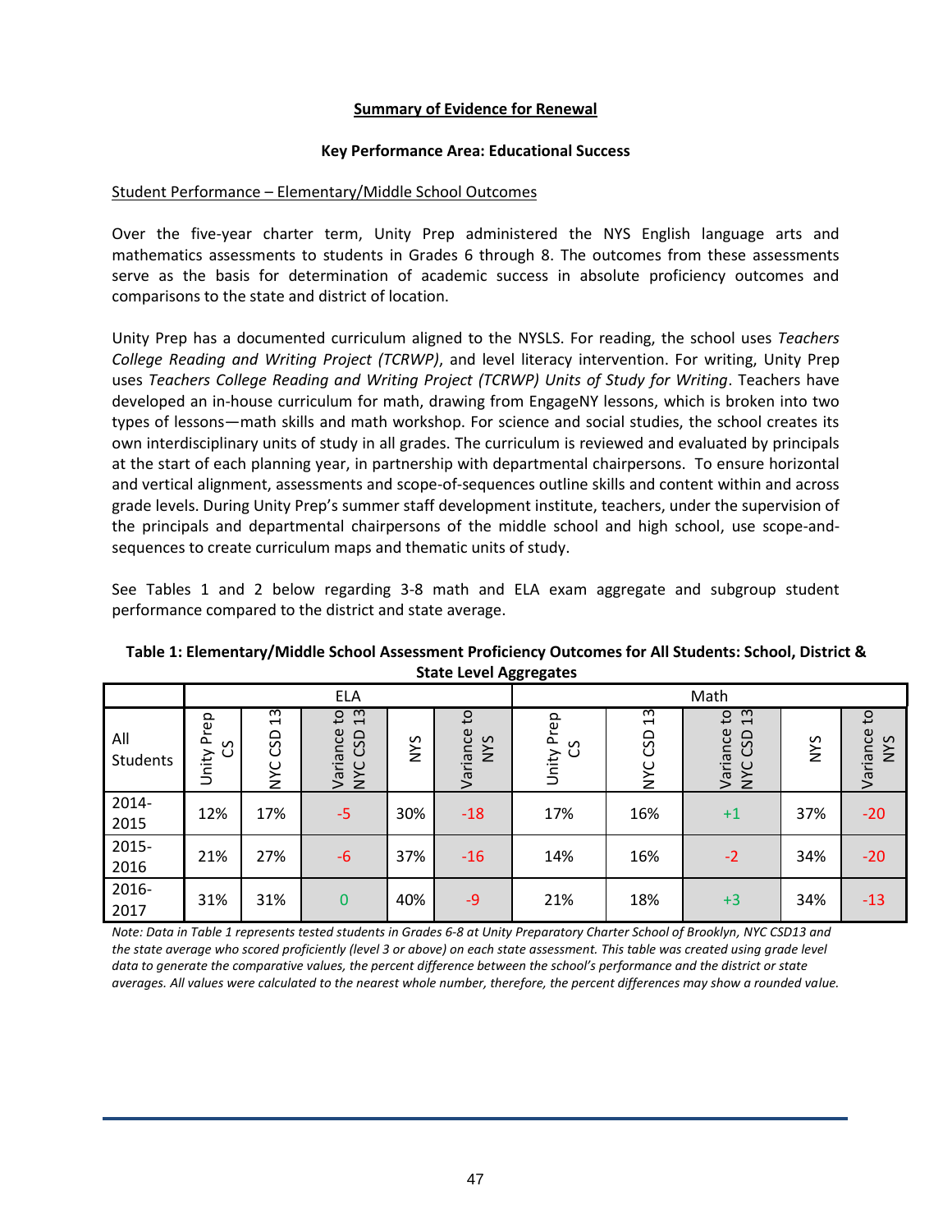**Summary of Evidence for Renewal**

**Key Performance Area: Educational Success**

Student Performance – Elementary/Middle School Outcomes

Over the five-year charter term, Unity Prep administered the NYS English language arts and mathematics assessments to students in Grades 6 through 8. The outcomes from these assessments serve as the basis for determination of academic success in absolute proficiency outcomes and comparisons to the state and district of location.

Unity Prep has a documented curriculum aligned to the NYSLS. For reading, the school uses *Teachers College Reading and Writing Project (TCRWP)*, and level literacy intervention. For writing, Unity Prep uses *Teachers College Reading and Writing Project (TCRWP) Units of Study for Writing*. Teachers have developed an in-house curriculum for math, drawing from EngageNY lessons, which is broken into two types of lessons—math skills and math workshop. For science and social studies, the school creates its own interdisciplinary units of study in all grades. The curriculum is reviewed and evaluated by principals at the start of each planning year, in partnership with departmental chairpersons. To ensure horizontal and vertical alignment, assessments and scope-of-sequences outline skills and content within and across grade levels. During Unity Prep's summer staff development institute, teachers, under the supervision of the principals and departmental chairpersons of the middle school and high school, use scope-and-sequences to create curriculum maps and thematic units of study.

See Tables 1 and 2 below regarding 3-8 math and ELA exam aggregate and subgroup student performance compared to the district and state average.

**Table 1: Elementary/Middle School Assessment Proficiency Outcomes for All Students: School, District & State Level Aggregates**

| | ELA | | | | | Math | | | | |
|---|---|---|---|---|---|---|---|---|---|---|
| All Students | Unity Prep CS | NYC CSD 13 | Variance to NYC CSD 13 | NYS | Variance to NYS | Unity Prep CS | NYC CSD 13 | Variance to NYC CSD 13 | NYS | Variance to NYS |
| 2014-2015 | 12% | 17% | -5 | 30% | -18 | 17% | 16% | +1 | 37% | -20 |
| 2015-2016 | 21% | 27% | -6 | 37% | -16 | 14% | 16% | -2 | 34% | -20 |
| 2016-2017 | 31% | 31% | 0 | 40% | -9 | 21% | 18% | +3 | 34% | -13 |

*Note: Data in Table 1 represents tested students in Grades 6-8 at Unity Preparatory Charter School of Brooklyn, NYC CSD13 and the state average who scored proficiently (level 3 or above) on each state assessment. This table was created using grade level data to generate the comparative values, the percent difference between the school's performance and the district or state averages. All values were calculated to the nearest whole number, therefore, the percent differences may show a rounded value.*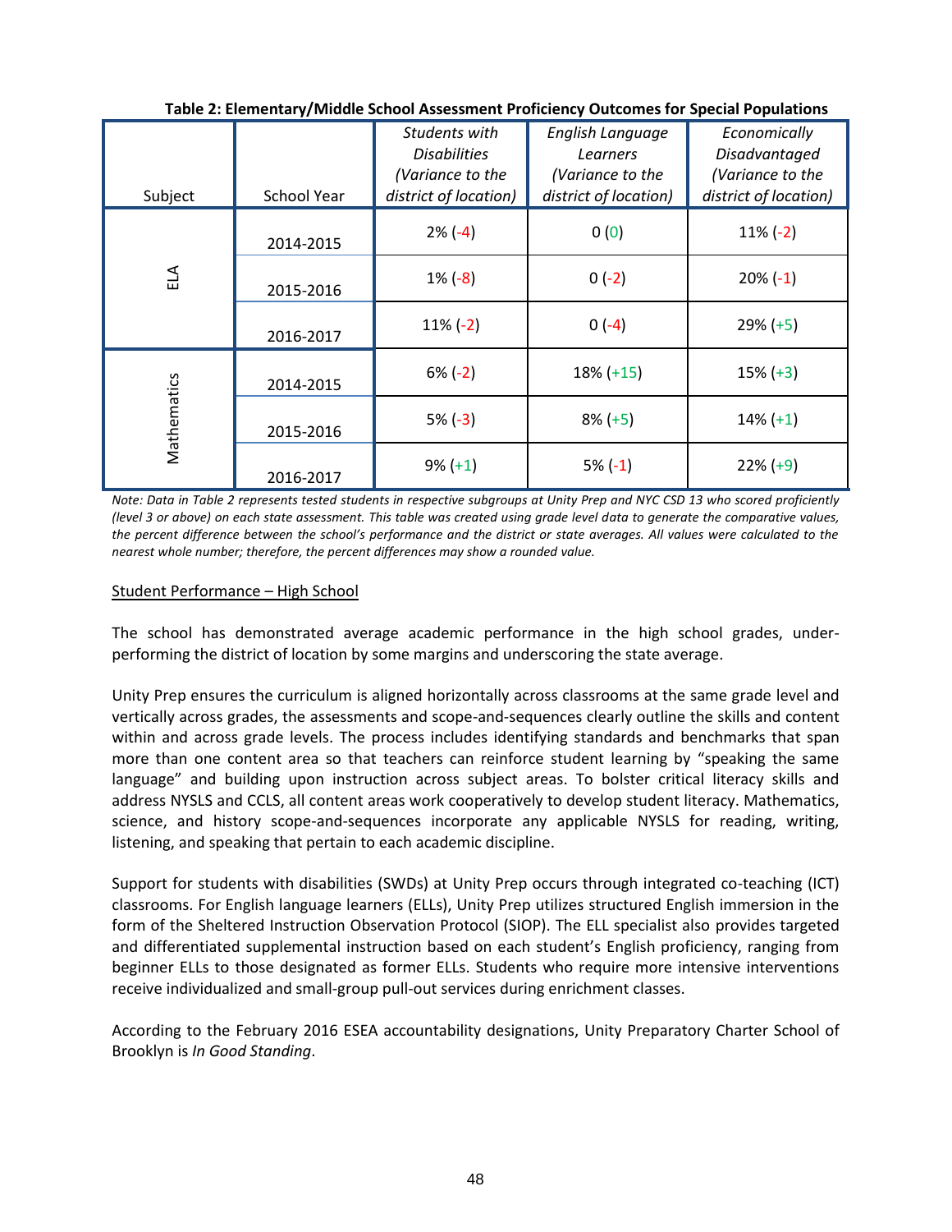**Table 2: Elementary/Middle School Assessment Proficiency Outcomes for Special Populations**

| Subject | School Year | *Students with Disabilities (Variance to the district of location)* | *English Language Learners (Variance to the district of location)* | *Economically Disadvantaged (Variance to the district of location)* |
|---|---|---|---|---|
| ELA | 2014-2015 | 2% (-4) | 0 (0) | 11% (-2) |
| | 2015-2016 | 1% (-8) | 0 (-2) | 20% (-1) |
| | 2016-2017 | 11% (-2) | 0 (-4) | 29% (+5) |
| Mathematics | 2014-2015 | 6% (-2) | 18% (+15) | 15% (+3) |
| | 2015-2016 | 5% (-3) | 8% (+5) | 14% (+1) |
| | 2016-2017 | 9% (+1) | 5% (-1) | 22% (+9) |

*Note: Data in Table 2 represents tested students in respective subgroups at Unity Prep and NYC CSD 13 who scored proficiently (level 3 or above) on each state assessment. This table was created using grade level data to generate the comparative values, the percent difference between the school's performance and the district or state averages. All values were calculated to the nearest whole number; therefore, the percent differences may show a rounded value.*

<u>Student Performance – High School</u>

The school has demonstrated average academic performance in the high school grades, under-performing the district of location by some margins and underscoring the state average.

Unity Prep ensures the curriculum is aligned horizontally across classrooms at the same grade level and vertically across grades, the assessments and scope-and-sequences clearly outline the skills and content within and across grade levels. The process includes identifying standards and benchmarks that span more than one content area so that teachers can reinforce student learning by "speaking the same language" and building upon instruction across subject areas. To bolster critical literacy skills and address NYSLS and CCLS, all content areas work cooperatively to develop student literacy. Mathematics, science, and history scope-and-sequences incorporate any applicable NYSLS for reading, writing, listening, and speaking that pertain to each academic discipline.

Support for students with disabilities (SWDs) at Unity Prep occurs through integrated co-teaching (ICT) classrooms. For English language learners (ELLs), Unity Prep utilizes structured English immersion in the form of the Sheltered Instruction Observation Protocol (SIOP). The ELL specialist also provides targeted and differentiated supplemental instruction based on each student's English proficiency, ranging from beginner ELLs to those designated as former ELLs. Students who require more intensive interventions receive individualized and small-group pull-out services during enrichment classes.

According to the February 2016 ESEA accountability designations, Unity Preparatory Charter School of Brooklyn is *In Good Standing*.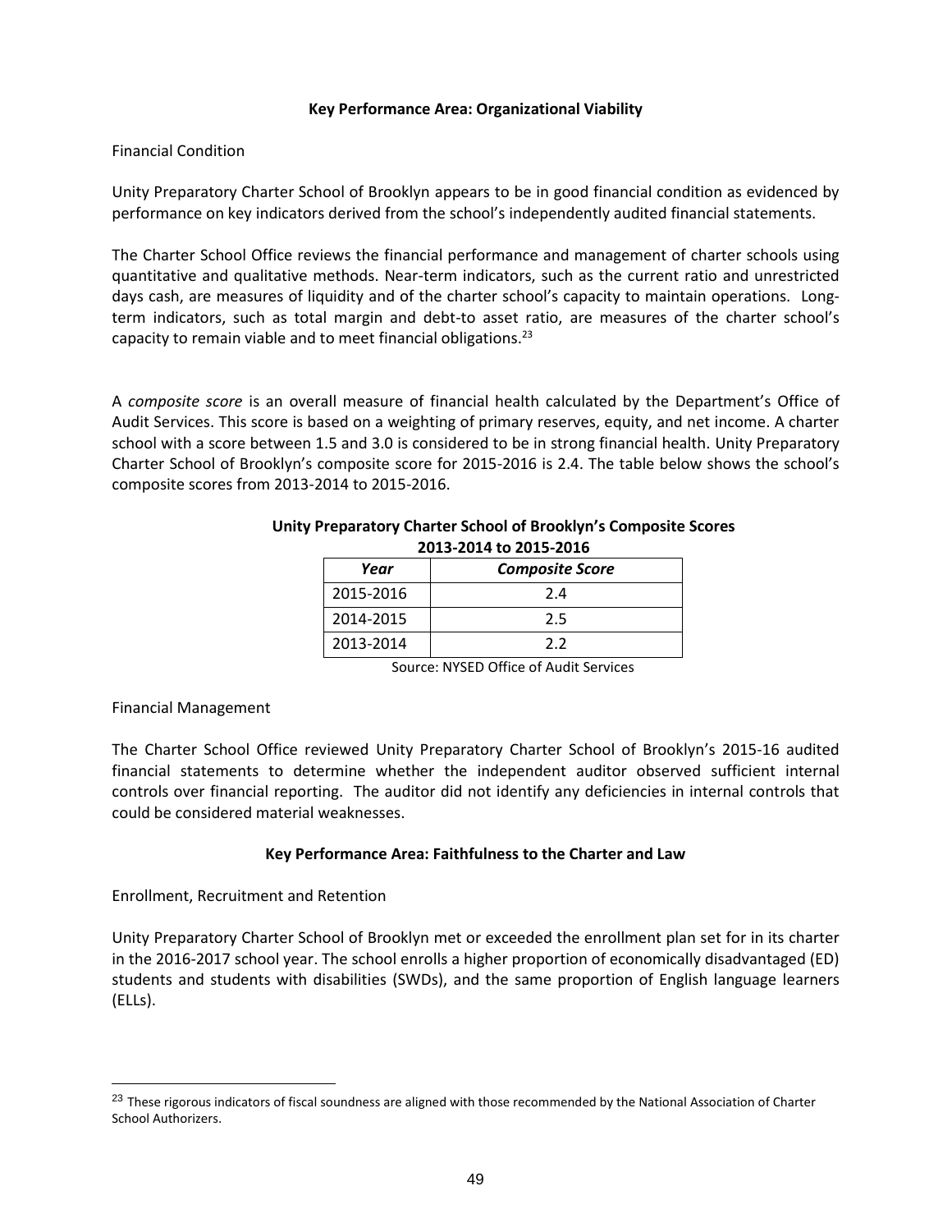## Key Performance Area: Organizational Viability

Financial Condition

Unity Preparatory Charter School of Brooklyn appears to be in good financial condition as evidenced by performance on key indicators derived from the school's independently audited financial statements.

The Charter School Office reviews the financial performance and management of charter schools using quantitative and qualitative methods. Near-term indicators, such as the current ratio and unrestricted days cash, are measures of liquidity and of the charter school's capacity to maintain operations. Long-term indicators, such as total margin and debt-to asset ratio, are measures of the charter school's capacity to remain viable and to meet financial obligations.[23]

A *composite score* is an overall measure of financial health calculated by the Department's Office of Audit Services. This score is based on a weighting of primary reserves, equity, and net income. A charter school with a score between 1.5 and 3.0 is considered to be in strong financial health. Unity Preparatory Charter School of Brooklyn's composite score for 2015-2016 is 2.4. The table below shows the school's composite scores from 2013-2014 to 2015-2016.

**Unity Preparatory Charter School of Brooklyn's Composite Scores 2013-2014 to 2015-2016**

| *Year* | *Composite Score* |
|---|---|
| 2015-2016 | 2.4 |
| 2014-2015 | 2.5 |
| 2013-2014 | 2.2 |

Source: NYSED Office of Audit Services

Financial Management

The Charter School Office reviewed Unity Preparatory Charter School of Brooklyn's 2015-16 audited financial statements to determine whether the independent auditor observed sufficient internal controls over financial reporting. The auditor did not identify any deficiencies in internal controls that could be considered material weaknesses.

## Key Performance Area: Faithfulness to the Charter and Law

Enrollment, Recruitment and Retention

Unity Preparatory Charter School of Brooklyn met or exceeded the enrollment plan set for in its charter in the 2016-2017 school year. The school enrolls a higher proportion of economically disadvantaged (ED) students and students with disabilities (SWDs), and the same proportion of English language learners (ELLs).

---

[23] These rigorous indicators of fiscal soundness are aligned with those recommended by the National Association of Charter School Authorizers.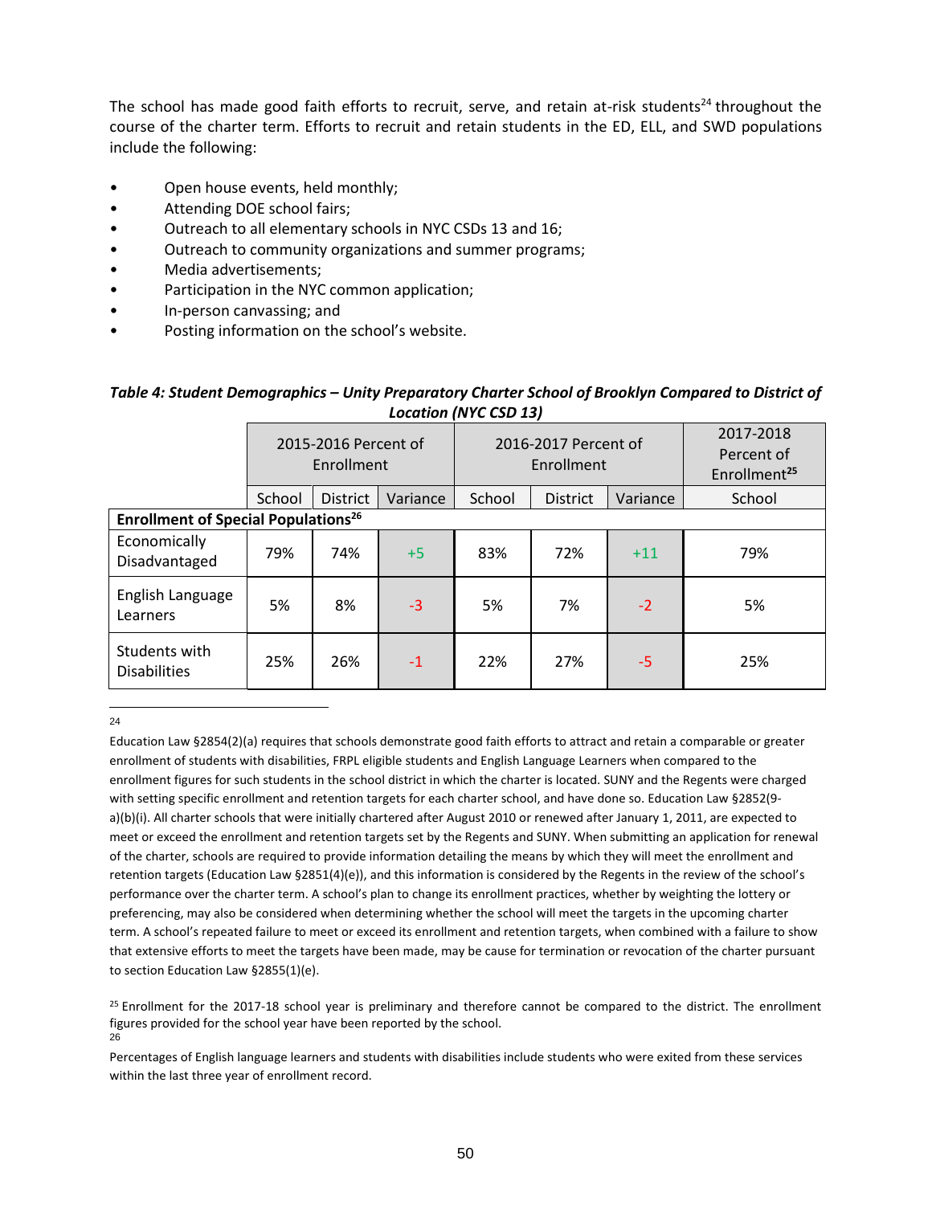The school has made good faith efforts to recruit, serve, and retain at-risk students[24] throughout the course of the charter term. Efforts to recruit and retain students in the ED, ELL, and SWD populations include the following:

- Open house events, held monthly;
- Attending DOE school fairs;
- Outreach to all elementary schools in NYC CSDs 13 and 16;
- Outreach to community organizations and summer programs;
- Media advertisements;
- Participation in the NYC common application;
- In-person canvassing; and
- Posting information on the school's website.

***Table 4: Student Demographics – Unity Preparatory Charter School of Brooklyn Compared to District of Location (NYC CSD 13)***

| | 2015-2016 Percent of Enrollment | | | 2016-2017 Percent of Enrollment | | | 2017-2018 Percent of Enrollment[25] |
|---|---|---|---|---|---|---|---|
| | School | District | Variance | School | District | Variance | School |
| **Enrollment of Special Populations[26]** | | | | | | | |
| Economically Disadvantaged | 79% | 74% | +5 | 83% | 72% | +11 | 79% |
| English Language Learners | 5% | 8% | -3 | 5% | 7% | -2 | 5% |
| Students with Disabilities | 25% | 26% | -1 | 22% | 27% | -5 | 25% |

---

[24] Education Law §2854(2)(a) requires that schools demonstrate good faith efforts to attract and retain a comparable or greater enrollment of students with disabilities, FRPL eligible students and English Language Learners when compared to the enrollment figures for such students in the school district in which the charter is located. SUNY and the Regents were charged with setting specific enrollment and retention targets for each charter school, and have done so. Education Law §2852(9-a)(b)(i). All charter schools that were initially chartered after August 2010 or renewed after January 1, 2011, are expected to meet or exceed the enrollment and retention targets set by the Regents and SUNY. When submitting an application for renewal of the charter, schools are required to provide information detailing the means by which they will meet the enrollment and retention targets (Education Law §2851(4)(e)), and this information is considered by the Regents in the review of the school's performance over the charter term. A school's plan to change its enrollment practices, whether by weighting the lottery or preferencing, may also be considered when determining whether the school will meet the targets in the upcoming charter term. A school's repeated failure to meet or exceed its enrollment and retention targets, when combined with a failure to show that extensive efforts to meet the targets have been made, may be cause for termination or revocation of the charter pursuant to section Education Law §2855(1)(e).

[25] Enrollment for the 2017-18 school year is preliminary and therefore cannot be compared to the district. The enrollment figures provided for the school year have been reported by the school.

[26] Percentages of English language learners and students with disabilities include students who were exited from these services within the last three year of enrollment record.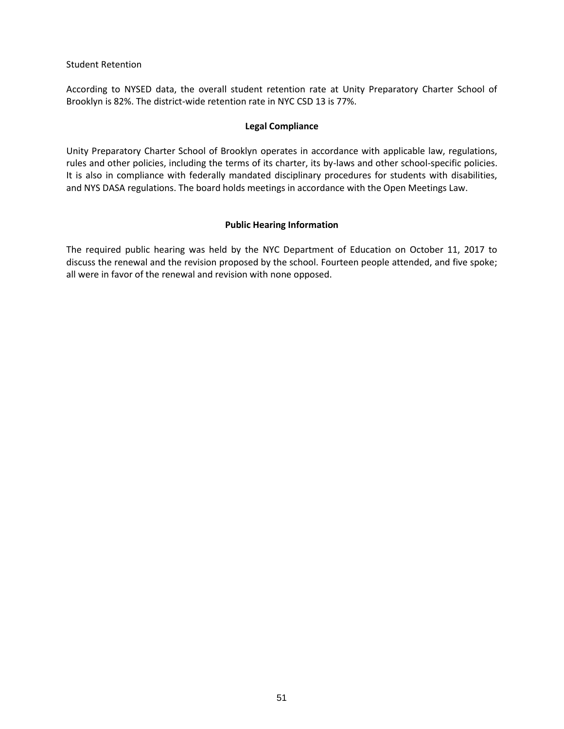Student Retention

According to NYSED data, the overall student retention rate at Unity Preparatory Charter School of Brooklyn is 82%. The district-wide retention rate in NYC CSD 13 is 77%.

## Legal Compliance

Unity Preparatory Charter School of Brooklyn operates in accordance with applicable law, regulations, rules and other policies, including the terms of its charter, its by-laws and other school-specific policies. It is also in compliance with federally mandated disciplinary procedures for students with disabilities, and NYS DASA regulations. The board holds meetings in accordance with the Open Meetings Law.

## Public Hearing Information

The required public hearing was held by the NYC Department of Education on October 11, 2017 to discuss the renewal and the revision proposed by the school. Fourteen people attended, and five spoke; all were in favor of the renewal and revision with none opposed.